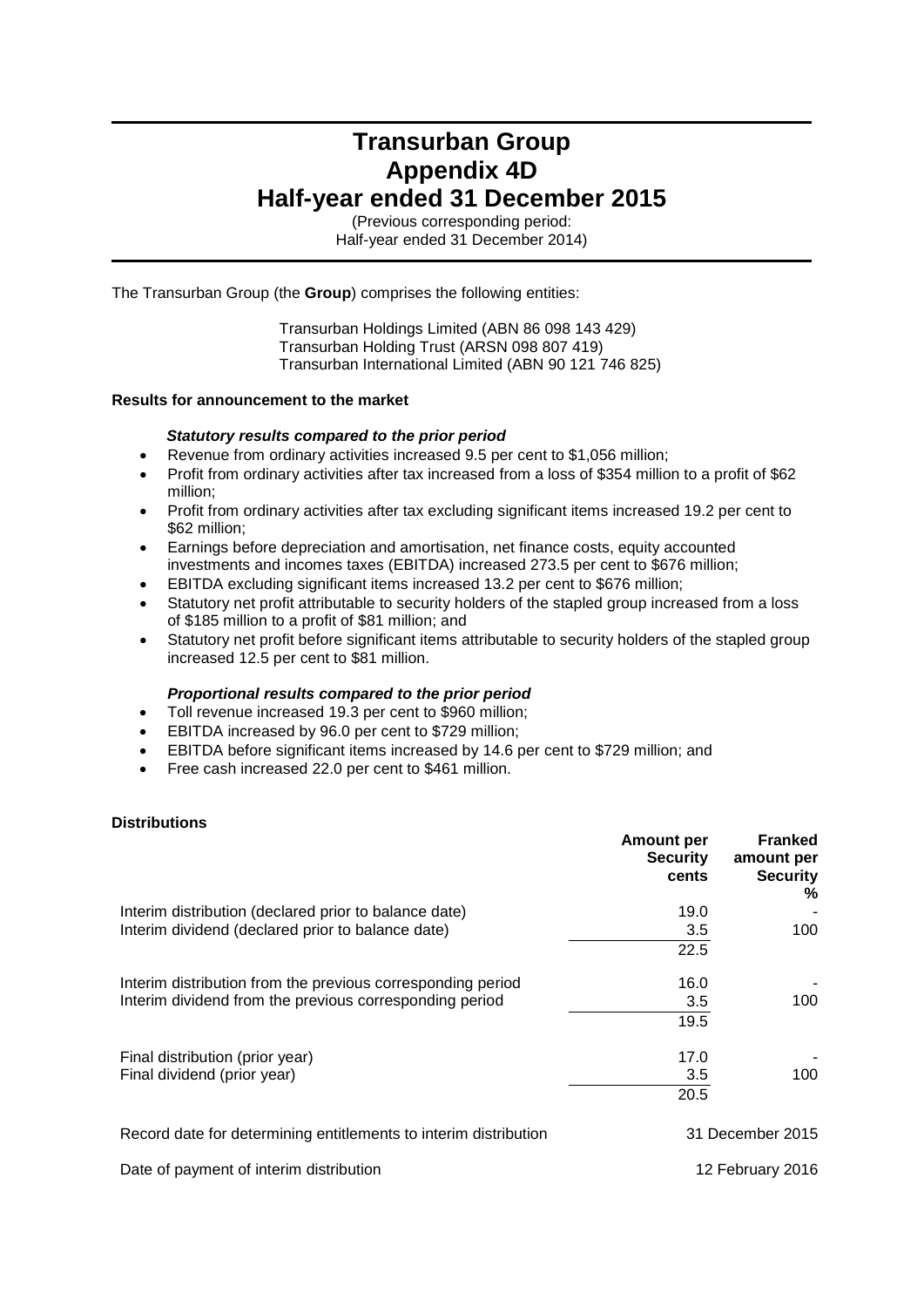# Transurban Group
# Appendix 4D
# Half-year ended 31 December 2015

(Previous corresponding period:
Half-year ended 31 December 2014)

The Transurban Group (the **Group**) comprises the following entities:

Transurban Holdings Limited (ABN 86 098 143 429)
Transurban Holding Trust (ARSN 098 807 419)
Transurban International Limited (ABN 90 121 746 825)

**Results for announcement to the market**

***Statutory results compared to the prior period***

- Revenue from ordinary activities increased 9.5 per cent to $1,056 million;
- Profit from ordinary activities after tax increased from a loss of $354 million to a profit of $62 million;
- Profit from ordinary activities after tax excluding significant items increased 19.2 per cent to $62 million;
- Earnings before depreciation and amortisation, net finance costs, equity accounted investments and incomes taxes (EBITDA) increased 273.5 per cent to $676 million;
- EBITDA excluding significant items increased 13.2 per cent to $676 million;
- Statutory net profit attributable to security holders of the stapled group increased from a loss of $185 million to a profit of $81 million; and
- Statutory net profit before significant items attributable to security holders of the stapled group increased 12.5 per cent to $81 million.

***Proportional results compared to the prior period***

- Toll revenue increased 19.3 per cent to $960 million;
- EBITDA increased by 96.0 per cent to $729 million;
- EBITDA before significant items increased by 14.6 per cent to $729 million; and
- Free cash increased 22.0 per cent to $461 million.

**Distributions**

| | Amount per Security cents | Franked amount per Security % |
|---|---|---|
| Interim distribution (declared prior to balance date) | 19.0 | - |
| Interim dividend (declared prior to balance date) | 3.5 | 100 |
| | 22.5 | |
| Interim distribution from the previous corresponding period | 16.0 | - |
| Interim dividend from the previous corresponding period | 3.5 | 100 |
| | 19.5 | |
| Final distribution (prior year) | 17.0 | - |
| Final dividend (prior year) | 3.5 | 100 |
| | 20.5 | |

| | |
|---|---|
| Record date for determining entitlements to interim distribution | 31 December 2015 |
| Date of payment of interim distribution | 12 February 2016 |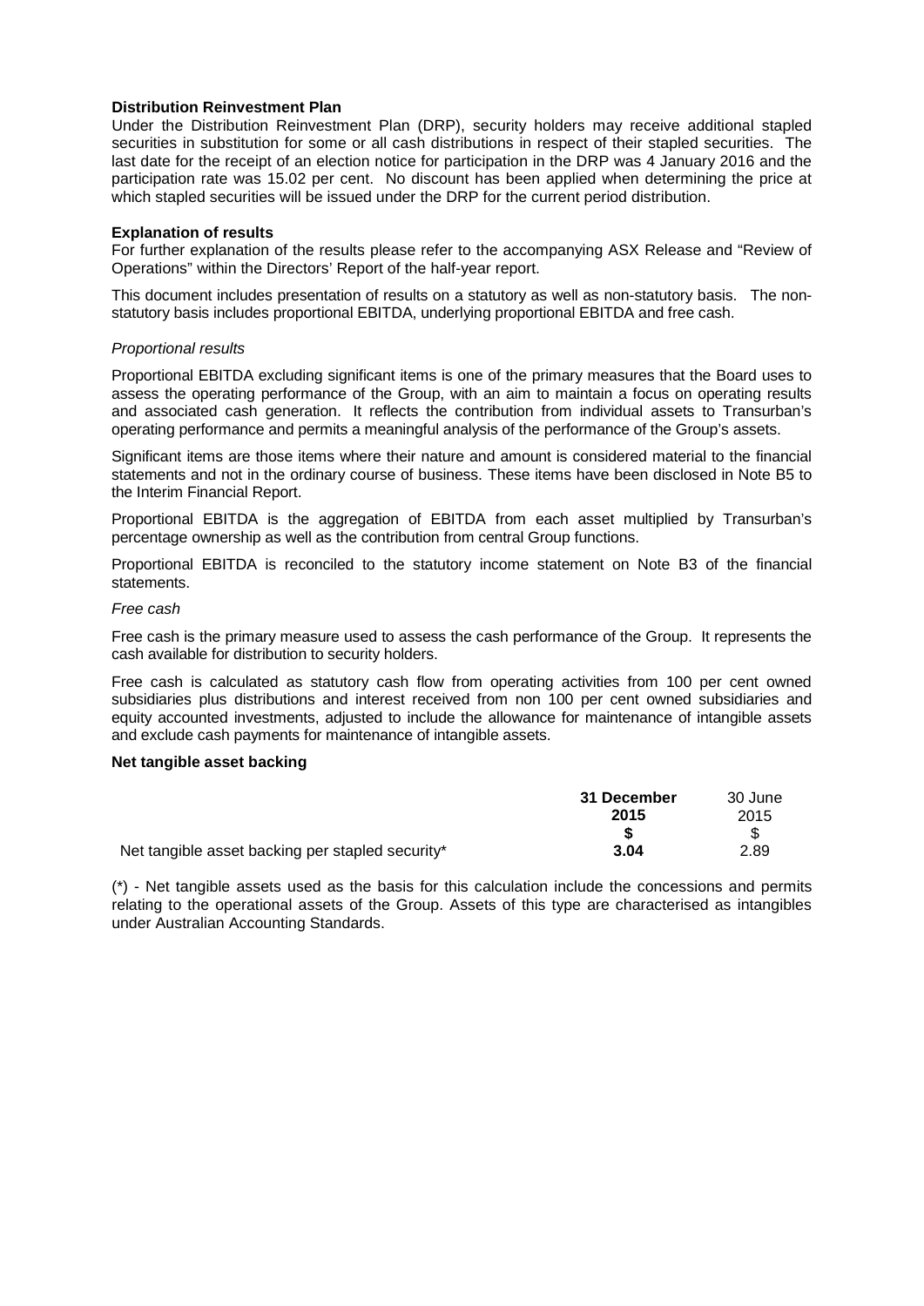**Distribution Reinvestment Plan**

Under the Distribution Reinvestment Plan (DRP), security holders may receive additional stapled securities in substitution for some or all cash distributions in respect of their stapled securities. The last date for the receipt of an election notice for participation in the DRP was 4 January 2016 and the participation rate was 15.02 per cent. No discount has been applied when determining the price at which stapled securities will be issued under the DRP for the current period distribution.

**Explanation of results**

For further explanation of the results please refer to the accompanying ASX Release and "Review of Operations" within the Directors' Report of the half-year report.

This document includes presentation of results on a statutory as well as non-statutory basis. The non-statutory basis includes proportional EBITDA, underlying proportional EBITDA and free cash.

*Proportional results*

Proportional EBITDA excluding significant items is one of the primary measures that the Board uses to assess the operating performance of the Group, with an aim to maintain a focus on operating results and associated cash generation. It reflects the contribution from individual assets to Transurban's operating performance and permits a meaningful analysis of the performance of the Group's assets.

Significant items are those items where their nature and amount is considered material to the financial statements and not in the ordinary course of business. These items have been disclosed in Note B5 to the Interim Financial Report.

Proportional EBITDA is the aggregation of EBITDA from each asset multiplied by Transurban's percentage ownership as well as the contribution from central Group functions.

Proportional EBITDA is reconciled to the statutory income statement on Note B3 of the financial statements.

*Free cash*

Free cash is the primary measure used to assess the cash performance of the Group. It represents the cash available for distribution to security holders.

Free cash is calculated as statutory cash flow from operating activities from 100 per cent owned subsidiaries plus distributions and interest received from non 100 per cent owned subsidiaries and equity accounted investments, adjusted to include the allowance for maintenance of intangible assets and exclude cash payments for maintenance of intangible assets.

**Net tangible asset backing**

| | **31 December 2015** | 30 June 2015 |
|---|---|---|
| | **$** | $ |
| Net tangible asset backing per stapled security* | **3.04** | 2.89 |

(*) - Net tangible assets used as the basis for this calculation include the concessions and permits relating to the operational assets of the Group. Assets of this type are characterised as intangibles under Australian Accounting Standards.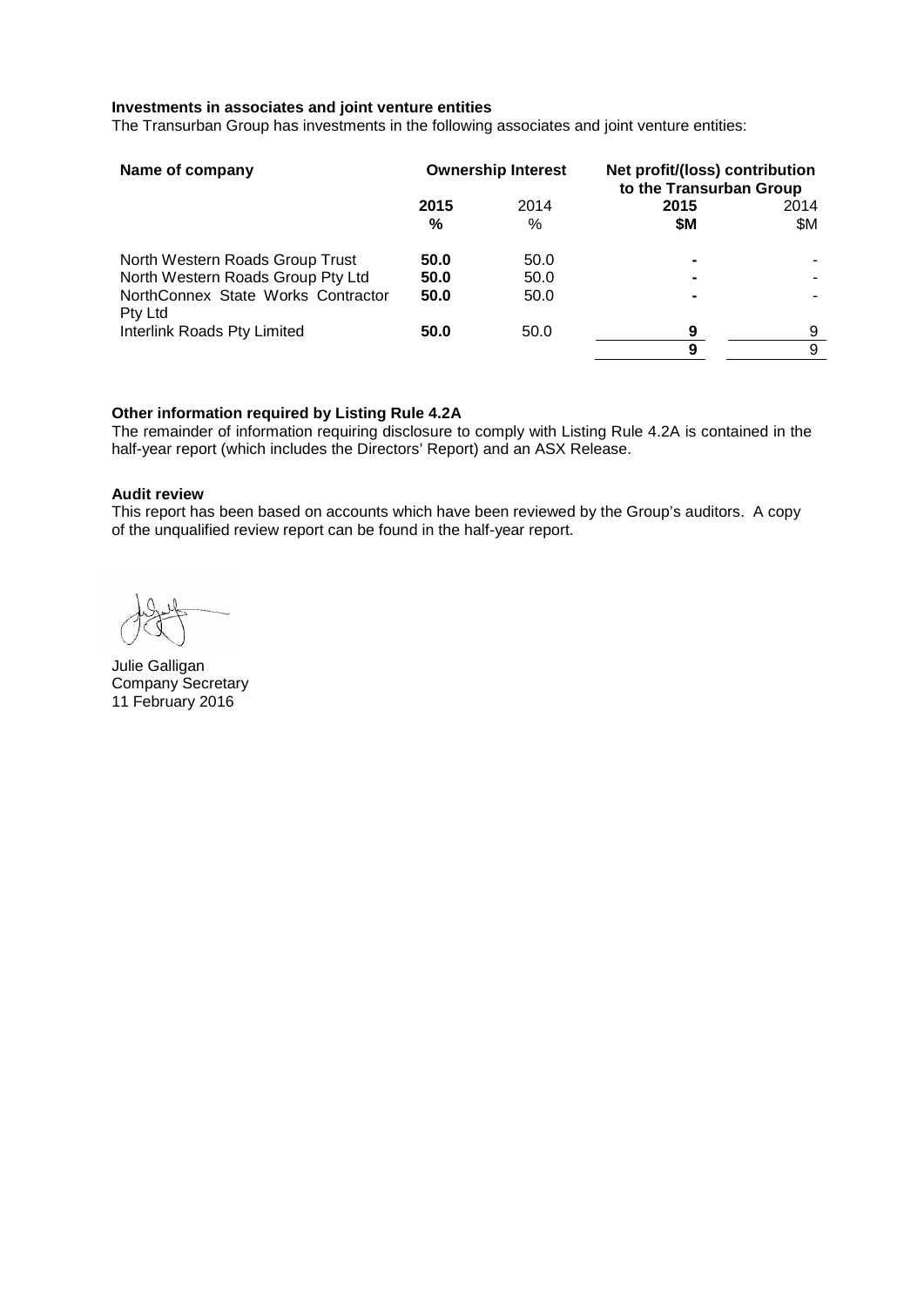**Investments in associates and joint venture entities**

The Transurban Group has investments in the following associates and joint venture entities:

| Name of company | Ownership Interest | | Net profit/(loss) contribution to the Transurban Group | |
|---|---|---|---|---|
| | **2015** | 2014 | **2015** | 2014 |
| | **%** | % | **$M** | $M |
| North Western Roads Group Trust | **50.0** | 50.0 | **-** | - |
| North Western Roads Group Pty Ltd | **50.0** | 50.0 | **-** | - |
| NorthConnex State Works Contractor Pty Ltd | **50.0** | 50.0 | **-** | - |
| Interlink Roads Pty Limited | **50.0** | 50.0 | **9** | 9 |
| | | | **9** | 9 |

**Other information required by Listing Rule 4.2A**

The remainder of information requiring disclosure to comply with Listing Rule 4.2A is contained in the half-year report (which includes the Directors' Report) and an ASX Release.

**Audit review**

This report has been based on accounts which have been reviewed by the Group's auditors. A copy of the unqualified review report can be found in the half-year report.

Julie Galligan
Company Secretary
11 February 2016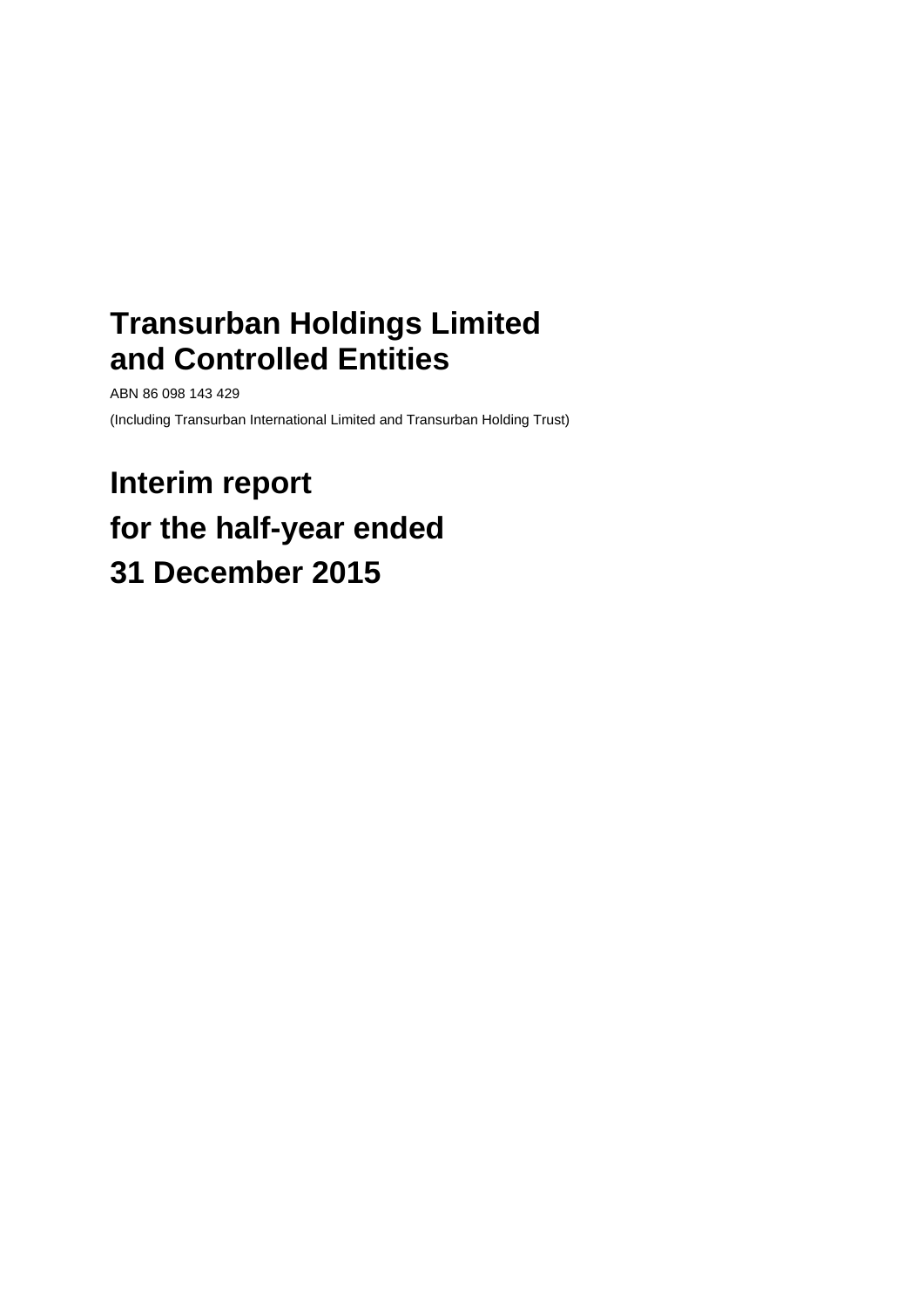# Transurban Holdings Limited and Controlled Entities

ABN 86 098 143 429

(Including Transurban International Limited and Transurban Holding Trust)

# Interim report for the half-year ended 31 December 2015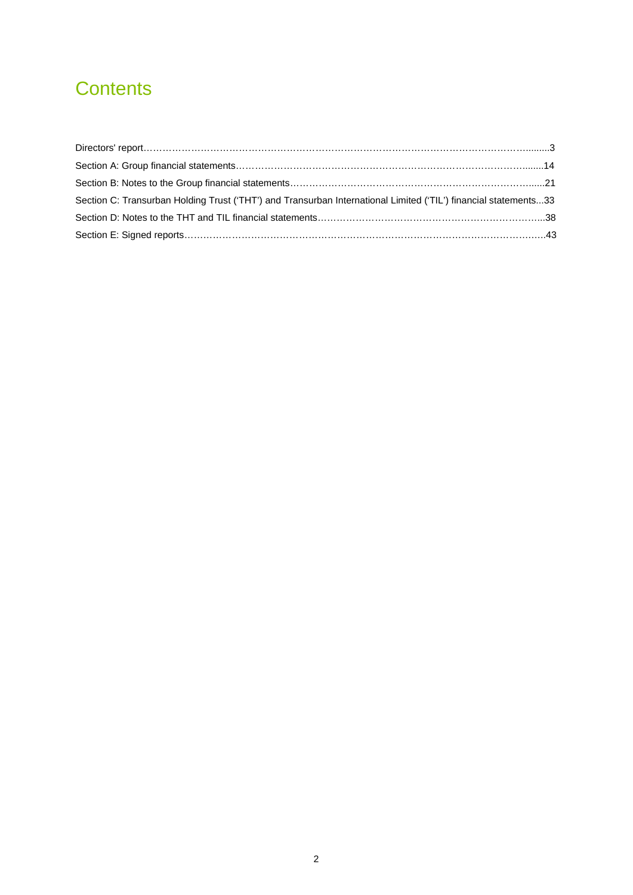# Contents

Directors' report……………………………………………………………………………………………………........3

Section A: Group financial statements……………………………………………………………………………........14

Section B: Notes to the Group financial statements………………………………………………………………......21

Section C: Transurban Holding Trust ('THT') and Transurban International Limited ('TIL') financial statements...33

Section D: Notes to the THT and TIL financial statements………………………………………………………..38

Section E: Signed reports………………………………………………………………………………………….….43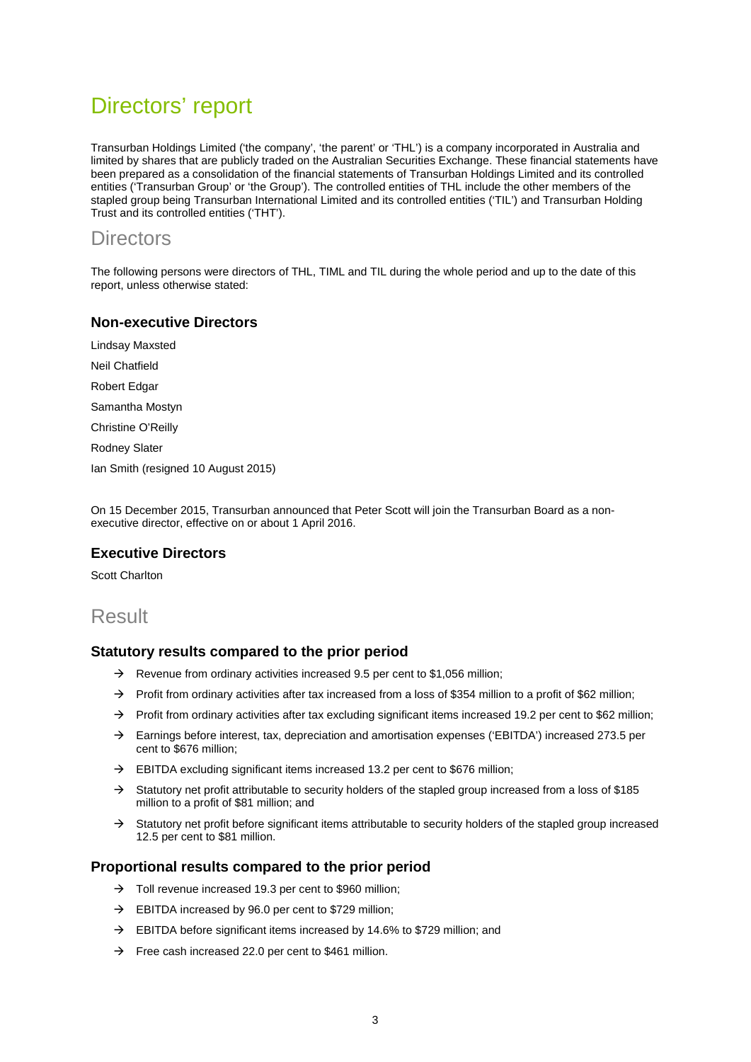# Directors' report

Transurban Holdings Limited ('the company', 'the parent' or 'THL') is a company incorporated in Australia and limited by shares that are publicly traded on the Australian Securities Exchange. These financial statements have been prepared as a consolidation of the financial statements of Transurban Holdings Limited and its controlled entities ('Transurban Group' or 'the Group'). The controlled entities of THL include the other members of the stapled group being Transurban International Limited and its controlled entities ('TIL') and Transurban Holding Trust and its controlled entities ('THT').

## Directors

The following persons were directors of THL, TIML and TIL during the whole period and up to the date of this report, unless otherwise stated:

### Non-executive Directors

Lindsay Maxsted

Neil Chatfield

Robert Edgar

Samantha Mostyn

Christine O'Reilly

Rodney Slater

Ian Smith (resigned 10 August 2015)

On 15 December 2015, Transurban announced that Peter Scott will join the Transurban Board as a non-executive director, effective on or about 1 April 2016.

### Executive Directors

Scott Charlton

## Result

### Statutory results compared to the prior period

- Revenue from ordinary activities increased 9.5 per cent to $1,056 million;
- Profit from ordinary activities after tax increased from a loss of $354 million to a profit of $62 million;
- Profit from ordinary activities after tax excluding significant items increased 19.2 per cent to $62 million;
- Earnings before interest, tax, depreciation and amortisation expenses ('EBITDA') increased 273.5 per cent to $676 million;
- EBITDA excluding significant items increased 13.2 per cent to $676 million;
- Statutory net profit attributable to security holders of the stapled group increased from a loss of $185 million to a profit of $81 million; and
- Statutory net profit before significant items attributable to security holders of the stapled group increased 12.5 per cent to $81 million.

### Proportional results compared to the prior period

- Toll revenue increased 19.3 per cent to $960 million;
- EBITDA increased by 96.0 per cent to $729 million;
- EBITDA before significant items increased by 14.6% to $729 million; and
- Free cash increased 22.0 per cent to $461 million.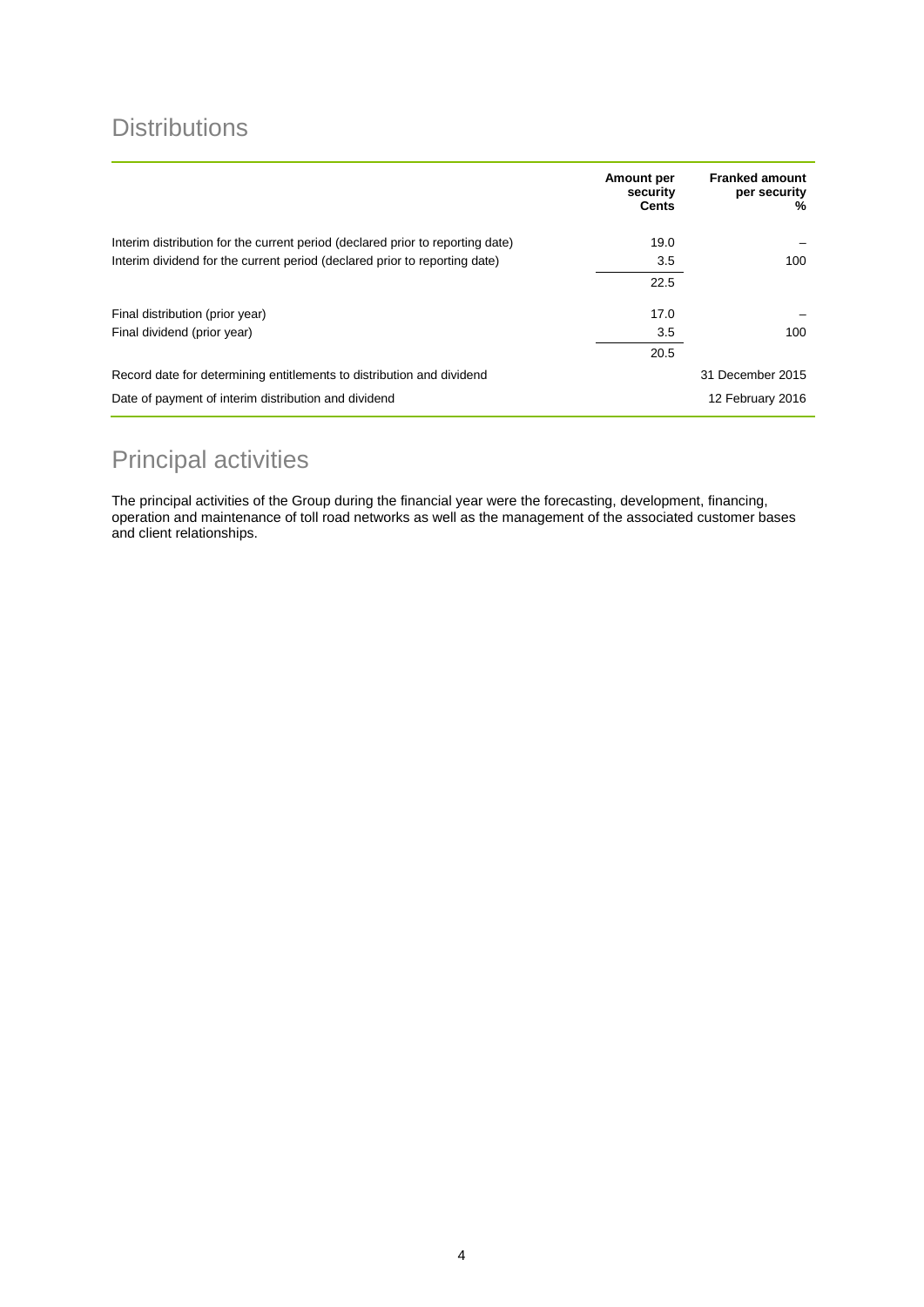## Distributions

| | Amount per security Cents | Franked amount per security % |
|---|---|---|
| Interim distribution for the current period (declared prior to reporting date) | 19.0 | – |
| Interim dividend for the current period (declared prior to reporting date) | 3.5 | 100 |
| | 22.5 | |
| Final distribution (prior year) | 17.0 | – |
| Final dividend (prior year) | 3.5 | 100 |
| | 20.5 | |
| Record date for determining entitlements to distribution and dividend | | 31 December 2015 |
| Date of payment of interim distribution and dividend | | 12 February 2016 |

## Principal activities

The principal activities of the Group during the financial year were the forecasting, development, financing, operation and maintenance of toll road networks as well as the management of the associated customer bases and client relationships.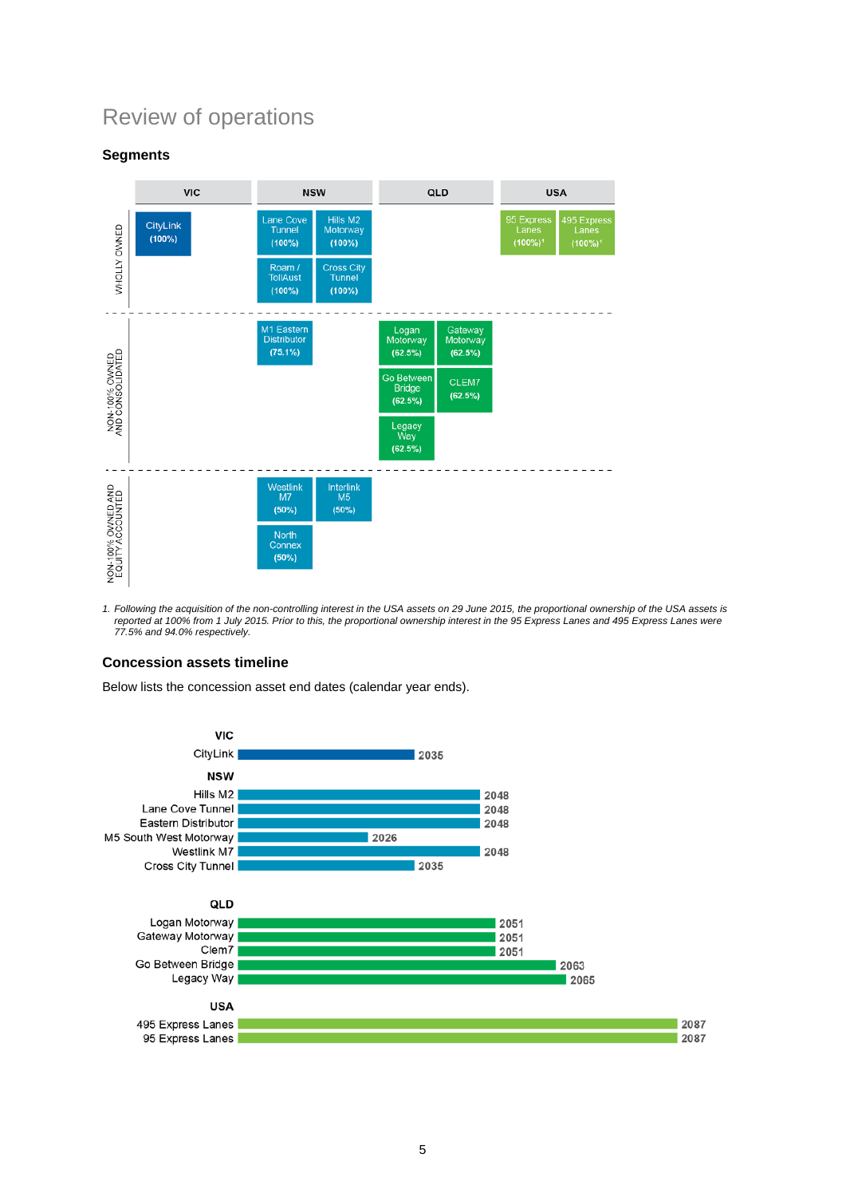# Review of operations

## Segments

| | VIC | NSW | QLD | USA |
|---|---|---|---|---|
| WHOLLY OWNED | CityLink (100%) | Lane Cove Tunnel (100%); Hills M2 Motorway (100%); Roam / TollAust (100%); Cross City Tunnel (100%) | | 95 Express Lanes (100%)[1]; 495 Express Lanes (100%)[1] |
| NON-100% OWNED AND CONSOLIDATED | | M1 Eastern Distributor (75.1%) | Logan Motorway (62.5%); Gateway Motorway (62.5%); Go Between Bridge (62.5%); CLEM7 (62.5%); Legacy Way (62.5%) | |
| NON-100% OWNED AND EQUITY ACCOUNTED | | Westlink M7 (50%); Interlink M5 (50%); North Connex (50%) | | |

*1. Following the acquisition of the non-controlling interest in the USA assets on 29 June 2015, the proportional ownership of the USA assets is reported at 100% from 1 July 2015. Prior to this, the proportional ownership interest in the 95 Express Lanes and 495 Express Lanes were 77.5% and 94.0% respectively.*

## Concession assets timeline

Below lists the concession asset end dates (calendar year ends).

| Region | Asset | End date |
|---|---|---|
| VIC | CityLink | 2035 |
| NSW | Hills M2 | 2048 |
| NSW | Lane Cove Tunnel | 2048 |
| NSW | Eastern Distributor | 2048 |
| NSW | M5 South West Motorway | 2026 |
| NSW | Westlink M7 | 2048 |
| NSW | Cross City Tunnel | 2035 |
| QLD | Logan Motorway | 2051 |
| QLD | Gateway Motorway | 2051 |
| QLD | Clem7 | 2051 |
| QLD | Go Between Bridge | 2063 |
| QLD | Legacy Way | 2065 |
| USA | 495 Express Lanes | 2087 |
| USA | 95 Express Lanes | 2087 |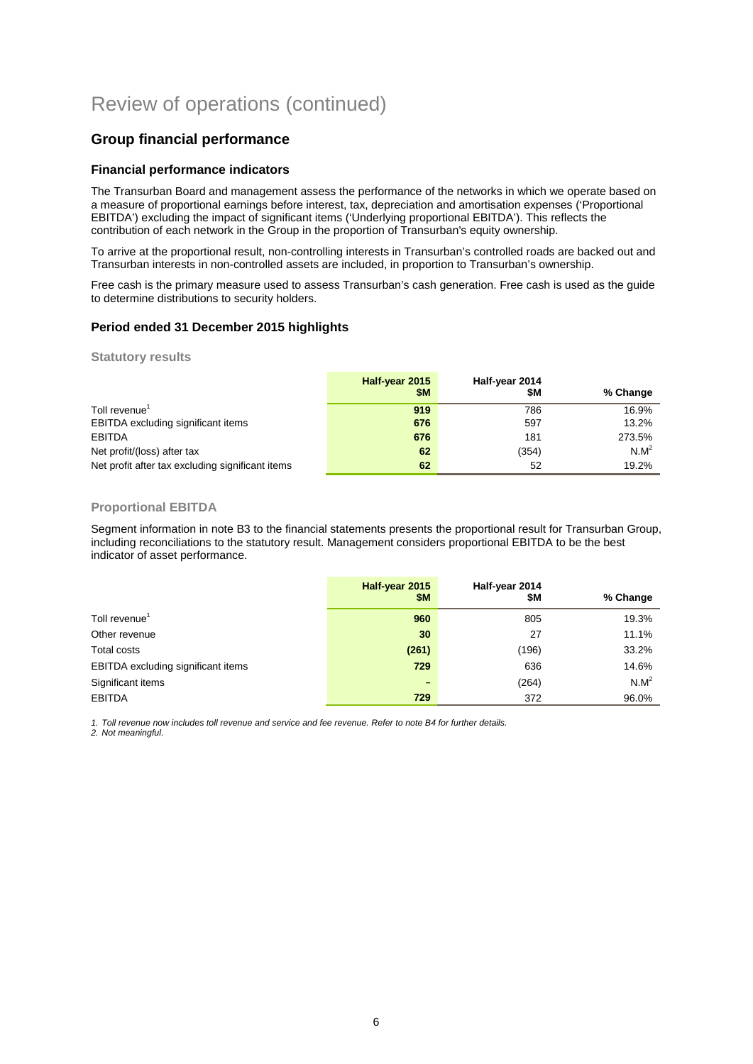# Review of operations (continued)

## Group financial performance

### Financial performance indicators

The Transurban Board and management assess the performance of the networks in which we operate based on a measure of proportional earnings before interest, tax, depreciation and amortisation expenses ('Proportional EBITDA') excluding the impact of significant items ('Underlying proportional EBITDA'). This reflects the contribution of each network in the Group in the proportion of Transurban's equity ownership.

To arrive at the proportional result, non-controlling interests in Transurban's controlled roads are backed out and Transurban interests in non-controlled assets are included, in proportion to Transurban's ownership.

Free cash is the primary measure used to assess Transurban's cash generation. Free cash is used as the guide to determine distributions to security holders.

### Period ended 31 December 2015 highlights

#### Statutory results

| | Half-year 2015 $M | Half-year 2014 $M | % Change |
|---|---|---|---|
| Toll revenue[1] | **919** | 786 | 16.9% |
| EBITDA excluding significant items | **676** | 597 | 13.2% |
| EBITDA | **676** | 181 | 273.5% |
| Net profit/(loss) after tax | **62** | (354) | N.M[2] |
| Net profit after tax excluding significant items | **62** | 52 | 19.2% |

#### Proportional EBITDA

Segment information in note B3 to the financial statements presents the proportional result for Transurban Group, including reconciliations to the statutory result. Management considers proportional EBITDA to be the best indicator of asset performance.

| | Half-year 2015 $M | Half-year 2014 $M | % Change |
|---|---|---|---|
| Toll revenue[1] | **960** | 805 | 19.3% |
| Other revenue | **30** | 27 | 11.1% |
| Total costs | **(261)** | (196) | 33.2% |
| EBITDA excluding significant items | **729** | 636 | 14.6% |
| Significant items | **–** | (264) | N.M[2] |
| EBITDA | **729** | 372 | 96.0% |

*1. Toll revenue now includes toll revenue and service and fee revenue. Refer to note B4 for further details.*
*2. Not meaningful.*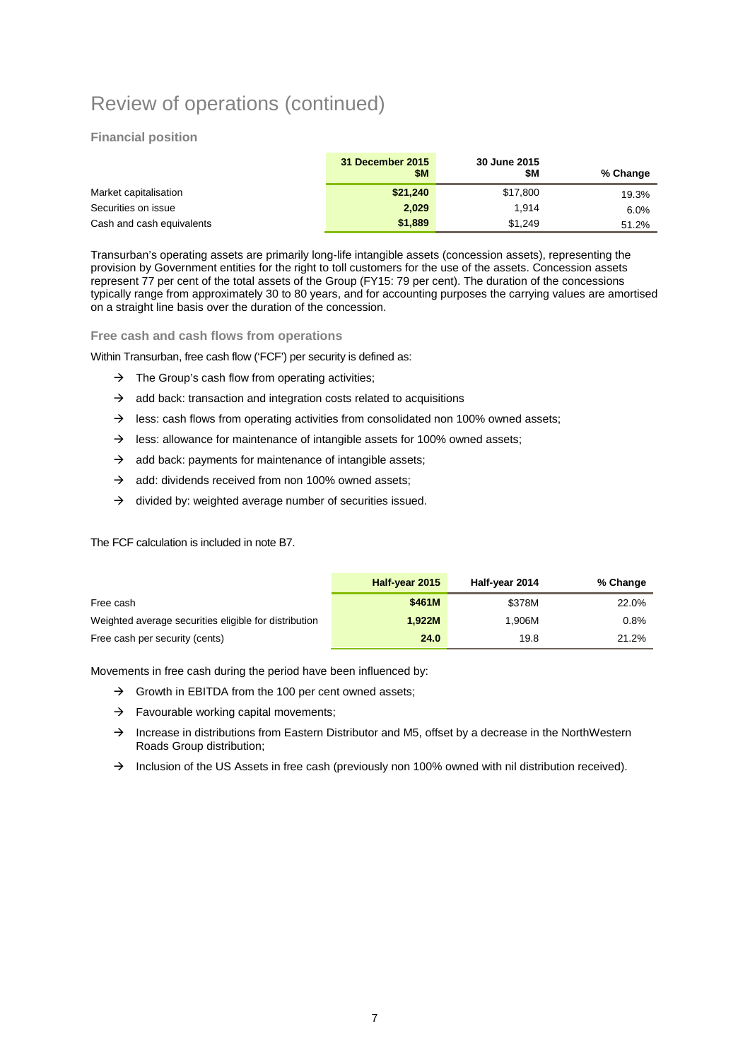# Review of operations (continued)

### Financial position

| | 31 December 2015 $M | 30 June 2015 $M | % Change |
|---|---|---|---|
| Market capitalisation | **$21,240** | $17,800 | 19.3% |
| Securities on issue | **2,029** | 1,914 | 6.0% |
| Cash and cash equivalents | **$1,889** | $1,249 | 51.2% |

Transurban's operating assets are primarily long-life intangible assets (concession assets), representing the provision by Government entities for the right to toll customers for the use of the assets. Concession assets represent 77 per cent of the total assets of the Group (FY15: 79 per cent). The duration of the concessions typically range from approximately 30 to 80 years, and for accounting purposes the carrying values are amortised on a straight line basis over the duration of the concession.

### Free cash and cash flows from operations

Within Transurban, free cash flow ('FCF') per security is defined as:

- → The Group's cash flow from operating activities;
- → add back: transaction and integration costs related to acquisitions
- → less: cash flows from operating activities from consolidated non 100% owned assets;
- → less: allowance for maintenance of intangible assets for 100% owned assets;
- → add back: payments for maintenance of intangible assets;
- → add: dividends received from non 100% owned assets;
- → divided by: weighted average number of securities issued.

The FCF calculation is included in note B7.

| | Half-year 2015 | Half-year 2014 | % Change |
|---|---|---|---|
| Free cash | **$461M** | $378M | 22.0% |
| Weighted average securities eligible for distribution | **1,922M** | 1,906M | 0.8% |
| Free cash per security (cents) | **24.0** | 19.8 | 21.2% |

Movements in free cash during the period have been influenced by:

- → Growth in EBITDA from the 100 per cent owned assets;
- → Favourable working capital movements;
- → Increase in distributions from Eastern Distributor and M5, offset by a decrease in the NorthWestern Roads Group distribution;
- → Inclusion of the US Assets in free cash (previously non 100% owned with nil distribution received).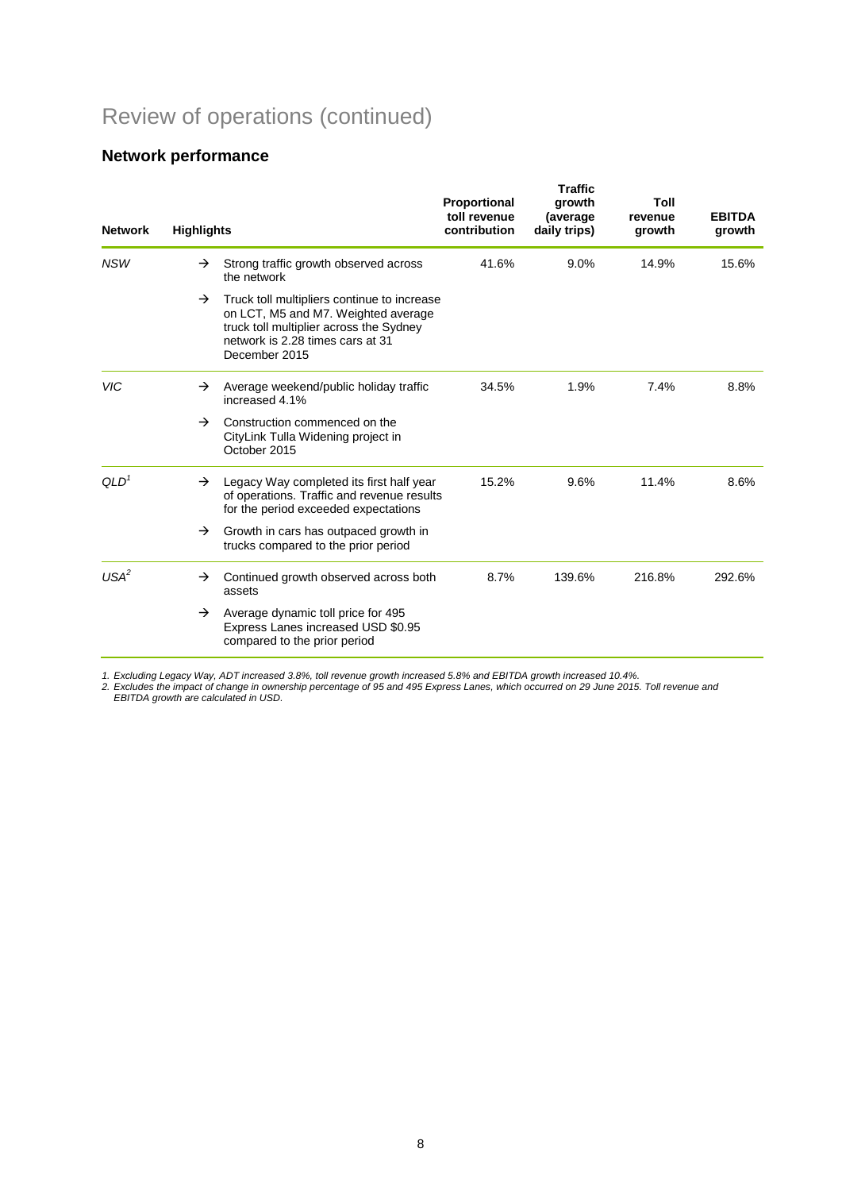# Review of operations (continued)

## Network performance

| Network | Highlights | Proportional toll revenue contribution | Traffic growth (average daily trips) | Toll revenue growth | EBITDA growth |
|---|---|---|---|---|---|
| *NSW* | → Strong traffic growth observed across the network<br>→ Truck toll multipliers continue to increase on LCT, M5 and M7. Weighted average truck toll multiplier across the Sydney network is 2.28 times cars at 31 December 2015 | 41.6% | 9.0% | 14.9% | 15.6% |
| *VIC* | → Average weekend/public holiday traffic increased 4.1%<br>→ Construction commenced on the CityLink Tulla Widening project in October 2015 | 34.5% | 1.9% | 7.4% | 8.8% |
| *QLD*[1] | → Legacy Way completed its first half year of operations. Traffic and revenue results for the period exceeded expectations<br>→ Growth in cars has outpaced growth in trucks compared to the prior period | 15.2% | 9.6% | 11.4% | 8.6% |
| *USA*[2] | → Continued growth observed across both assets<br>→ Average dynamic toll price for 495 Express Lanes increased USD $0.95 compared to the prior period | 8.7% | 139.6% | 216.8% | 292.6% |

*1. Excluding Legacy Way, ADT increased 3.8%, toll revenue growth increased 5.8% and EBITDA growth increased 10.4%.*
*2. Excludes the impact of change in ownership percentage of 95 and 495 Express Lanes, which occurred on 29 June 2015. Toll revenue and EBITDA growth are calculated in USD.*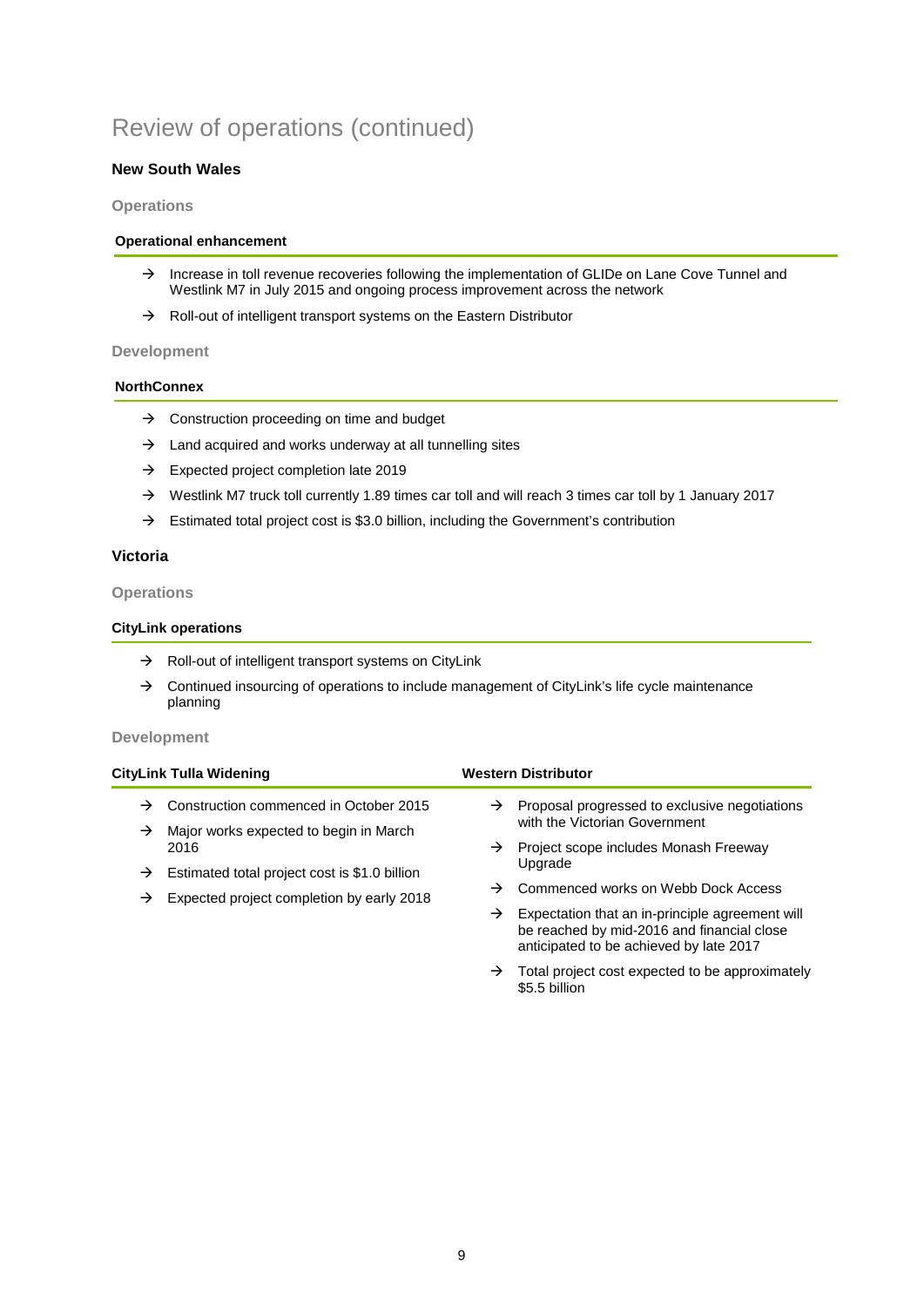# Review of operations (continued)

## New South Wales

### Operations

#### Operational enhancement

- → Increase in toll revenue recoveries following the implementation of GLIDe on Lane Cove Tunnel and Westlink M7 in July 2015 and ongoing process improvement across the network
- → Roll-out of intelligent transport systems on the Eastern Distributor

### Development

#### NorthConnex

- → Construction proceeding on time and budget
- → Land acquired and works underway at all tunnelling sites
- → Expected project completion late 2019
- → Westlink M7 truck toll currently 1.89 times car toll and will reach 3 times car toll by 1 January 2017
- → Estimated total project cost is $3.0 billion, including the Government's contribution

## Victoria

### Operations

#### CityLink operations

- → Roll-out of intelligent transport systems on CityLink
- → Continued insourcing of operations to include management of CityLink's life cycle maintenance planning

### Development

#### CityLink Tulla Widening

- → Construction commenced in October 2015
- → Major works expected to begin in March 2016
- → Estimated total project cost is $1.0 billion
- → Expected project completion by early 2018

#### Western Distributor

- → Proposal progressed to exclusive negotiations with the Victorian Government
- → Project scope includes Monash Freeway Upgrade
- → Commenced works on Webb Dock Access
- → Expectation that an in-principle agreement will be reached by mid-2016 and financial close anticipated to be achieved by late 2017
- → Total project cost expected to be approximately $5.5 billion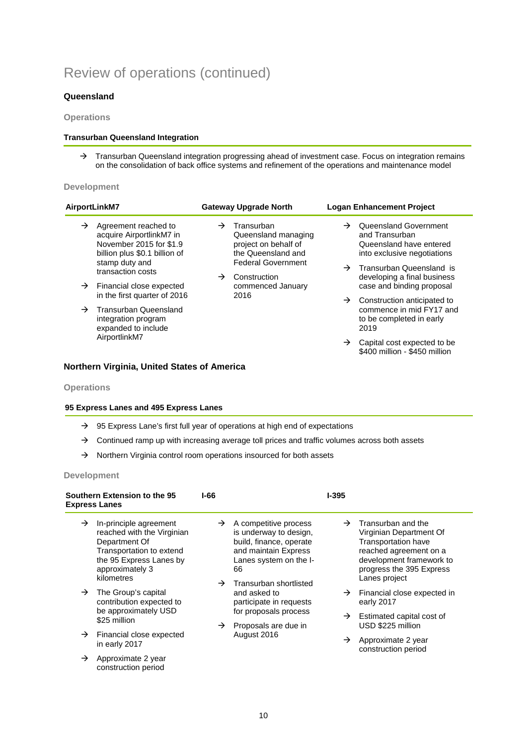# Review of operations (continued)

## Queensland

### Operations

**Transurban Queensland Integration**

- → Transurban Queensland integration progressing ahead of investment case. Focus on integration remains on the consolidation of back office systems and refinement of the operations and maintenance model

### Development

**AirportLinkM7**

- → Agreement reached to acquire AirportlinkM7 in November 2015 for $1.9 billion plus $0.1 billion of stamp duty and transaction costs
- → Financial close expected in the first quarter of 2016
- → Transurban Queensland integration program expanded to include AirportlinkM7

**Gateway Upgrade North**

- → Transurban Queensland managing project on behalf of the Queensland and Federal Government
- → Construction commenced January 2016

**Logan Enhancement Project**

- → Queensland Government and Transurban Queensland have entered into exclusive negotiations
- → Transurban Queensland is developing a final business case and binding proposal
- → Construction anticipated to commence in mid FY17 and to be completed in early 2019
- → Capital cost expected to be $400 million - $450 million

## Northern Virginia, United States of America

### Operations

**95 Express Lanes and 495 Express Lanes**

- → 95 Express Lane's first full year of operations at high end of expectations
- → Continued ramp up with increasing average toll prices and traffic volumes across both assets
- → Northern Virginia control room operations insourced for both assets

### Development

**Southern Extension to the 95 Express Lanes**

- → In-principle agreement reached with the Virginian Department Of Transportation to extend the 95 Express Lanes by approximately 3 kilometres
- → The Group's capital contribution expected to be approximately USD $25 million
- → Financial close expected in early 2017
- → Approximate 2 year construction period

**I-66**

- → A competitive process is underway to design, build, finance, operate and maintain Express Lanes system on the I-66
- → Transurban shortlisted and asked to participate in requests for proposals process
- → Proposals are due in August 2016

**I-395**

- → Transurban and the Virginian Department Of Transportation have reached agreement on a development framework to progress the 395 Express Lanes project
- → Financial close expected in early 2017
- → Estimated capital cost of USD $225 million
- → Approximate 2 year construction period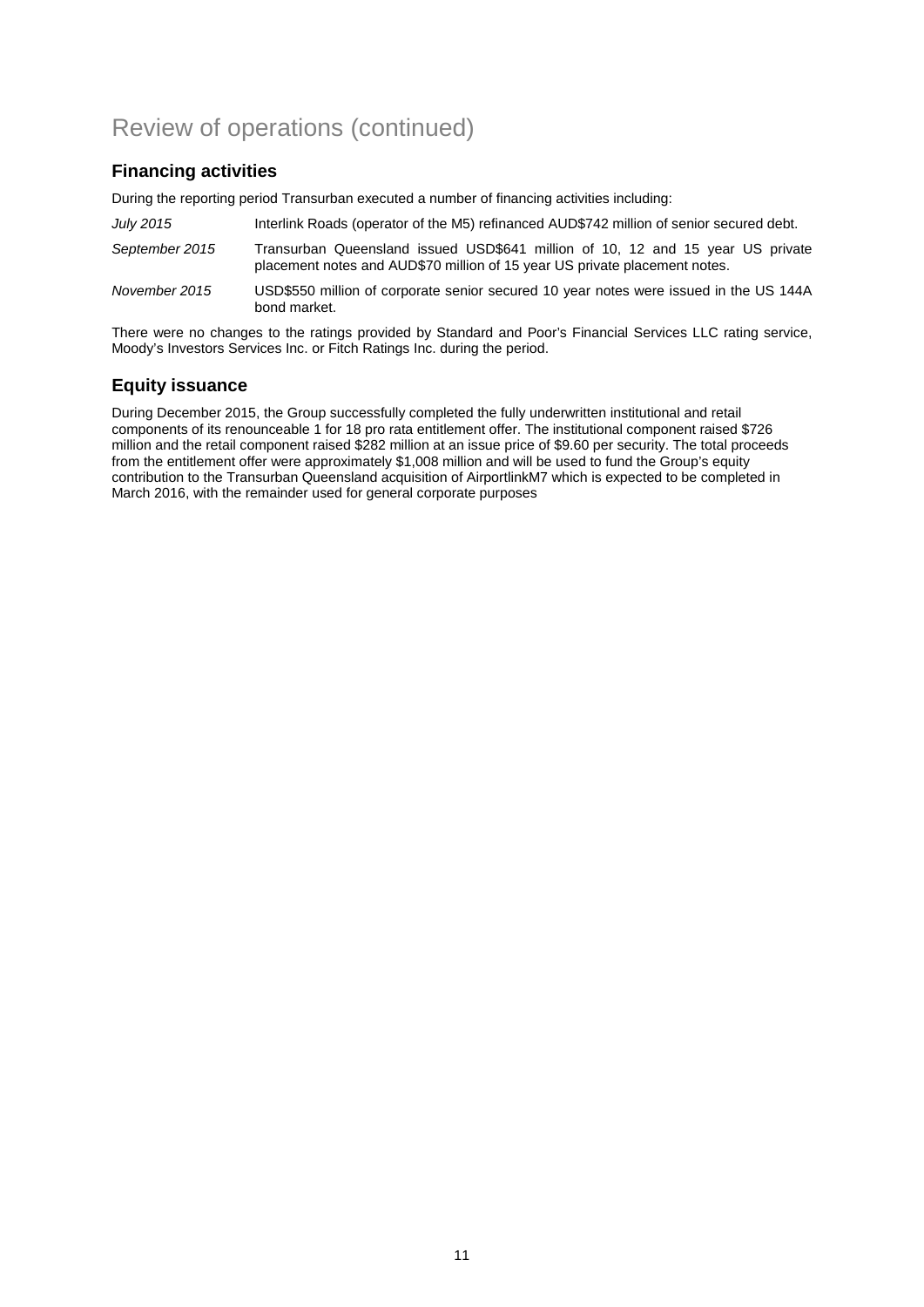# Review of operations (continued)

## Financing activities

During the reporting period Transurban executed a number of financing activities including:

| | |
|---|---|
| *July 2015* | Interlink Roads (operator of the M5) refinanced AUD$742 million of senior secured debt. |
| *September 2015* | Transurban Queensland issued USD$641 million of 10, 12 and 15 year US private placement notes and AUD$70 million of 15 year US private placement notes. |
| *November 2015* | USD$550 million of corporate senior secured 10 year notes were issued in the US 144A bond market. |

There were no changes to the ratings provided by Standard and Poor's Financial Services LLC rating service, Moody's Investors Services Inc. or Fitch Ratings Inc. during the period.

## Equity issuance

During December 2015, the Group successfully completed the fully underwritten institutional and retail components of its renounceable 1 for 18 pro rata entitlement offer. The institutional component raised $726 million and the retail component raised $282 million at an issue price of $9.60 per security. The total proceeds from the entitlement offer were approximately $1,008 million and will be used to fund the Group's equity contribution to the Transurban Queensland acquisition of AirportlinkM7 which is expected to be completed in March 2016, with the remainder used for general corporate purposes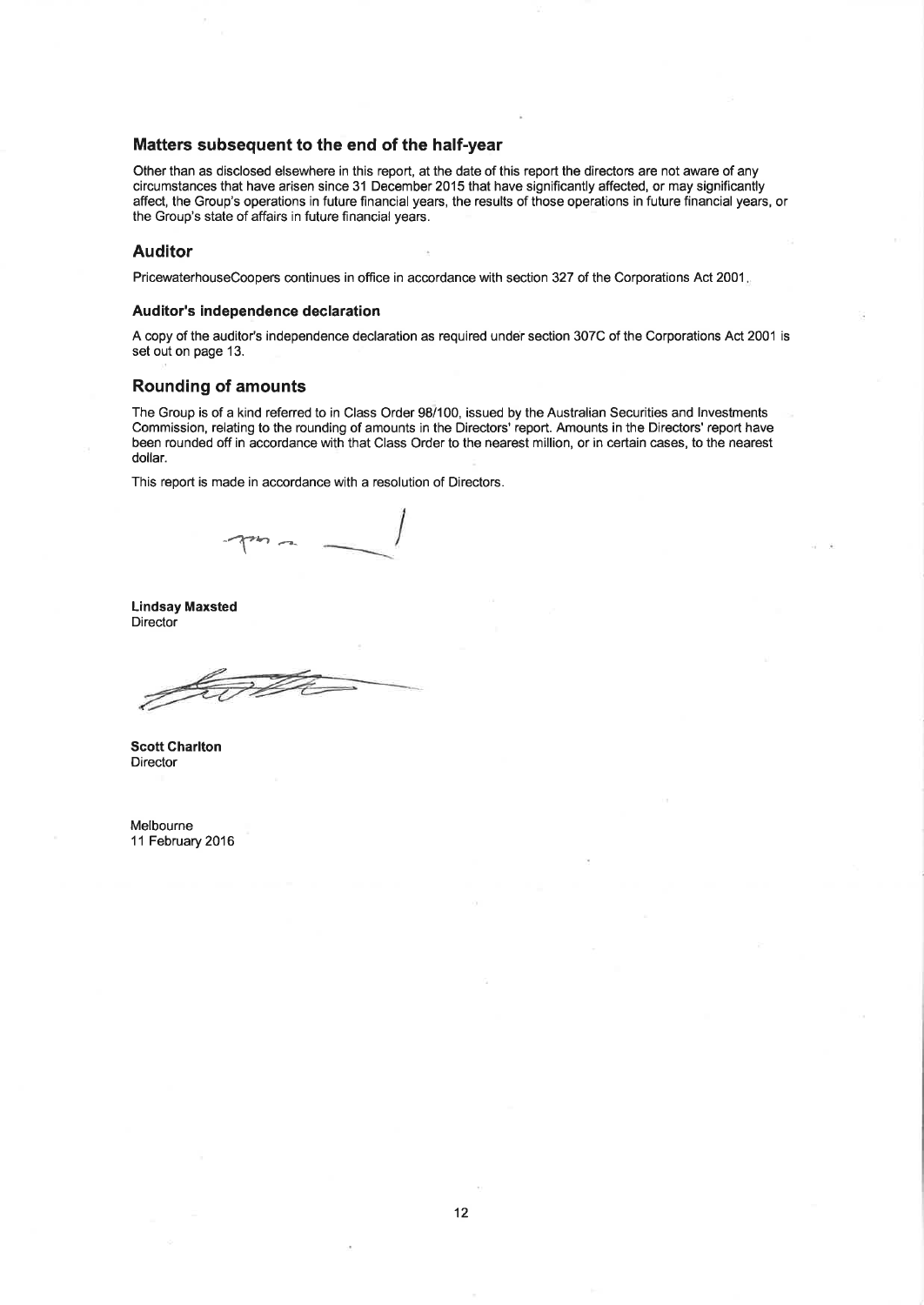## Matters subsequent to the end of the half-year

Other than as disclosed elsewhere in this report, at the date of this report the directors are not aware of any circumstances that have arisen since 31 December 2015 that have significantly affected, or may significantly affect, the Group's operations in future financial years, the results of those operations in future financial years, or the Group's state of affairs in future financial years.

## Auditor

PricewaterhouseCoopers continues in office in accordance with section 327 of the Corporations Act 2001.

### Auditor's independence declaration

A copy of the auditor's independence declaration as required under section 307C of the Corporations Act 2001 is set out on page 13.

## Rounding of amounts

The Group is of a kind referred to in Class Order 98/100, issued by the Australian Securities and Investments Commission, relating to the rounding of amounts in the Directors' report. Amounts in the Directors' report have been rounded off in accordance with that Class Order to the nearest million, or in certain cases, to the nearest dollar.

This report is made in accordance with a resolution of Directors.

**Lindsay Maxsted**
Director

**Scott Charlton**
Director

Melbourne
11 February 2016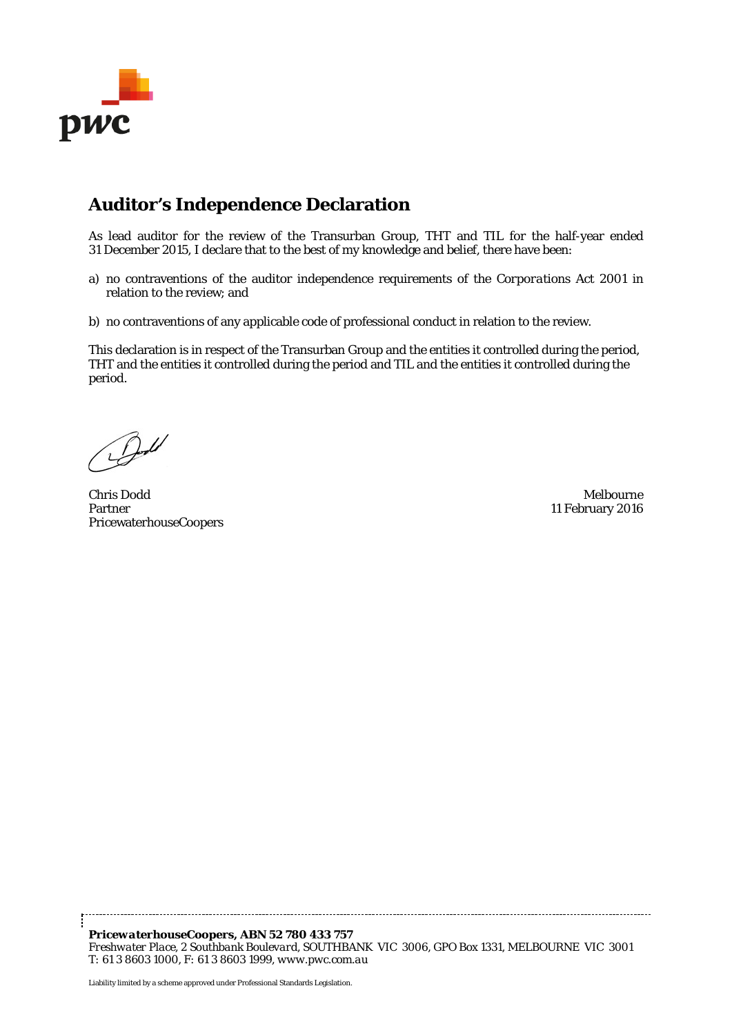# Auditor's Independence Declaration

As lead auditor for the review of the Transurban Group, THT and TIL for the half-year ended 31 December 2015, I declare that to the best of my knowledge and belief, there have been:

a) no contraventions of the auditor independence requirements of the *Corporations Act 2001* in relation to the review; and

b) no contraventions of any applicable code of professional conduct in relation to the review.

This declaration is in respect of the Transurban Group and the entities it controlled during the period, THT and the entities it controlled during the period and TIL and the entities it controlled during the period.

Chris Dodd
Partner
PricewaterhouseCoopers

Melbourne
11 February 2016

***PricewaterhouseCoopers, ABN 52 780 433 757***
*Freshwater Place, 2 Southbank Boulevard, SOUTHBANK VIC 3006, GPO Box 1331, MELBOURNE VIC 3001*
*T: 61 3 8603 1000, F: 61 3 8603 1999, www.pwc.com.au*

Liability limited by a scheme approved under Professional Standards Legislation.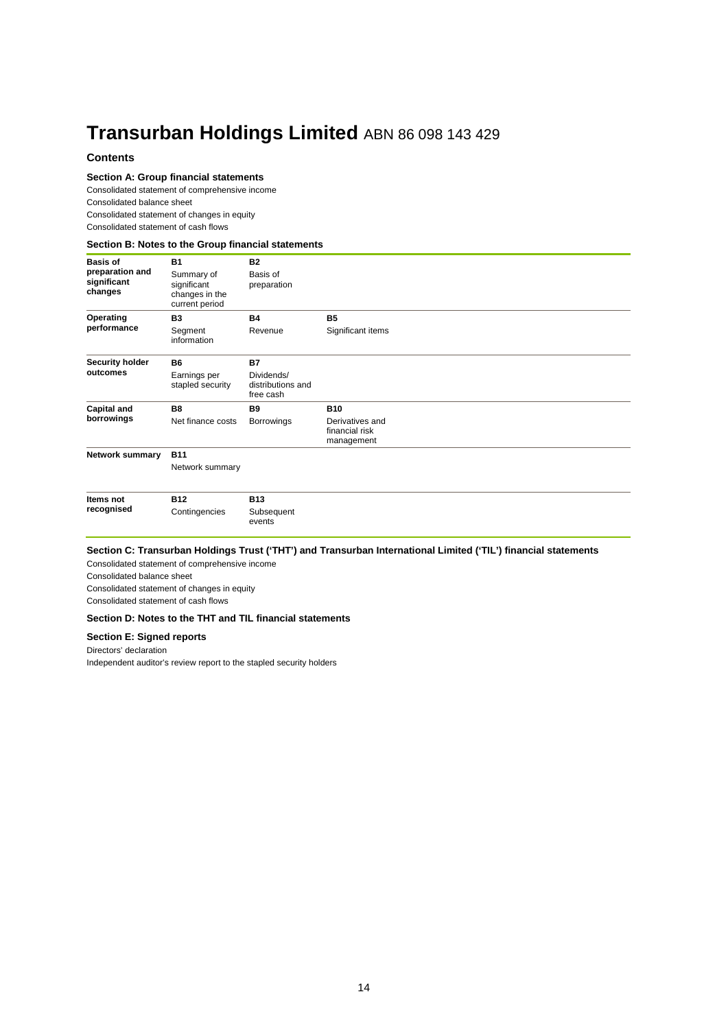# Transurban Holdings Limited ABN 86 098 143 429

## Contents

### Section A: Group financial statements

Consolidated statement of comprehensive income

Consolidated balance sheet

Consolidated statement of changes in equity

Consolidated statement of cash flows

### Section B: Notes to the Group financial statements

| | | | |
|---|---|---|---|
| **Basis of preparation and significant changes** | **B1** Summary of significant changes in the current period | **B2** Basis of preparation | |
| **Operating performance** | **B3** Segment information | **B4** Revenue | **B5** Significant items |
| **Security holder outcomes** | **B6** Earnings per stapled security | **B7** Dividends/ distributions and free cash | |
| **Capital and borrowings** | **B8** Net finance costs | **B9** Borrowings | **B10** Derivatives and financial risk management |
| **Network summary** | **B11** Network summary | | |
| **Items not recognised** | **B12** Contingencies | **B13** Subsequent events | |

### Section C: Transurban Holdings Trust ('THT') and Transurban International Limited ('TIL') financial statements

Consolidated statement of comprehensive income

Consolidated balance sheet

Consolidated statement of changes in equity

Consolidated statement of cash flows

### Section D: Notes to the THT and TIL financial statements

### Section E: Signed reports

Directors' declaration

Independent auditor's review report to the stapled security holders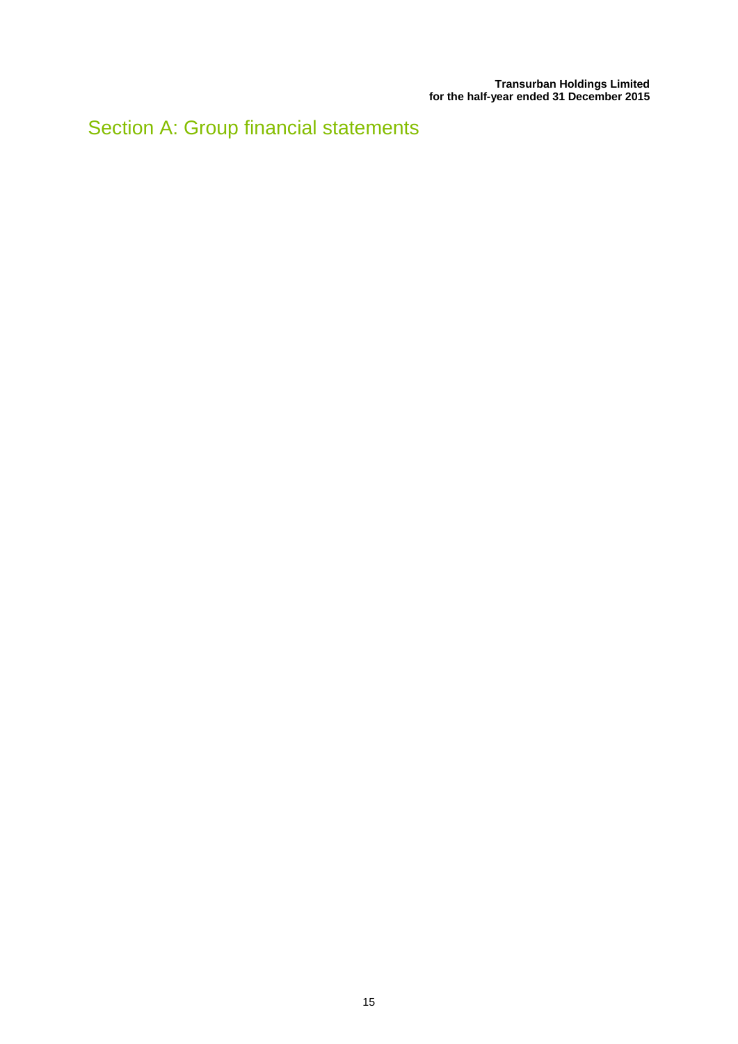# Section A: Group financial statements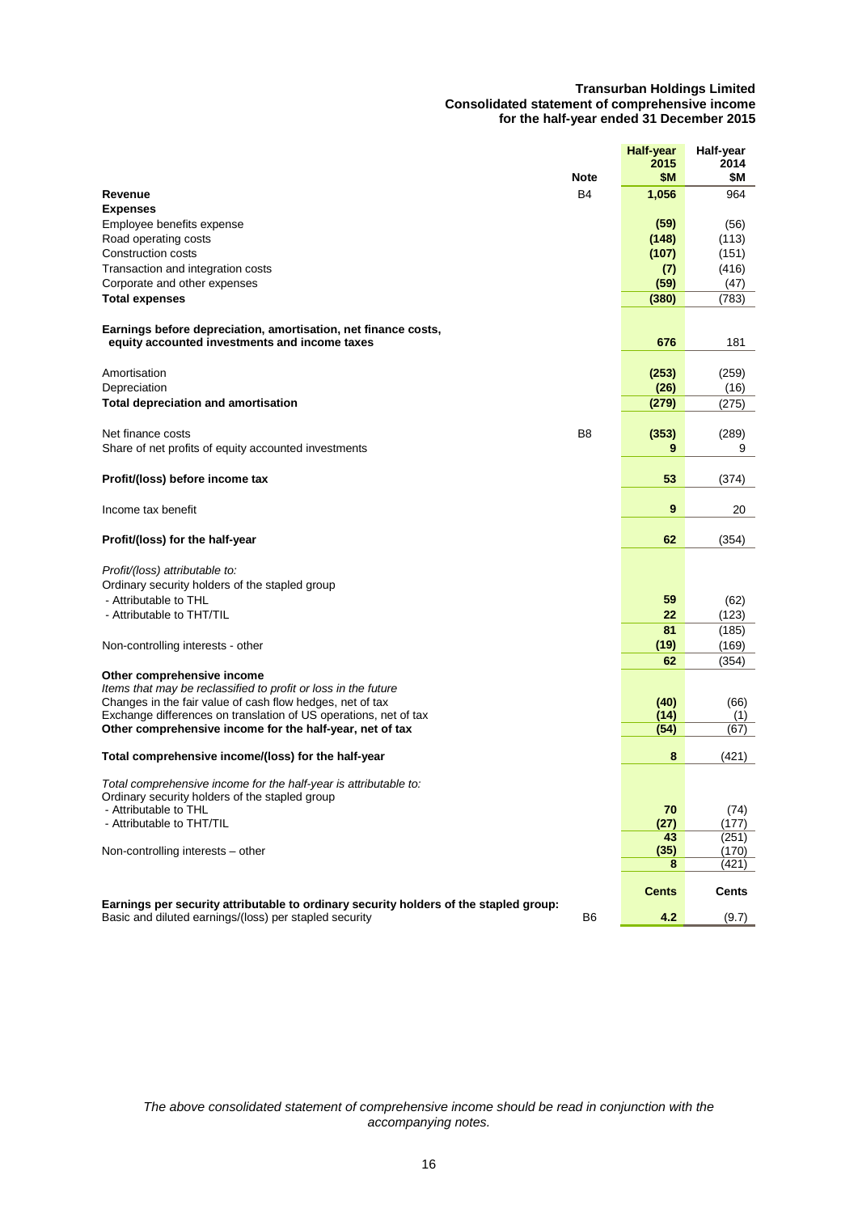**Transurban Holdings Limited**
**Consolidated statement of comprehensive income**
**for the half-year ended 31 December 2015**

| | Note | Half-year 2015 $M | Half-year 2014 $M |
|---|---|---|---|
| **Revenue** | B4 | **1,056** | 964 |
| **Expenses** | | | |
| Employee benefits expense | | **(59)** | (56) |
| Road operating costs | | **(148)** | (113) |
| Construction costs | | **(107)** | (151) |
| Transaction and integration costs | | **(7)** | (416) |
| Corporate and other expenses | | **(59)** | (47) |
| **Total expenses** | | **(380)** | (783) |
| **Earnings before depreciation, amortisation, net finance costs, equity accounted investments and income taxes** | | **676** | 181 |
| Amortisation | | **(253)** | (259) |
| Depreciation | | **(26)** | (16) |
| **Total depreciation and amortisation** | | **(279)** | (275) |
| Net finance costs | B8 | **(353)** | (289) |
| Share of net profits of equity accounted investments | | **9** | 9 |
| **Profit/(loss) before income tax** | | **53** | (374) |
| Income tax benefit | | **9** | 20 |
| **Profit/(loss) for the half-year** | | **62** | (354) |
| *Profit/(loss) attributable to:* | | | |
| Ordinary security holders of the stapled group | | | |
| - Attributable to THL | | **59** | (62) |
| - Attributable to THT/TIL | | **22** | (123) |
| | | **81** | (185) |
| Non-controlling interests - other | | **(19)** | (169) |
| | | **62** | (354) |
| **Other comprehensive income** | | | |
| *Items that may be reclassified to profit or loss in the future* | | | |
| Changes in the fair value of cash flow hedges, net of tax | | **(40)** | (66) |
| Exchange differences on translation of US operations, net of tax | | **(14)** | (1) |
| **Other comprehensive income for the half-year, net of tax** | | **(54)** | (67) |
| **Total comprehensive income/(loss) for the half-year** | | **8** | (421) |
| *Total comprehensive income for the half-year is attributable to:* | | | |
| Ordinary security holders of the stapled group | | | |
| - Attributable to THL | | **70** | (74) |
| - Attributable to THT/TIL | | **(27)** | (177) |
| | | **43** | (251) |
| Non-controlling interests – other | | **(35)** | (170) |
| | | **8** | (421) |
| | | **Cents** | **Cents** |
| **Earnings per security attributable to ordinary security holders of the stapled group:** | | | |
| Basic and diluted earnings/(loss) per stapled security | B6 | **4.2** | (9.7) |

*The above consolidated statement of comprehensive income should be read in conjunction with the accompanying notes.*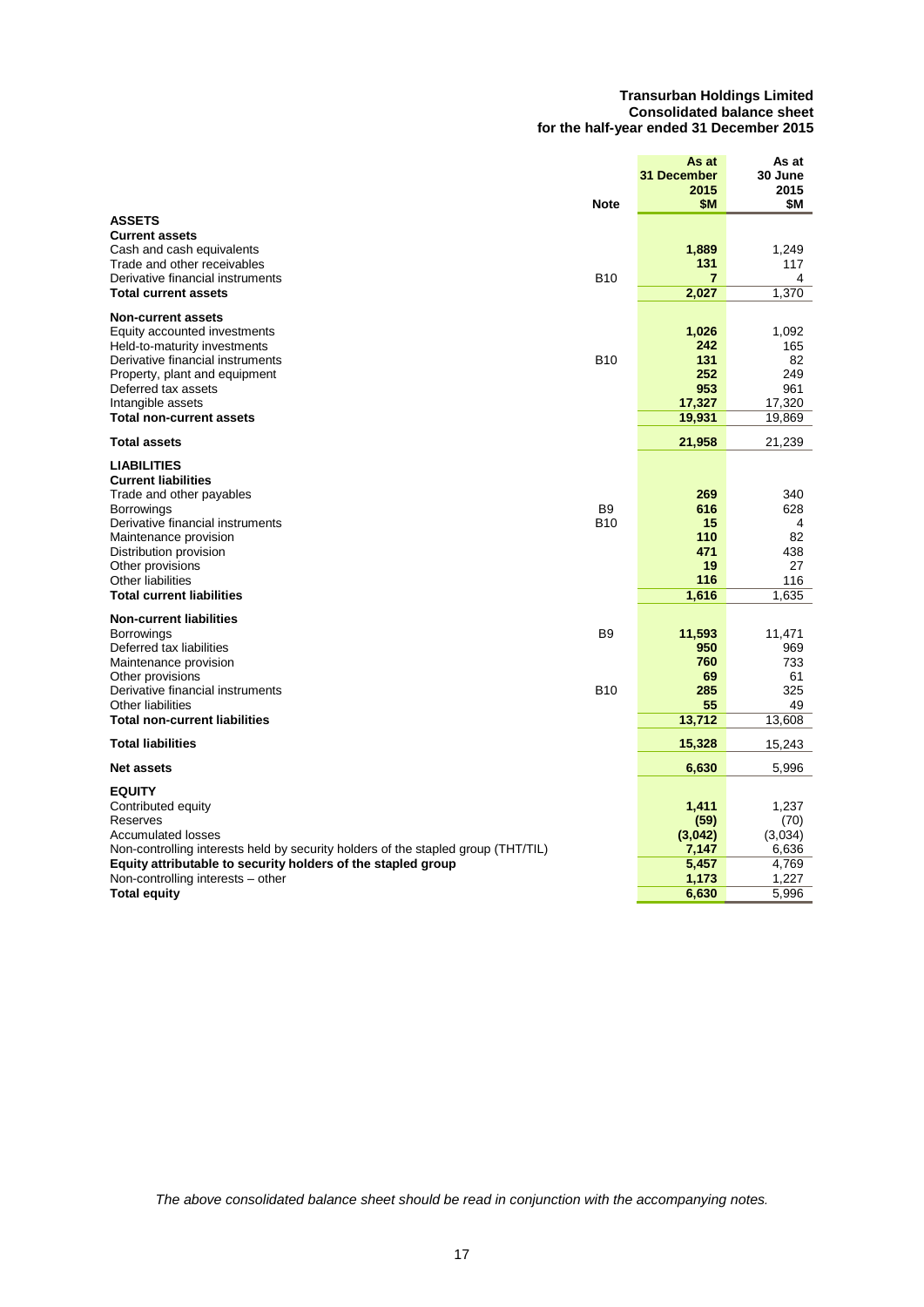**Transurban Holdings Limited**
**Consolidated balance sheet**
**for the half-year ended 31 December 2015**

| | Note | As at 31 December 2015 $M | As at 30 June 2015 $M |
|---|---|---|---|
| **ASSETS** | | | |
| **Current assets** | | | |
| Cash and cash equivalents | | **1,889** | 1,249 |
| Trade and other receivables | | **131** | 117 |
| Derivative financial instruments | B10 | **7** | 4 |
| **Total current assets** | | **2,027** | 1,370 |
| **Non-current assets** | | | |
| Equity accounted investments | | **1,026** | 1,092 |
| Held-to-maturity investments | | **242** | 165 |
| Derivative financial instruments | B10 | **131** | 82 |
| Property, plant and equipment | | **252** | 249 |
| Deferred tax assets | | **953** | 961 |
| Intangible assets | | **17,327** | 17,320 |
| **Total non-current assets** | | **19,931** | 19,869 |
| **Total assets** | | **21,958** | 21,239 |
| **LIABILITIES** | | | |
| **Current liabilities** | | | |
| Trade and other payables | | **269** | 340 |
| Borrowings | B9 | **616** | 628 |
| Derivative financial instruments | B10 | **15** | 4 |
| Maintenance provision | | **110** | 82 |
| Distribution provision | | **471** | 438 |
| Other provisions | | **19** | 27 |
| Other liabilities | | **116** | 116 |
| **Total current liabilities** | | **1,616** | 1,635 |
| **Non-current liabilities** | | | |
| Borrowings | B9 | **11,593** | 11,471 |
| Deferred tax liabilities | | **950** | 969 |
| Maintenance provision | | **760** | 733 |
| Other provisions | | **69** | 61 |
| Derivative financial instruments | B10 | **285** | 325 |
| Other liabilities | | **55** | 49 |
| **Total non-current liabilities** | | **13,712** | 13,608 |
| **Total liabilities** | | **15,328** | 15,243 |
| **Net assets** | | **6,630** | 5,996 |
| **EQUITY** | | | |
| Contributed equity | | **1,411** | 1,237 |
| Reserves | | **(59)** | (70) |
| Accumulated losses | | **(3,042)** | (3,034) |
| Non-controlling interests held by security holders of the stapled group (THT/TIL) | | **7,147** | 6,636 |
| **Equity attributable to security holders of the stapled group** | | **5,457** | 4,769 |
| Non-controlling interests – other | | **1,173** | 1,227 |
| **Total equity** | | **6,630** | 5,996 |

*The above consolidated balance sheet should be read in conjunction with the accompanying notes.*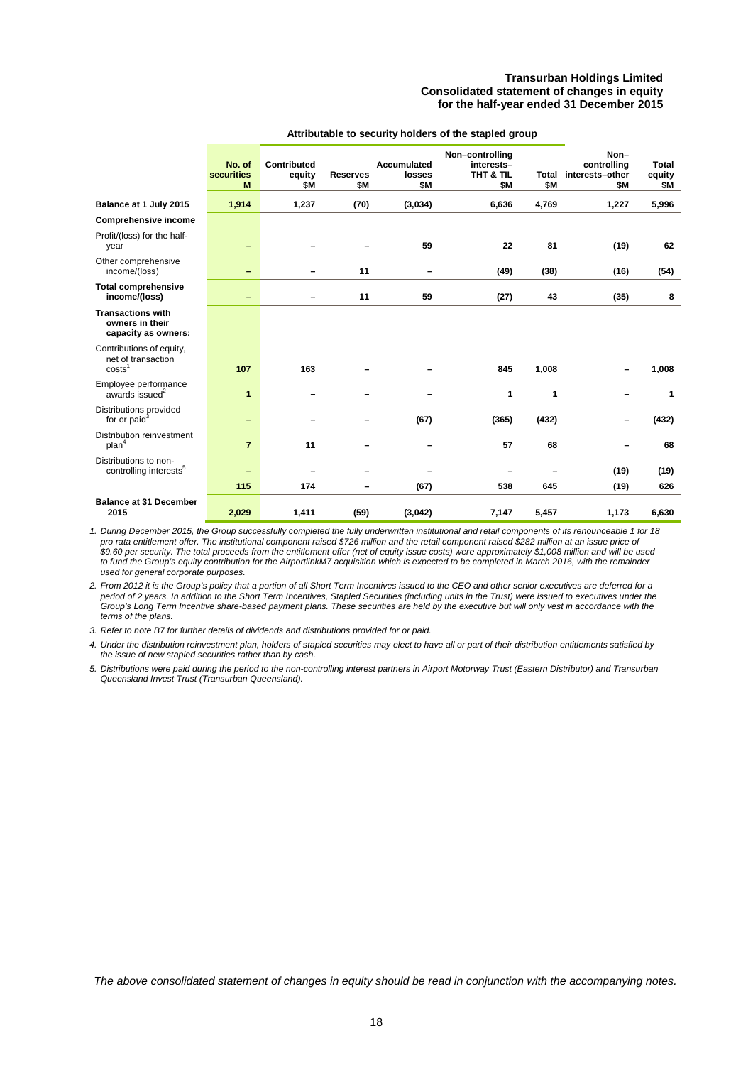**Transurban Holdings Limited**
**Consolidated statement of changes in equity**
**for the half-year ended 31 December 2015**

| | Attributable to security holders of the stapled group | | | | | | | |
|---|---|---|---|---|---|---|---|---|
| | No. of securities M | Contributed equity $M | Reserves $M | Accumulated losses $M | Non–controlling interests– THT & TIL $M | Total $M | Non–controlling interests–other $M | Total equity $M |
| **Balance at 1 July 2015** | **1,914** | **1,237** | **(70)** | **(3,034)** | **6,636** | **4,769** | **1,227** | **5,996** |
| **Comprehensive income** | | | | | | | | |
| Profit/(loss) for the half-year | – | – | – | 59 | 22 | 81 | (19) | 62 |
| Other comprehensive income/(loss) | – | – | 11 | – | (49) | (38) | (16) | (54) |
| **Total comprehensive income/(loss)** | – | – | 11 | 59 | (27) | 43 | (35) | 8 |
| **Transactions with owners in their capacity as owners:** | | | | | | | | |
| Contributions of equity, net of transaction costs[1] | 107 | 163 | – | – | 845 | 1,008 | – | 1,008 |
| Employee performance awards issued[2] | 1 | – | – | – | 1 | 1 | – | 1 |
| Distributions provided for or paid[3] | – | – | – | (67) | (365) | (432) | – | (432) |
| Distribution reinvestment plan[4] | 7 | 11 | – | – | 57 | 68 | – | 68 |
| Distributions to non-controlling interests[5] | – | – | – | – | – | – | (19) | (19) |
| | 115 | 174 | – | (67) | 538 | 645 | (19) | 626 |
| **Balance at 31 December 2015** | **2,029** | **1,411** | **(59)** | **(3,042)** | **7,147** | **5,457** | **1,173** | **6,630** |

*1. During December 2015, the Group successfully completed the fully underwritten institutional and retail components of its renounceable 1 for 18 pro rata entitlement offer. The institutional component raised $726 million and the retail component raised $282 million at an issue price of $9.60 per security. The total proceeds from the entitlement offer (net of equity issue costs) were approximately $1,008 million and will be used to fund the Group's equity contribution for the AirportlinkM7 acquisition which is expected to be completed in March 2016, with the remainder used for general corporate purposes.*

*2. From 2012 it is the Group's policy that a portion of all Short Term Incentives issued to the CEO and other senior executives are deferred for a period of 2 years. In addition to the Short Term Incentives, Stapled Securities (including units in the Trust) were issued to executives under the Group's Long Term Incentive share-based payment plans. These securities are held by the executive but will only vest in accordance with the terms of the plans.*

*3. Refer to note B7 for further details of dividends and distributions provided for or paid.*

*4. Under the distribution reinvestment plan, holders of stapled securities may elect to have all or part of their distribution entitlements satisfied by the issue of new stapled securities rather than by cash.*

*5. Distributions were paid during the period to the non-controlling interest partners in Airport Motorway Trust (Eastern Distributor) and Transurban Queensland Invest Trust (Transurban Queensland).*

*The above consolidated statement of changes in equity should be read in conjunction with the accompanying notes.*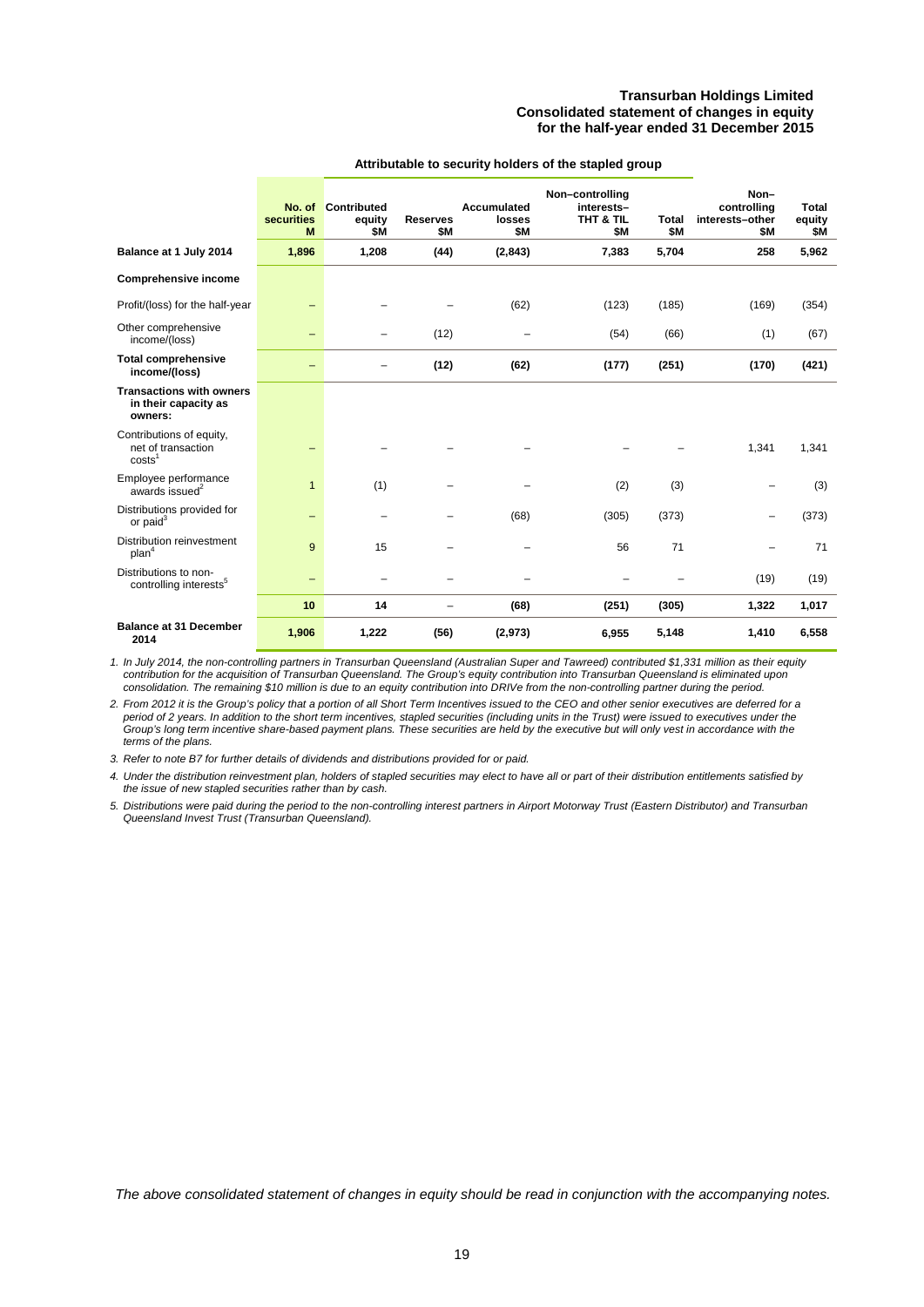# Transurban Holdings Limited
## Consolidated statement of changes in equity
## for the half-year ended 31 December 2015

| | | Attributable to security holders of the stapled group | | | | | | |
|---|---|---|---|---|---|---|---|---|
| | No. of securities M | Contributed equity $M | Reserves $M | Accumulated losses $M | Non–controlling interests– THT & TIL $M | Total $M | Non–controlling interests–other $M | Total equity $M |
| **Balance at 1 July 2014** | **1,896** | **1,208** | **(44)** | **(2,843)** | **7,383** | **5,704** | **258** | **5,962** |
| **Comprehensive income** | | | | | | | | |
| Profit/(loss) for the half-year | – | – | – | (62) | (123) | (185) | (169) | (354) |
| Other comprehensive income/(loss) | – | – | (12) | – | (54) | (66) | (1) | (67) |
| **Total comprehensive income/(loss)** | – | – | **(12)** | **(62)** | **(177)** | **(251)** | **(170)** | **(421)** |
| **Transactions with owners in their capacity as owners:** | | | | | | | | |
| Contributions of equity, net of transaction costs[1] | – | – | – | – | – | – | 1,341 | 1,341 |
| Employee performance awards issued[2] | 1 | (1) | – | – | (2) | (3) | – | (3) |
| Distributions provided for or paid[3] | – | – | – | (68) | (305) | (373) | – | (373) |
| Distribution reinvestment plan[4] | 9 | 15 | – | – | 56 | 71 | – | 71 |
| Distributions to non-controlling interests[5] | – | – | – | – | – | – | (19) | (19) |
| | **10** | **14** | – | **(68)** | **(251)** | **(305)** | **1,322** | **1,017** |
| **Balance at 31 December 2014** | **1,906** | **1,222** | **(56)** | **(2,973)** | **6,955** | **5,148** | **1,410** | **6,558** |

1. *In July 2014, the non-controlling partners in Transurban Queensland (Australian Super and Tawreed) contributed $1,331 million as their equity contribution for the acquisition of Transurban Queensland. The Group's equity contribution into Transurban Queensland is eliminated upon consolidation. The remaining $10 million is due to an equity contribution into DRIVe from the non-controlling partner during the period.*

2. *From 2012 it is the Group's policy that a portion of all Short Term Incentives issued to the CEO and other senior executives are deferred for a period of 2 years. In addition to the short term incentives, stapled securities (including units in the Trust) were issued to executives under the Group's long term incentive share-based payment plans. These securities are held by the executive but will only vest in accordance with the terms of the plans.*

3. *Refer to note B7 for further details of dividends and distributions provided for or paid.*

4. *Under the distribution reinvestment plan, holders of stapled securities may elect to have all or part of their distribution entitlements satisfied by the issue of new stapled securities rather than by cash.*

5. *Distributions were paid during the period to the non-controlling interest partners in Airport Motorway Trust (Eastern Distributor) and Transurban Queensland Invest Trust (Transurban Queensland).*

*The above consolidated statement of changes in equity should be read in conjunction with the accompanying notes.*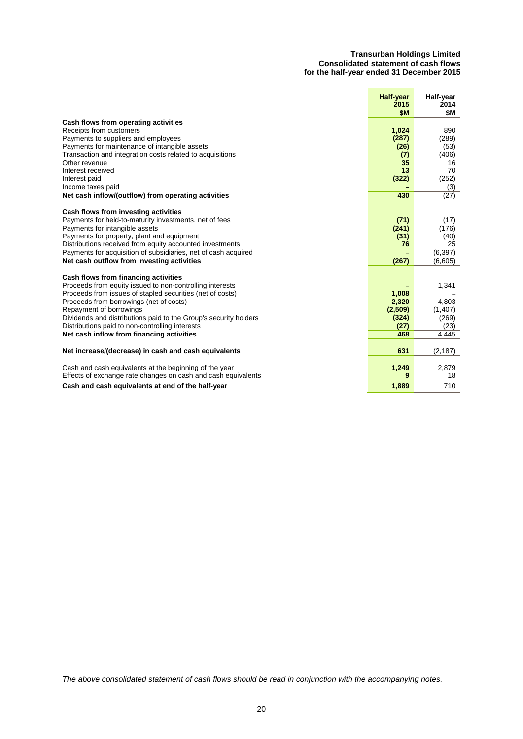**Transurban Holdings Limited**
**Consolidated statement of cash flows**
**for the half-year ended 31 December 2015**

| | Half-year 2015 $M | Half-year 2014 $M |
|---|---|---|
| **Cash flows from operating activities** | | |
| Receipts from customers | 1,024 | 890 |
| Payments to suppliers and employees | (287) | (289) |
| Payments for maintenance of intangible assets | (26) | (53) |
| Transaction and integration costs related to acquisitions | (7) | (406) |
| Other revenue | 35 | 16 |
| Interest received | 13 | 70 |
| Interest paid | (322) | (252) |
| Income taxes paid | – | (3) |
| **Net cash inflow/(outflow) from operating activities** | **430** | (27) |
| | | |
| **Cash flows from investing activities** | | |
| Payments for held-to-maturity investments, net of fees | (71) | (17) |
| Payments for intangible assets | (241) | (176) |
| Payments for property, plant and equipment | (31) | (40) |
| Distributions received from equity accounted investments | 76 | 25 |
| Payments for acquisition of subsidiaries, net of cash acquired | – | (6,397) |
| **Net cash outflow from investing activities** | **(267)** | (6,605) |
| | | |
| **Cash flows from financing activities** | | |
| Proceeds from equity issued to non-controlling interests | – | 1,341 |
| Proceeds from issues of stapled securities (net of costs) | 1,008 | – |
| Proceeds from borrowings (net of costs) | 2,320 | 4,803 |
| Repayment of borrowings | (2,509) | (1,407) |
| Dividends and distributions paid to the Group's security holders | (324) | (269) |
| Distributions paid to non-controlling interests | (27) | (23) |
| **Net cash inflow from financing activities** | **468** | 4,445 |
| | | |
| **Net increase/(decrease) in cash and cash equivalents** | **631** | (2,187) |
| | | |
| Cash and cash equivalents at the beginning of the year | 1,249 | 2,879 |
| Effects of exchange rate changes on cash and cash equivalents | 9 | 18 |
| **Cash and cash equivalents at end of the half-year** | **1,889** | 710 |

*The above consolidated statement of cash flows should be read in conjunction with the accompanying notes.*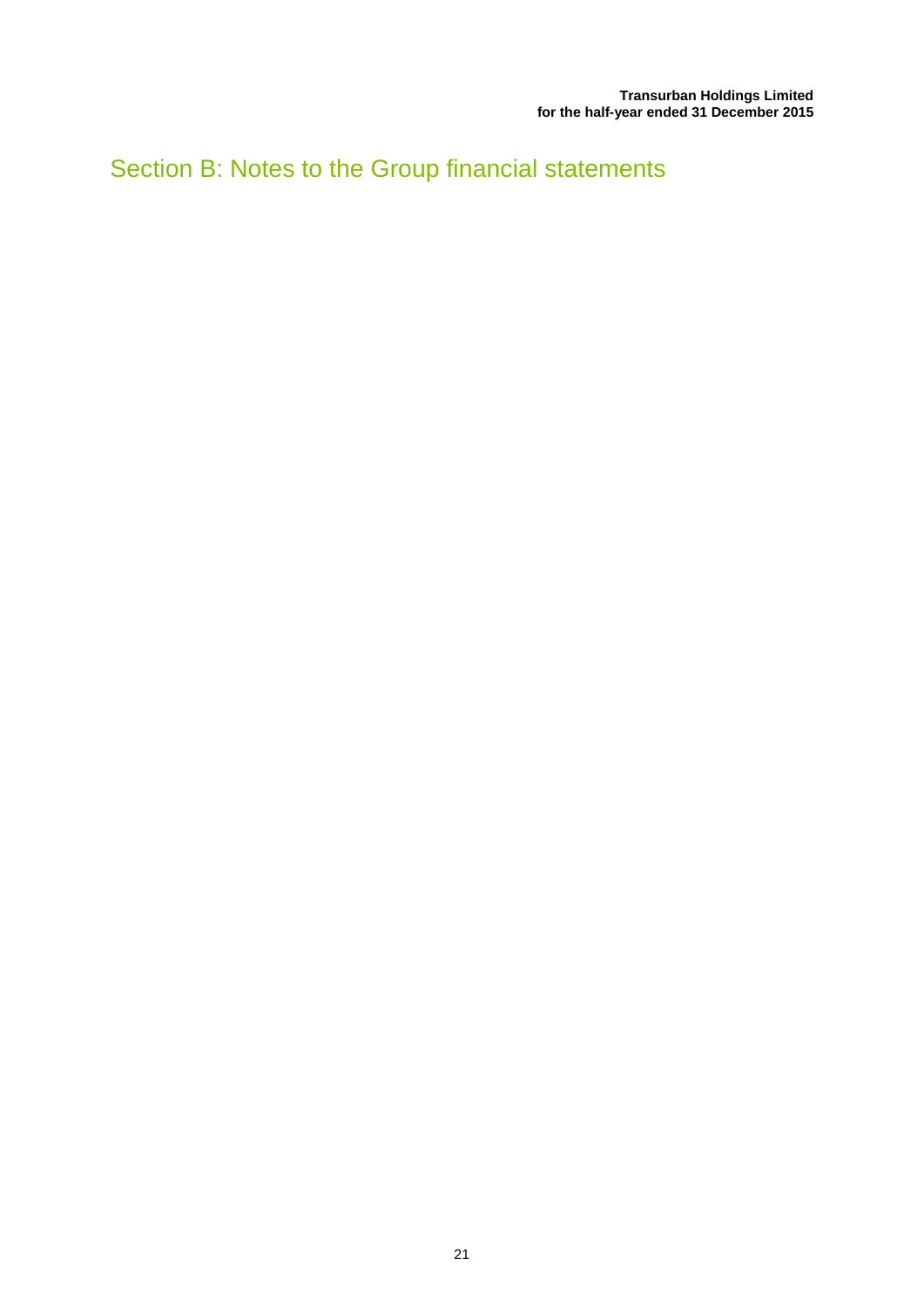# Section B: Notes to the Group financial statements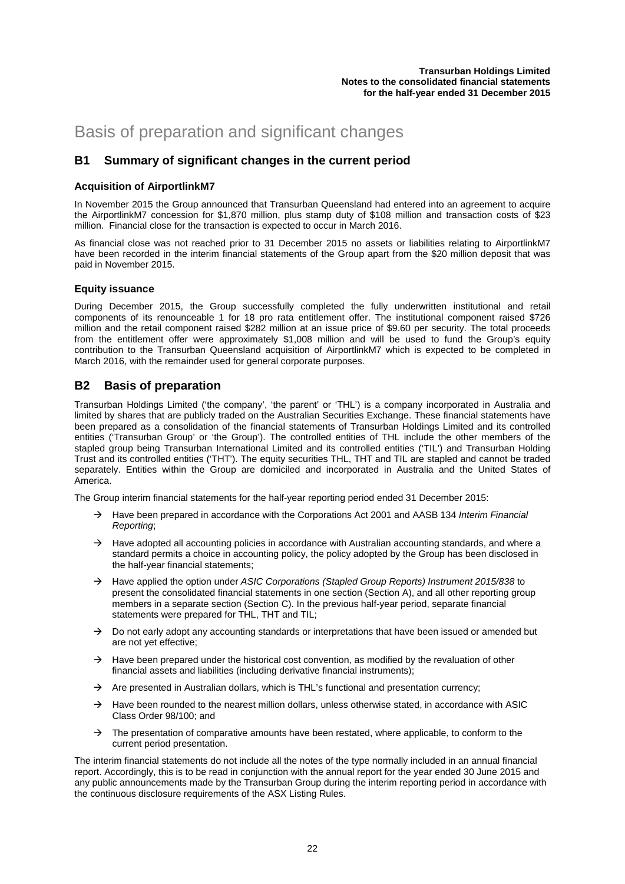# Basis of preparation and significant changes

## B1 Summary of significant changes in the current period

### Acquisition of AirportlinkM7

In November 2015 the Group announced that Transurban Queensland had entered into an agreement to acquire the AirportlinkM7 concession for $1,870 million, plus stamp duty of $108 million and transaction costs of $23 million. Financial close for the transaction is expected to occur in March 2016.

As financial close was not reached prior to 31 December 2015 no assets or liabilities relating to AirportlinkM7 have been recorded in the interim financial statements of the Group apart from the $20 million deposit that was paid in November 2015.

### Equity issuance

During December 2015, the Group successfully completed the fully underwritten institutional and retail components of its renounceable 1 for 18 pro rata entitlement offer. The institutional component raised $726 million and the retail component raised $282 million at an issue price of $9.60 per security. The total proceeds from the entitlement offer were approximately $1,008 million and will be used to fund the Group's equity contribution to the Transurban Queensland acquisition of AirportlinkM7 which is expected to be completed in March 2016, with the remainder used for general corporate purposes.

## B2 Basis of preparation

Transurban Holdings Limited ('the company', 'the parent' or 'THL') is a company incorporated in Australia and limited by shares that are publicly traded on the Australian Securities Exchange. These financial statements have been prepared as a consolidation of the financial statements of Transurban Holdings Limited and its controlled entities ('Transurban Group' or 'the Group'). The controlled entities of THL include the other members of the stapled group being Transurban International Limited and its controlled entities ('TIL') and Transurban Holding Trust and its controlled entities ('THT'). The equity securities THL, THT and TIL are stapled and cannot be traded separately. Entities within the Group are domiciled and incorporated in Australia and the United States of America.

The Group interim financial statements for the half-year reporting period ended 31 December 2015:

- → Have been prepared in accordance with the Corporations Act 2001 and AASB 134 *Interim Financial Reporting*;
- → Have adopted all accounting policies in accordance with Australian accounting standards, and where a standard permits a choice in accounting policy, the policy adopted by the Group has been disclosed in the half-year financial statements;
- → Have applied the option under *ASIC Corporations (Stapled Group Reports) Instrument 2015/838* to present the consolidated financial statements in one section (Section A), and all other reporting group members in a separate section (Section C). In the previous half-year period, separate financial statements were prepared for THL, THT and TIL;
- → Do not early adopt any accounting standards or interpretations that have been issued or amended but are not yet effective;
- → Have been prepared under the historical cost convention, as modified by the revaluation of other financial assets and liabilities (including derivative financial instruments);
- → Are presented in Australian dollars, which is THL's functional and presentation currency;
- → Have been rounded to the nearest million dollars, unless otherwise stated, in accordance with ASIC Class Order 98/100; and
- → The presentation of comparative amounts have been restated, where applicable, to conform to the current period presentation.

The interim financial statements do not include all the notes of the type normally included in an annual financial report. Accordingly, this is to be read in conjunction with the annual report for the year ended 30 June 2015 and any public announcements made by the Transurban Group during the interim reporting period in accordance with the continuous disclosure requirements of the ASX Listing Rules.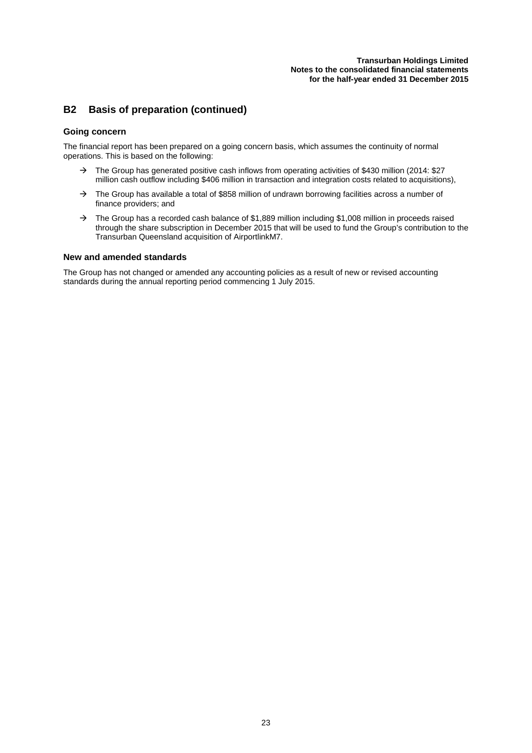## B2 Basis of preparation (continued)

### Going concern

The financial report has been prepared on a going concern basis, which assumes the continuity of normal operations. This is based on the following:

- → The Group has generated positive cash inflows from operating activities of $430 million (2014: $27 million cash outflow including $406 million in transaction and integration costs related to acquisitions),
- → The Group has available a total of $858 million of undrawn borrowing facilities across a number of finance providers; and
- → The Group has a recorded cash balance of $1,889 million including $1,008 million in proceeds raised through the share subscription in December 2015 that will be used to fund the Group's contribution to the Transurban Queensland acquisition of AirportlinkM7.

### New and amended standards

The Group has not changed or amended any accounting policies as a result of new or revised accounting standards during the annual reporting period commencing 1 July 2015.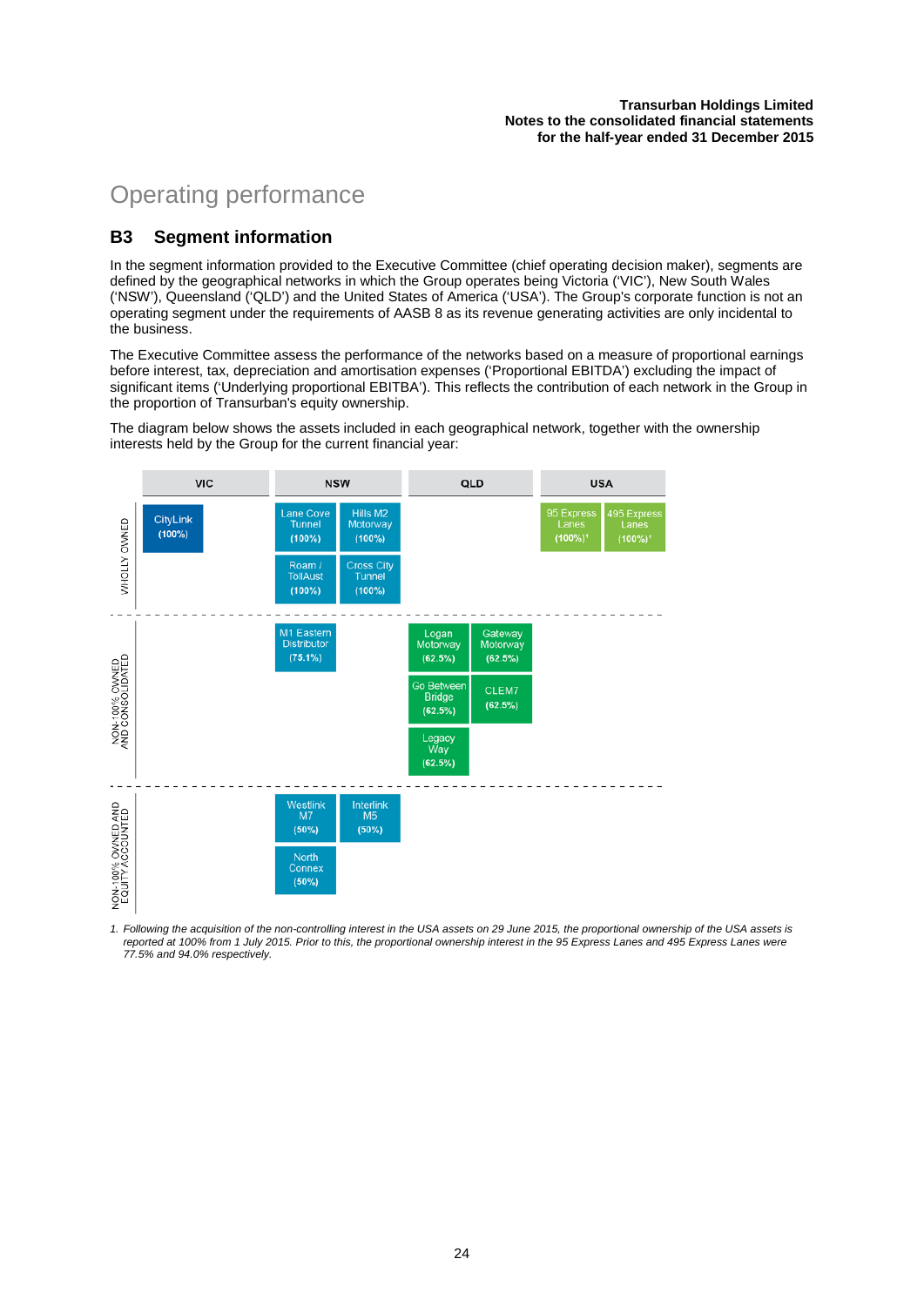# Operating performance

## B3 Segment information

In the segment information provided to the Executive Committee (chief operating decision maker), segments are defined by the geographical networks in which the Group operates being Victoria ('VIC'), New South Wales ('NSW'), Queensland ('QLD') and the United States of America ('USA'). The Group's corporate function is not an operating segment under the requirements of AASB 8 as its revenue generating activities are only incidental to the business.

The Executive Committee assess the performance of the networks based on a measure of proportional earnings before interest, tax, depreciation and amortisation expenses ('Proportional EBITDA') excluding the impact of significant items ('Underlying proportional EBITBA'). This reflects the contribution of each network in the Group in the proportion of Transurban's equity ownership.

The diagram below shows the assets included in each geographical network, together with the ownership interests held by the Group for the current financial year:

| | VIC | NSW | QLD | USA |
|---|---|---|---|---|
| WHOLLY OWNED | CityLink (100%) | Lane Cove Tunnel (100%); Hills M2 Motorway (100%); Roam / TollAust (100%); Cross City Tunnel (100%) | | 95 Express Lanes (100%)[1]; 495 Express Lanes (100%)[1] |
| NON-100% OWNED AND CONSOLIDATED | | M1 Eastern Distributor (75.1%) | Logan Motorway (62.5%); Gateway Motorway (62.5%); Go Between Bridge (62.5%); CLEM7 (62.5%); Legacy Way (62.5%) | |
| NON-100% OWNED AND EQUITY ACCOUNTED | | Westlink M7 (50%); Interlink M5 (50%); North Connex (50%) | | |

*1. Following the acquisition of the non-controlling interest in the USA assets on 29 June 2015, the proportional ownership of the USA assets is reported at 100% from 1 July 2015. Prior to this, the proportional ownership interest in the 95 Express Lanes and 495 Express Lanes were 77.5% and 94.0% respectively.*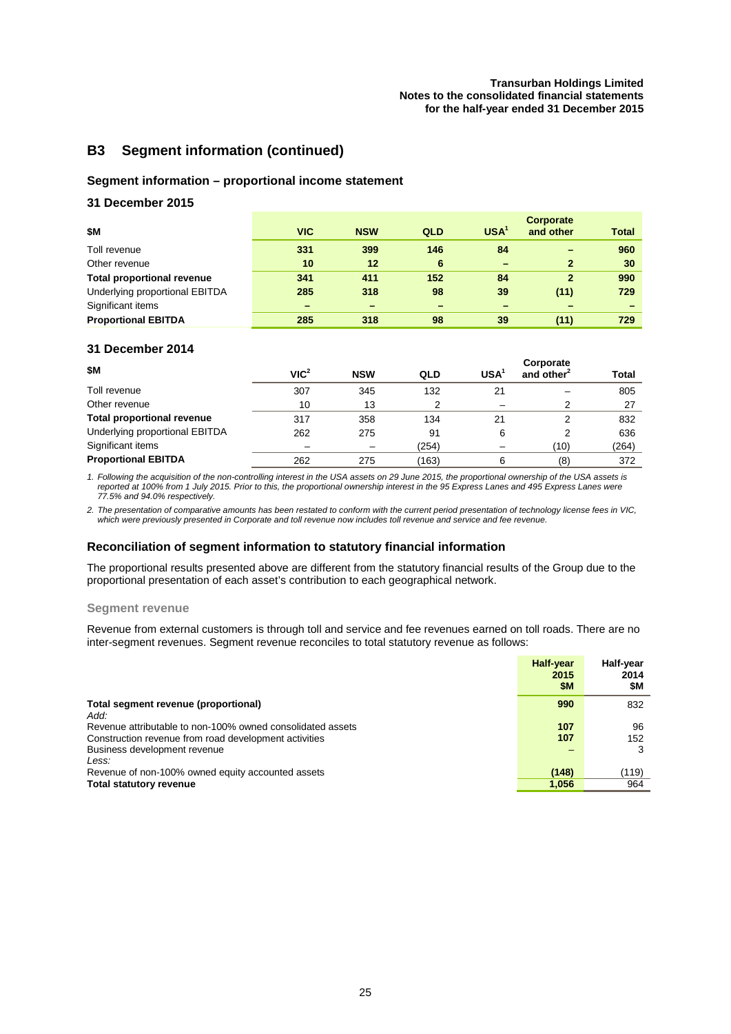## B3 Segment information (continued)

### Segment information – proportional income statement

### 31 December 2015

| $M | VIC | NSW | QLD | USA[1] | Corporate and other | Total |
|---|---|---|---|---|---|---|
| Toll revenue | 331 | 399 | 146 | 84 | – | 960 |
| Other revenue | 10 | 12 | 6 | – | 2 | 30 |
| **Total proportional revenue** | 341 | 411 | 152 | 84 | 2 | 990 |
| Underlying proportional EBITDA | 285 | 318 | 98 | 39 | (11) | 729 |
| Significant items | – | – | – | – | – | – |
| **Proportional EBITDA** | 285 | 318 | 98 | 39 | (11) | 729 |

### 31 December 2014

| $M | VIC[2] | NSW | QLD | USA[1] | Corporate and other[2] | Total |
|---|---|---|---|---|---|---|
| Toll revenue | 307 | 345 | 132 | 21 | – | 805 |
| Other revenue | 10 | 13 | 2 | – | 2 | 27 |
| **Total proportional revenue** | 317 | 358 | 134 | 21 | 2 | 832 |
| Underlying proportional EBITDA | 262 | 275 | 91 | 6 | 2 | 636 |
| Significant items | – | – | (254) | – | (10) | (264) |
| **Proportional EBITDA** | 262 | 275 | (163) | 6 | (8) | 372 |

*1. Following the acquisition of the non-controlling interest in the USA assets on 29 June 2015, the proportional ownership of the USA assets is reported at 100% from 1 July 2015. Prior to this, the proportional ownership interest in the 95 Express Lanes and 495 Express Lanes were 77.5% and 94.0% respectively.*

*2. The presentation of comparative amounts has been restated to conform with the current period presentation of technology license fees in VIC, which were previously presented in Corporate and toll revenue now includes toll revenue and service and fee revenue.*

### Reconciliation of segment information to statutory financial information

The proportional results presented above are different from the statutory financial results of the Group due to the proportional presentation of each asset's contribution to each geographical network.

#### Segment revenue

Revenue from external customers is through toll and service and fee revenues earned on toll roads. There are no inter-segment revenues. Segment revenue reconciles to total statutory revenue as follows:

| | Half-year 2015 $M | Half-year 2014 $M |
|---|---|---|
| **Total segment revenue (proportional)** | 990 | 832 |
| *Add:* | | |
| Revenue attributable to non-100% owned consolidated assets | 107 | 96 |
| Construction revenue from road development activities | 107 | 152 |
| Business development revenue | – | 3 |
| *Less:* | | |
| Revenue of non-100% owned equity accounted assets | (148) | (119) |
| **Total statutory revenue** | 1,056 | 964 |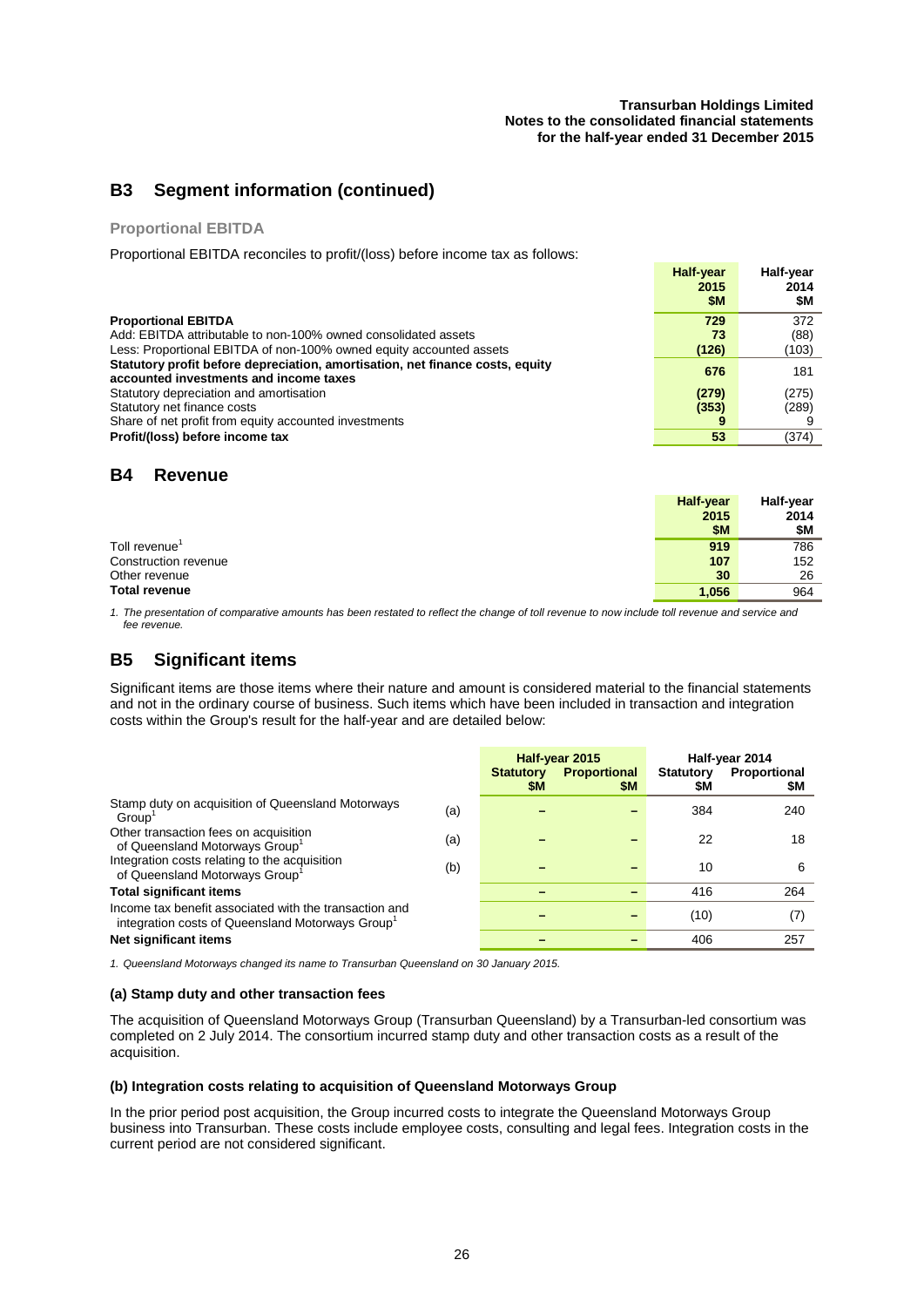## B3 Segment information (continued)

### Proportional EBITDA

Proportional EBITDA reconciles to profit/(loss) before income tax as follows:

| | Half-year 2015 $M | Half-year 2014 $M |
|---|---|---|
| **Proportional EBITDA** | **729** | 372 |
| Add: EBITDA attributable to non-100% owned consolidated assets | **73** | (88) |
| Less: Proportional EBITDA of non-100% owned equity accounted assets | **(126)** | (103) |
| **Statutory profit before depreciation, amortisation, net finance costs, equity accounted investments and income taxes** | **676** | 181 |
| Statutory depreciation and amortisation | **(279)** | (275) |
| Statutory net finance costs | **(353)** | (289) |
| Share of net profit from equity accounted investments | **9** | 9 |
| **Profit/(loss) before income tax** | **53** | (374) |

## B4 Revenue

| | Half-year 2015 $M | Half-year 2014 $M |
|---|---|---|
| Toll revenue[1] | **919** | 786 |
| Construction revenue | **107** | 152 |
| Other revenue | **30** | 26 |
| **Total revenue** | **1,056** | 964 |

*1. The presentation of comparative amounts has been restated to reflect the change of toll revenue to now include toll revenue and service and fee revenue.*

## B5 Significant items

Significant items are those items where their nature and amount is considered material to the financial statements and not in the ordinary course of business. Such items which have been included in transaction and integration costs within the Group's result for the half-year and are detailed below:

| | | Half-year 2015 | | Half-year 2014 | |
|---|---|---|---|---|---|
| | | Statutory $M | Proportional $M | Statutory $M | Proportional $M |
| Stamp duty on acquisition of Queensland Motorways Group[1] | (a) | – | – | 384 | 240 |
| Other transaction fees on acquisition of Queensland Motorways Group[1] | (a) | – | – | 22 | 18 |
| Integration costs relating to the acquisition of Queensland Motorways Group[1] | (b) | – | – | 10 | 6 |
| **Total significant items** | | – | – | 416 | 264 |
| Income tax benefit associated with the transaction and integration costs of Queensland Motorways Group[1] | | – | – | (10) | (7) |
| **Net significant items** | | – | – | 406 | 257 |

*1. Queensland Motorways changed its name to Transurban Queensland on 30 January 2015.*

#### (a) Stamp duty and other transaction fees

The acquisition of Queensland Motorways Group (Transurban Queensland) by a Transurban-led consortium was completed on 2 July 2014. The consortium incurred stamp duty and other transaction costs as a result of the acquisition.

#### (b) Integration costs relating to acquisition of Queensland Motorways Group

In the prior period post acquisition, the Group incurred costs to integrate the Queensland Motorways Group business into Transurban. These costs include employee costs, consulting and legal fees. Integration costs in the current period are not considered significant.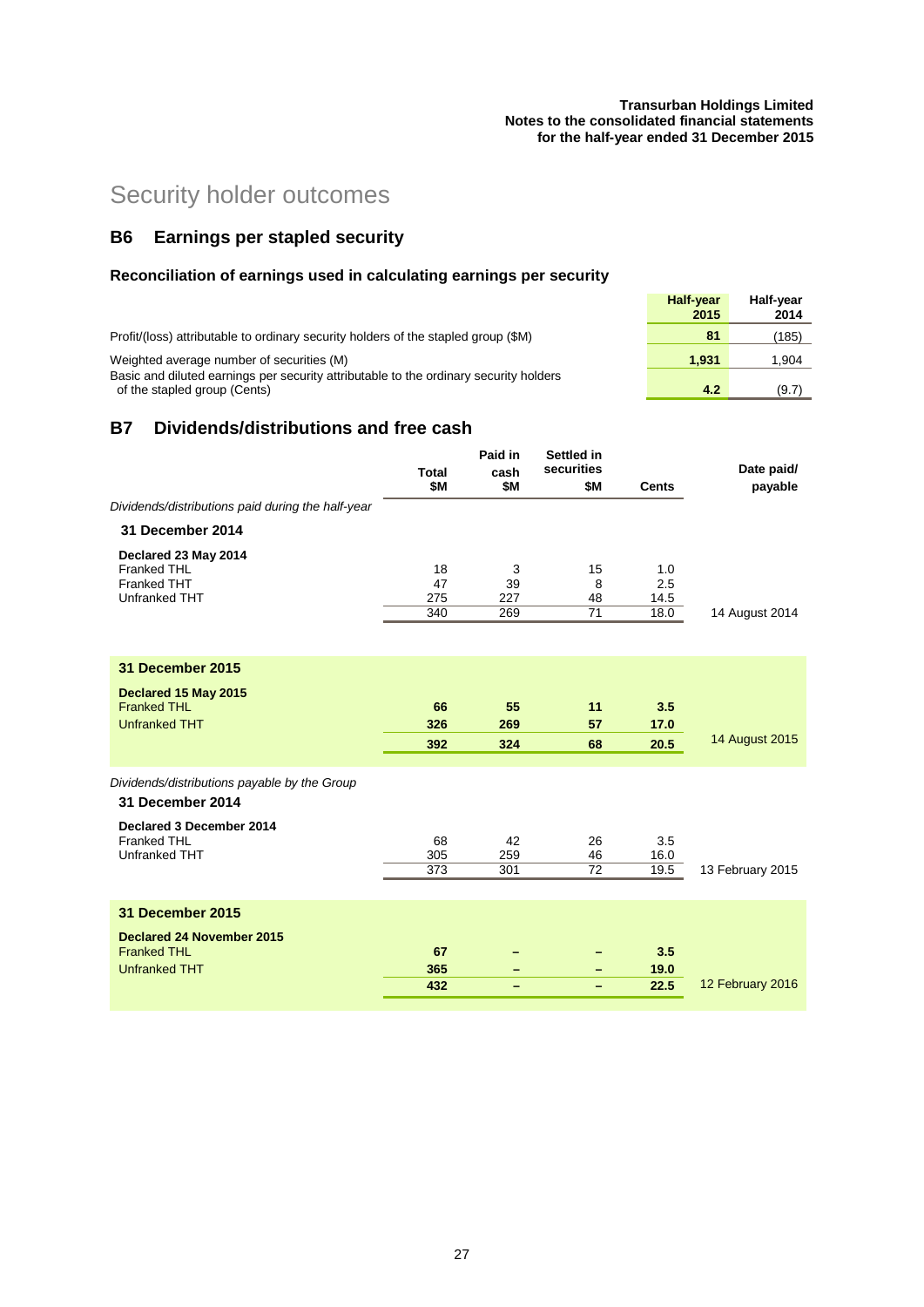# Security holder outcomes

## B6 Earnings per stapled security

### Reconciliation of earnings used in calculating earnings per security

| | Half-year 2015 | Half-year 2014 |
|---|---|---|
| Profit/(loss) attributable to ordinary security holders of the stapled group ($M) | 81 | (185) |
| Weighted average number of securities (M) | 1,931 | 1,904 |
| Basic and diluted earnings per security attributable to the ordinary security holders of the stapled group (Cents) | 4.2 | (9.7) |

## B7 Dividends/distributions and free cash

| | Total $M | Paid in cash $M | Settled in securities $M | Cents | Date paid/ payable |
|---|---|---|---|---|---|
| *Dividends/distributions paid during the half-year* | | | | | |
| **31 December 2014** | | | | | |
| **Declared 23 May 2014** | | | | | |
| Franked THL | 18 | 3 | 15 | 1.0 | |
| Franked THT | 47 | 39 | 8 | 2.5 | |
| Unfranked THT | 275 | 227 | 48 | 14.5 | |
| | 340 | 269 | 71 | 18.0 | 14 August 2014 |
| **31 December 2015** | | | | | |
| **Declared 15 May 2015** | | | | | |
| Franked THL | **66** | **55** | **11** | **3.5** | |
| Unfranked THT | **326** | **269** | **57** | **17.0** | |
| | **392** | **324** | **68** | **20.5** | 14 August 2015 |
| *Dividends/distributions payable by the Group* | | | | | |
| **31 December 2014** | | | | | |
| **Declared 3 December 2014** | | | | | |
| Franked THL | 68 | 42 | 26 | 3.5 | |
| Unfranked THT | 305 | 259 | 46 | 16.0 | |
| | 373 | 301 | 72 | 19.5 | 13 February 2015 |
| **31 December 2015** | | | | | |
| **Declared 24 November 2015** | | | | | |
| Franked THL | **67** | – | – | **3.5** | |
| Unfranked THT | **365** | – | – | **19.0** | |
| | **432** | – | – | **22.5** | 12 February 2016 |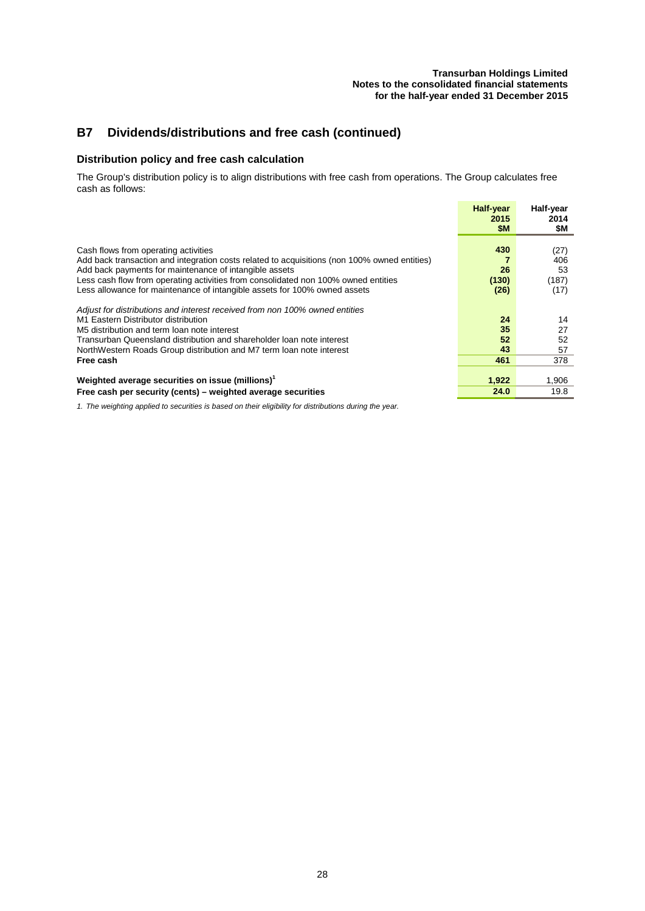## B7 Dividends/distributions and free cash (continued)

### Distribution policy and free cash calculation

The Group's distribution policy is to align distributions with free cash from operations. The Group calculates free cash as follows:

| | Half-year 2015 $M | Half-year 2014 $M |
|---|---|---|
| Cash flows from operating activities | **430** | (27) |
| Add back transaction and integration costs related to acquisitions (non 100% owned entities) | **7** | 406 |
| Add back payments for maintenance of intangible assets | **26** | 53 |
| Less cash flow from operating activities from consolidated non 100% owned entities | **(130)** | (187) |
| Less allowance for maintenance of intangible assets for 100% owned assets | **(26)** | (17) |
| *Adjust for distributions and interest received from non 100% owned entities* | | |
| M1 Eastern Distributor distribution | **24** | 14 |
| M5 distribution and term loan note interest | **35** | 27 |
| Transurban Queensland distribution and shareholder loan note interest | **52** | 52 |
| NorthWestern Roads Group distribution and M7 term loan note interest | **43** | 57 |
| **Free cash** | **461** | 378 |
| **Weighted average securities on issue (millions)**[1] | **1,922** | 1,906 |
| **Free cash per security (cents) – weighted average securities** | **24.0** | 19.8 |

*1. The weighting applied to securities is based on their eligibility for distributions during the year.*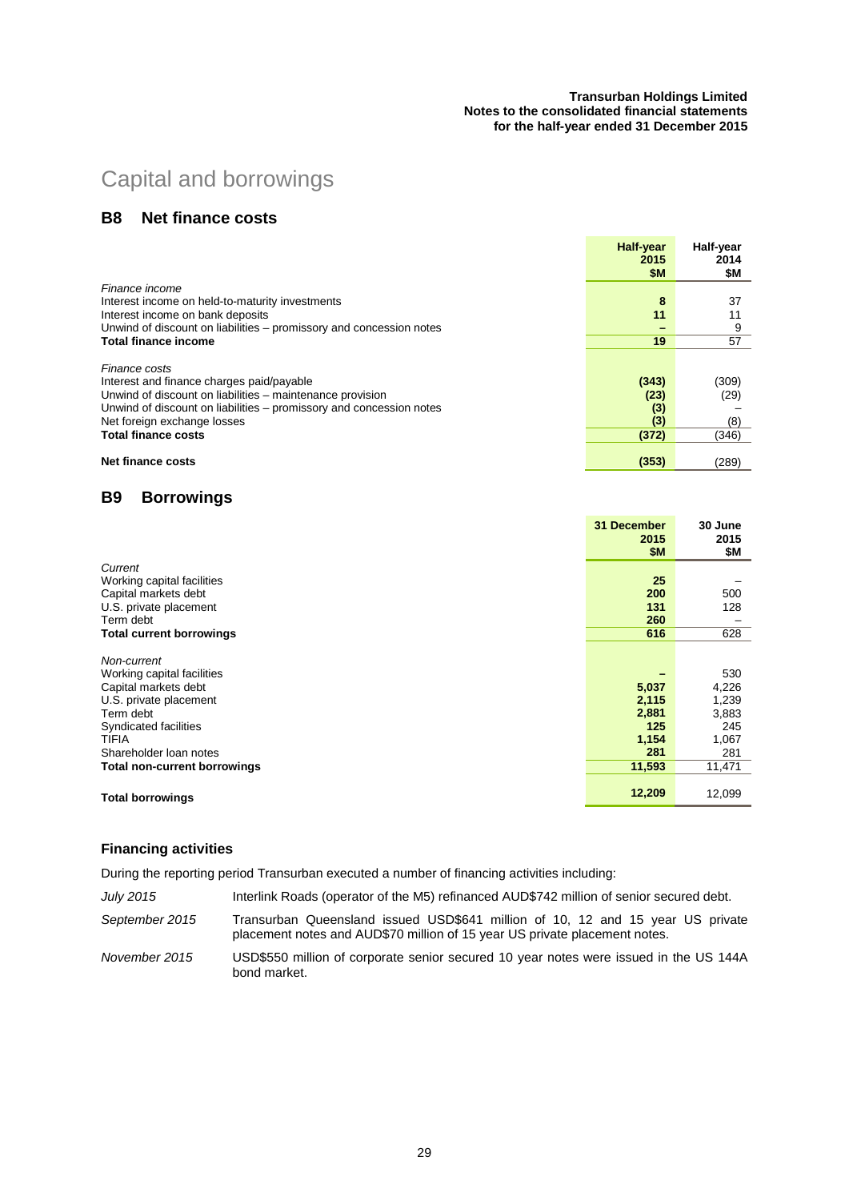# Capital and borrowings

## B8 Net finance costs

| | Half-year 2015 $M | Half-year 2014 $M |
|---|---|---|
| *Finance income* | | |
| Interest income on held-to-maturity investments | 8 | 37 |
| Interest income on bank deposits | 11 | 11 |
| Unwind of discount on liabilities – promissory and concession notes | – | 9 |
| **Total finance income** | 19 | 57 |
| *Finance costs* | | |
| Interest and finance charges paid/payable | (343) | (309) |
| Unwind of discount on liabilities – maintenance provision | (23) | (29) |
| Unwind of discount on liabilities – promissory and concession notes | (3) | – |
| Net foreign exchange losses | (3) | (8) |
| **Total finance costs** | (372) | (346) |
| **Net finance costs** | (353) | (289) |

## B9 Borrowings

| | 31 December 2015 $M | 30 June 2015 $M |
|---|---|---|
| *Current* | | |
| Working capital facilities | 25 | – |
| Capital markets debt | 200 | 500 |
| U.S. private placement | 131 | 128 |
| Term debt | 260 | – |
| **Total current borrowings** | 616 | 628 |
| *Non-current* | | |
| Working capital facilities | – | 530 |
| Capital markets debt | 5,037 | 4,226 |
| U.S. private placement | 2,115 | 1,239 |
| Term debt | 2,881 | 3,883 |
| Syndicated facilities | 125 | 245 |
| TIFIA | 1,154 | 1,067 |
| Shareholder loan notes | 281 | 281 |
| **Total non-current borrowings** | 11,593 | 11,471 |
| **Total borrowings** | 12,209 | 12,099 |

### Financing activities

During the reporting period Transurban executed a number of financing activities including:

*July 2015* — Interlink Roads (operator of the M5) refinanced AUD$742 million of senior secured debt.

*September 2015* — Transurban Queensland issued USD$641 million of 10, 12 and 15 year US private placement notes and AUD$70 million of 15 year US private placement notes.

*November 2015* — USD$550 million of corporate senior secured 10 year notes were issued in the US 144A bond market.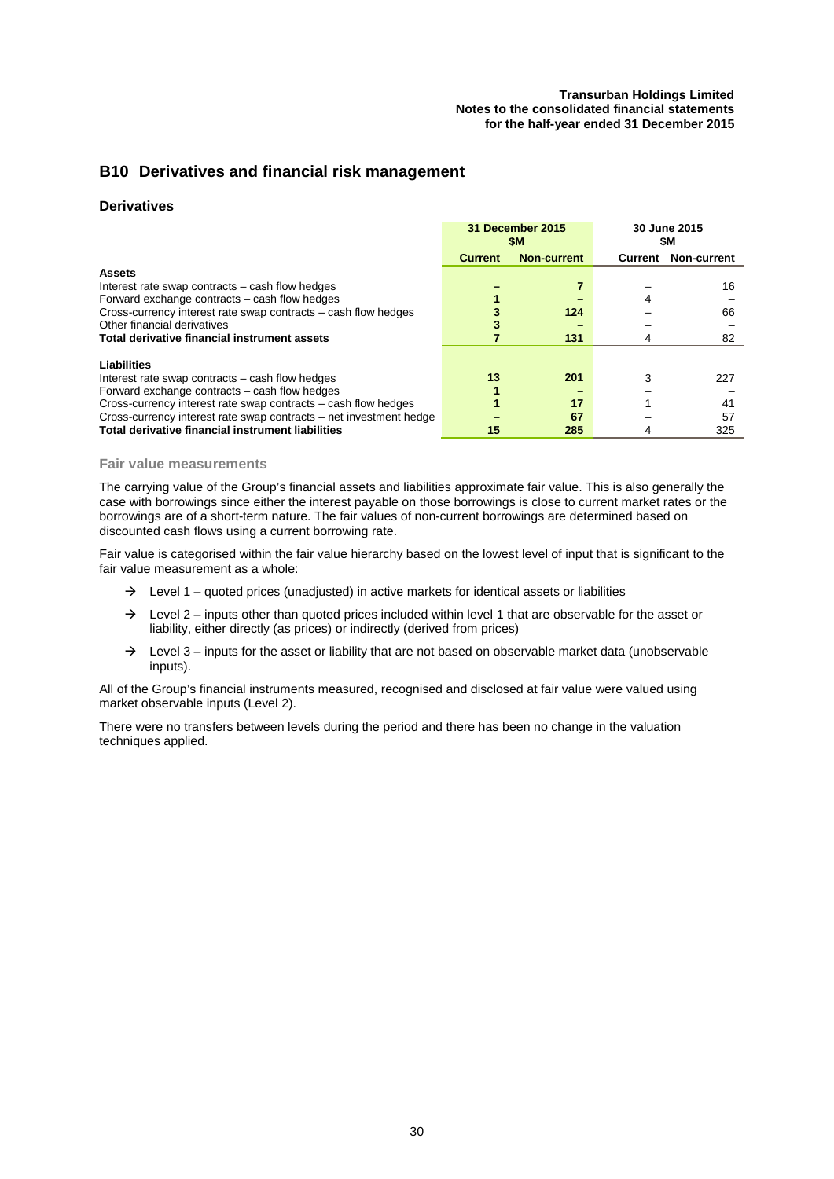## B10 Derivatives and financial risk management

### Derivatives

| | 31 December 2015 $M | | 30 June 2015 $M | |
|---|---|---|---|---|
| | **Current** | **Non-current** | **Current** | **Non-current** |
| **Assets** | | | | |
| Interest rate swap contracts – cash flow hedges | – | 7 | – | 16 |
| Forward exchange contracts – cash flow hedges | 1 | – | 4 | – |
| Cross-currency interest rate swap contracts – cash flow hedges | 3 | 124 | – | 66 |
| Other financial derivatives | 3 | – | – | – |
| **Total derivative financial instrument assets** | **7** | **131** | **4** | **82** |
| **Liabilities** | | | | |
| Interest rate swap contracts – cash flow hedges | 13 | 201 | 3 | 227 |
| Forward exchange contracts – cash flow hedges | 1 | – | – | – |
| Cross-currency interest rate swap contracts – cash flow hedges | 1 | 17 | 1 | 41 |
| Cross-currency interest rate swap contracts – net investment hedge | – | 67 | – | 57 |
| **Total derivative financial instrument liabilities** | **15** | **285** | **4** | **325** |

#### Fair value measurements

The carrying value of the Group's financial assets and liabilities approximate fair value. This is also generally the case with borrowings since either the interest payable on those borrowings is close to current market rates or the borrowings are of a short-term nature. The fair values of non-current borrowings are determined based on discounted cash flows using a current borrowing rate.

Fair value is categorised within the fair value hierarchy based on the lowest level of input that is significant to the fair value measurement as a whole:

- → Level 1 – quoted prices (unadjusted) in active markets for identical assets or liabilities
- → Level 2 – inputs other than quoted prices included within level 1 that are observable for the asset or liability, either directly (as prices) or indirectly (derived from prices)
- → Level 3 – inputs for the asset or liability that are not based on observable market data (unobservable inputs).

All of the Group's financial instruments measured, recognised and disclosed at fair value were valued using market observable inputs (Level 2).

There were no transfers between levels during the period and there has been no change in the valuation techniques applied.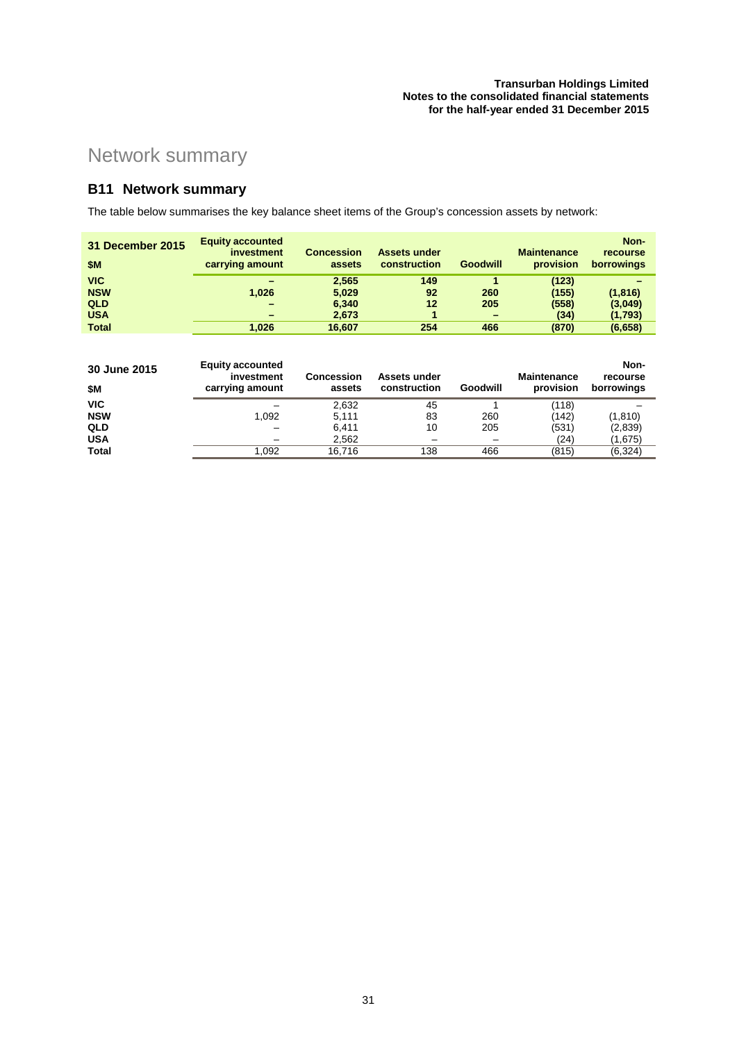# Network summary

## B11 Network summary

The table below summarises the key balance sheet items of the Group's concession assets by network:

| **31 December 2015** <br> **$M** | **Equity accounted investment carrying amount** | **Concession assets** | **Assets under construction** | **Goodwill** | **Maintenance provision** | **Non-recourse borrowings** |
|---|---|---|---|---|---|---|
| **VIC** | **–** | **2,565** | **149** | **1** | **(123)** | **–** |
| **NSW** | **1,026** | **5,029** | **92** | **260** | **(155)** | **(1,816)** |
| **QLD** | **–** | **6,340** | **12** | **205** | **(558)** | **(3,049)** |
| **USA** | **–** | **2,673** | **1** | **–** | **(34)** | **(1,793)** |
| **Total** | **1,026** | **16,607** | **254** | **466** | **(870)** | **(6,658)** |

| **30 June 2015** <br> **$M** | **Equity accounted investment carrying amount** | **Concession assets** | **Assets under construction** | **Goodwill** | **Maintenance provision** | **Non-recourse borrowings** |
|---|---|---|---|---|---|---|
| **VIC** | – | 2,632 | 45 | 1 | (118) | – |
| **NSW** | 1,092 | 5,111 | 83 | 260 | (142) | (1,810) |
| **QLD** | – | 6,411 | 10 | 205 | (531) | (2,839) |
| **USA** | – | 2,562 | – | – | (24) | (1,675) |
| **Total** | 1,092 | 16,716 | 138 | 466 | (815) | (6,324) |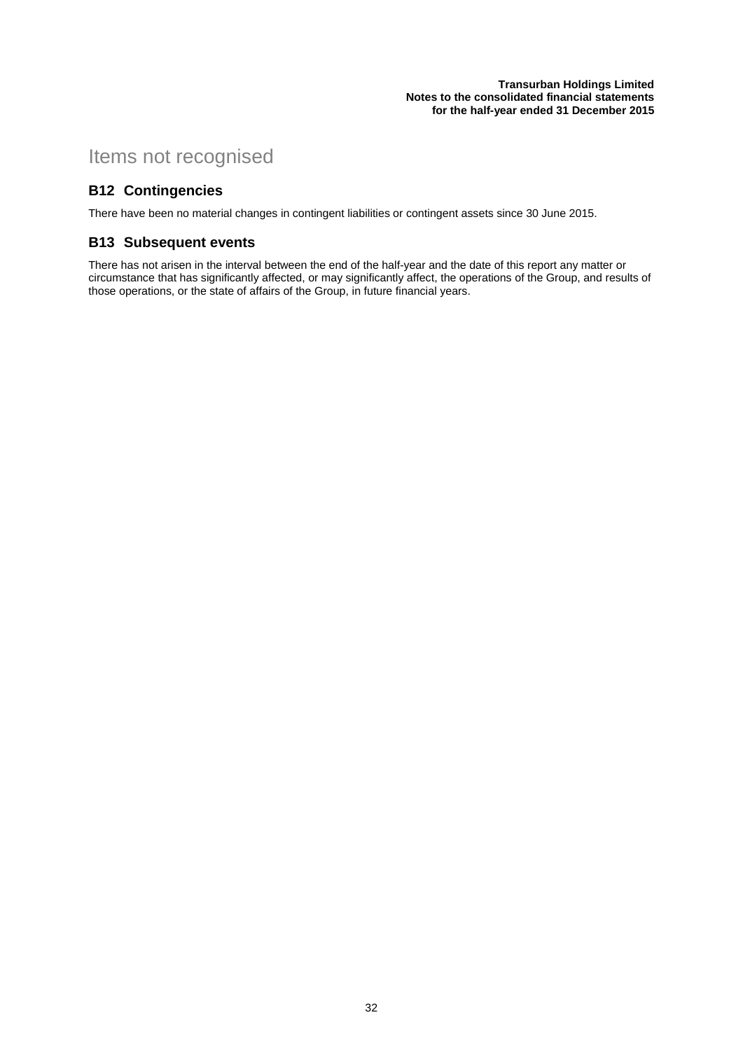# Items not recognised

## B12 Contingencies

There have been no material changes in contingent liabilities or contingent assets since 30 June 2015.

## B13 Subsequent events

There has not arisen in the interval between the end of the half-year and the date of this report any matter or circumstance that has significantly affected, or may significantly affect, the operations of the Group, and results of those operations, or the state of affairs of the Group, in future financial years.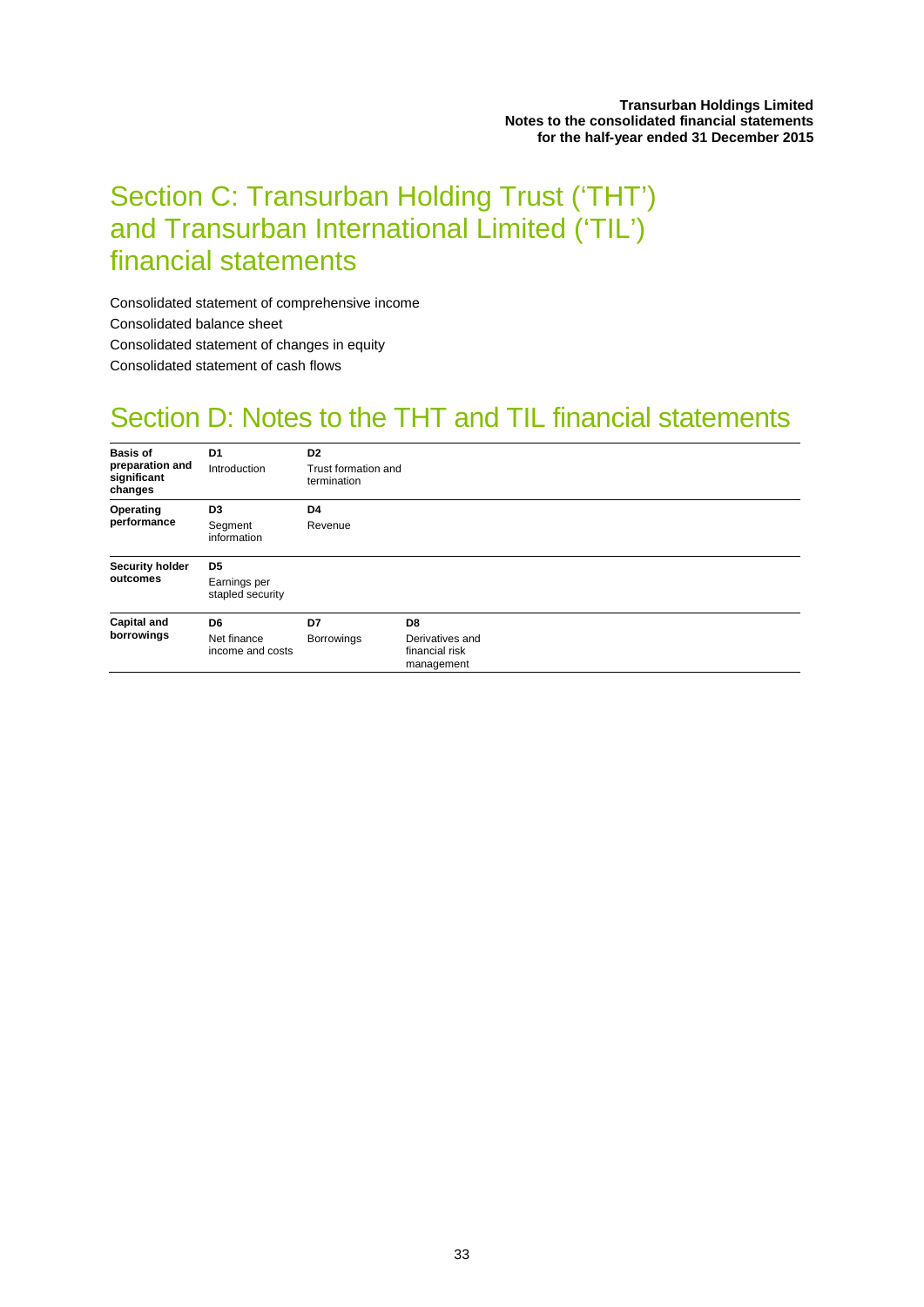# Section C: Transurban Holding Trust ('THT') and Transurban International Limited ('TIL') financial statements

Consolidated statement of comprehensive income

Consolidated balance sheet

Consolidated statement of changes in equity

Consolidated statement of cash flows

# Section D: Notes to the THT and TIL financial statements

| | | | |
|---|---|---|---|
| **Basis of preparation and significant changes** | **D1** Introduction | **D2** Trust formation and termination | |
| **Operating performance** | **D3** Segment information | **D4** Revenue | |
| **Security holder outcomes** | **D5** Earnings per stapled security | | |
| **Capital and borrowings** | **D6** Net finance income and costs | **D7** Borrowings | **D8** Derivatives and financial risk management |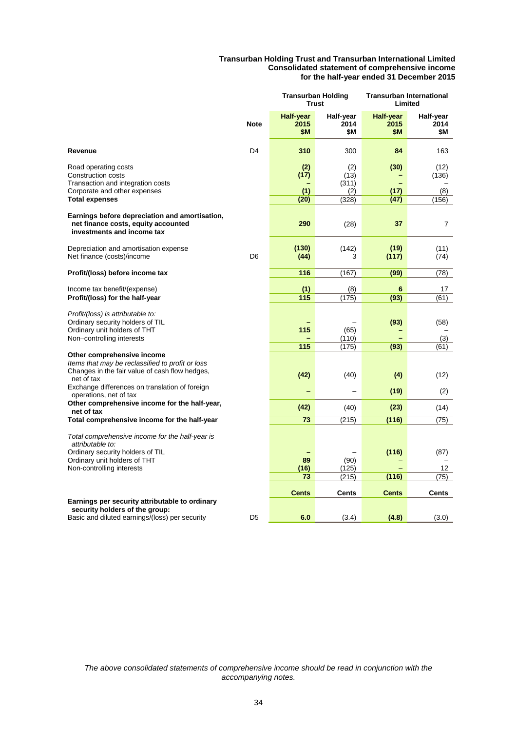# Transurban Holding Trust and Transurban International Limited
## Consolidated statement of comprehensive income
### for the half-year ended 31 December 2015

| | Note | Transurban Holding Trust | | Transurban International Limited | |
|---|---|---|---|---|---|
| | | **Half-year 2015 $M** | Half-year 2014 $M | **Half-year 2015 $M** | Half-year 2014 $M |
| **Revenue** | D4 | **310** | 300 | **84** | 163 |
| Road operating costs | | **(2)** | (2) | **(30)** | (12) |
| Construction costs | | **(17)** | (13) | **–** | (136) |
| Transaction and integration costs | | **–** | (311) | **–** | – |
| Corporate and other expenses | | **(1)** | (2) | **(17)** | (8) |
| **Total expenses** | | **(20)** | (328) | **(47)** | (156) |
| **Earnings before depreciation and amortisation, net finance costs, equity accounted investments and income tax** | | **290** | (28) | **37** | 7 |
| Depreciation and amortisation expense | | **(130)** | (142) | **(19)** | (11) |
| Net finance (costs)/income | D6 | **(44)** | 3 | **(117)** | (74) |
| **Profit/(loss) before income tax** | | **116** | (167) | **(99)** | (78) |
| Income tax benefit/(expense) | | **(1)** | (8) | **6** | 17 |
| **Profit/(loss) for the half-year** | | **115** | (175) | **(93)** | (61) |
| *Profit/(loss) is attributable to:* | | | | | |
| Ordinary security holders of TIL | | **–** | – | **(93)** | (58) |
| Ordinary unit holders of THT | | **115** | (65) | **–** | – |
| Non–controlling interests | | **–** | (110) | **–** | (3) |
| | | **115** | (175) | **(93)** | (61) |
| **Other comprehensive income** | | | | | |
| *Items that may be reclassified to profit or loss* | | | | | |
| Changes in the fair value of cash flow hedges, net of tax | | **(42)** | (40) | **(4)** | (12) |
| Exchange differences on translation of foreign operations, net of tax | | **–** | – | **(19)** | (2) |
| **Other comprehensive income for the half-year, net of tax** | | **(42)** | (40) | **(23)** | (14) |
| **Total comprehensive income for the half-year** | | **73** | (215) | **(116)** | (75) |
| *Total comprehensive income for the half-year is attributable to:* | | | | | |
| Ordinary security holders of TIL | | **–** | – | **(116)** | (87) |
| Ordinary unit holders of THT | | **89** | (90) | **–** | – |
| Non-controlling interests | | **(16)** | (125) | **–** | 12 |
| | | **73** | (215) | **(116)** | (75) |
| | | **Cents** | **Cents** | **Cents** | **Cents** |
| **Earnings per security attributable to ordinary security holders of the group:** | | | | | |
| Basic and diluted earnings/(loss) per security | D5 | **6.0** | (3.4) | **(4.8)** | (3.0) |

*The above consolidated statements of comprehensive income should be read in conjunction with the accompanying notes.*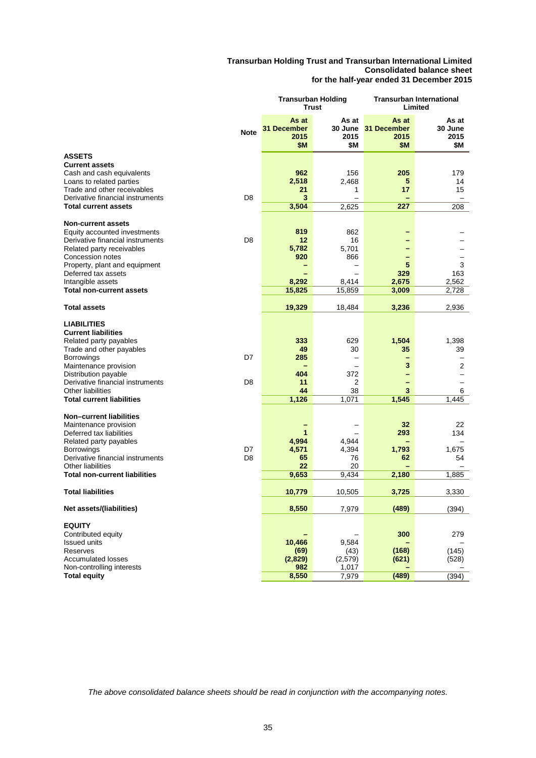**Transurban Holding Trust and Transurban International Limited**
**Consolidated balance sheet**
**for the half-year ended 31 December 2015**

| | Note | Transurban Holding Trust | | Transurban International Limited | |
|---|---|---|---|---|---|
| | | **As at 31 December 2015 $M** | As at 30 June 2015 $M | **As at 31 December 2015 $M** | As at 30 June 2015 $M |
| **ASSETS** | | | | | |
| **Current assets** | | | | | |
| Cash and cash equivalents | | **962** | 156 | **205** | 179 |
| Loans to related parties | | **2,518** | 2,468 | **5** | 14 |
| Trade and other receivables | | **21** | 1 | **17** | 15 |
| Derivative financial instruments | D8 | **3** | – | **–** | – |
| **Total current assets** | | **3,504** | 2,625 | **227** | 208 |
| **Non-current assets** | | | | | |
| Equity accounted investments | | **819** | 862 | **–** | – |
| Derivative financial instruments | D8 | **12** | 16 | **–** | – |
| Related party receivables | | **5,782** | 5,701 | **–** | – |
| Concession notes | | **920** | 866 | **–** | – |
| Property, plant and equipment | | **–** | – | **5** | 3 |
| Deferred tax assets | | **–** | – | **329** | 163 |
| Intangible assets | | **8,292** | 8,414 | **2,675** | 2,562 |
| **Total non-current assets** | | **15,825** | 15,859 | **3,009** | 2,728 |
| **Total assets** | | **19,329** | 18,484 | **3,236** | 2,936 |
| **LIABILITIES** | | | | | |
| **Current liabilities** | | | | | |
| Related party payables | | **333** | 629 | **1,504** | 1,398 |
| Trade and other payables | | **49** | 30 | **35** | 39 |
| Borrowings | D7 | **285** | – | **–** | – |
| Maintenance provision | | **–** | – | **3** | 2 |
| Distribution payable | | **404** | 372 | **–** | – |
| Derivative financial instruments | D8 | **11** | 2 | **–** | – |
| Other liabilities | | **44** | 38 | **3** | 6 |
| **Total current liabilities** | | **1,126** | 1,071 | **1,545** | 1,445 |
| **Non–current liabilities** | | | | | |
| Maintenance provision | | **–** | – | **32** | 22 |
| Deferred tax liabilities | | **1** | – | **293** | 134 |
| Related party payables | | **4,994** | 4,944 | **–** | – |
| Borrowings | D7 | **4,571** | 4,394 | **1,793** | 1,675 |
| Derivative financial instruments | D8 | **65** | 76 | **62** | 54 |
| Other liabilities | | **22** | 20 | **–** | – |
| **Total non-current liabilities** | | **9,653** | 9,434 | **2,180** | 1,885 |
| **Total liabilities** | | **10,779** | 10,505 | **3,725** | 3,330 |
| **Net assets/(liabilities)** | | **8,550** | 7,979 | **(489)** | (394) |
| **EQUITY** | | | | | |
| Contributed equity | | **–** | – | **300** | 279 |
| Issued units | | **10,466** | 9,584 | **–** | – |
| Reserves | | **(69)** | (43) | **(168)** | (145) |
| Accumulated losses | | **(2,829)** | (2,579) | **(621)** | (528) |
| Non-controlling interests | | **982** | 1,017 | **–** | – |
| **Total equity** | | **8,550** | 7,979 | **(489)** | (394) |

*The above consolidated balance sheets should be read in conjunction with the accompanying notes.*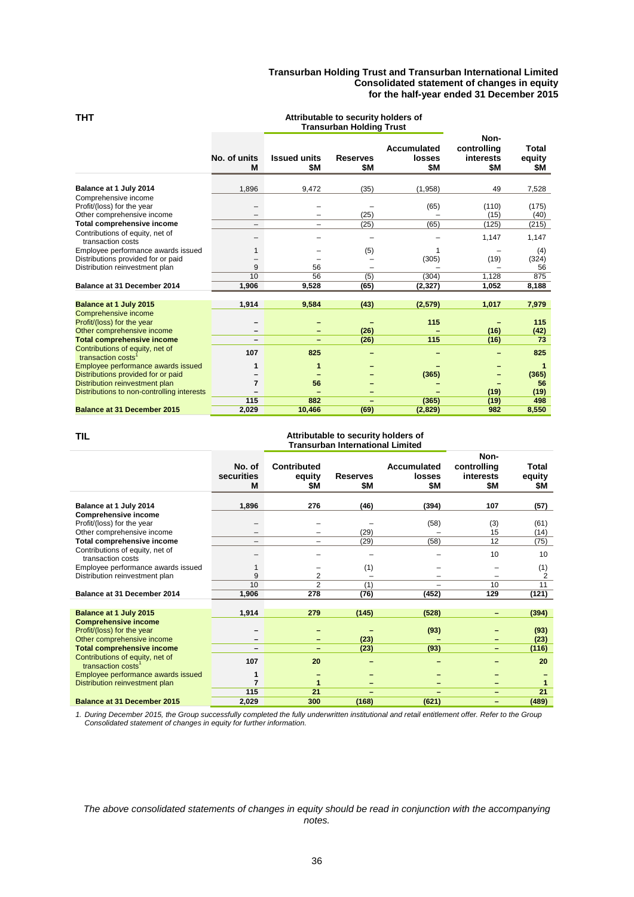# Transurban Holding Trust and Transurban International Limited
## Consolidated statement of changes in equity
## for the half-year ended 31 December 2015

### THT

| | | Attributable to security holders of Transurban Holding Trust | | | | |
|---|---|---|---|---|---|---|
| | No. of units M | Issued units $M | Reserves $M | Accumulated losses $M | Non-controlling interests $M | Total equity $M |
| **Balance at 1 July 2014** | 1,896 | 9,472 | (35) | (1,958) | 49 | 7,528 |
| Comprehensive income | | | | | | |
| Profit/(loss) for the year | – | – | – | (65) | (110) | (175) |
| Other comprehensive income | – | – | (25) | – | (15) | (40) |
| **Total comprehensive income** | – | – | (25) | (65) | (125) | (215) |
| Contributions of equity, net of transaction costs | – | – | – | – | 1,147 | 1,147 |
| Employee performance awards issued | 1 | – | (5) | 1 | – | (4) |
| Distributions provided for or paid | – | – | – | (305) | (19) | (324) |
| Distribution reinvestment plan | 9 | 56 | – | – | – | 56 |
| | 10 | 56 | (5) | (304) | 1,128 | 875 |
| **Balance at 31 December 2014** | **1,906** | **9,528** | **(65)** | **(2,327)** | **1,052** | **8,188** |
| | | | | | | |
| **Balance at 1 July 2015** | **1,914** | **9,584** | **(43)** | **(2,579)** | **1,017** | **7,979** |
| Comprehensive income | | | | | | |
| Profit/(loss) for the year | **–** | **–** | **–** | **115** | **–** | **115** |
| Other comprehensive income | **–** | **–** | **(26)** | **–** | **(16)** | **(42)** |
| **Total comprehensive income** | **–** | **–** | **(26)** | **115** | **(16)** | **73** |
| Contributions of equity, net of transaction costs[1] | **107** | **825** | **–** | **–** | **–** | **825** |
| Employee performance awards issued | **1** | **1** | **–** | **–** | **–** | **1** |
| Distributions provided for or paid | **–** | **–** | **–** | **(365)** | **–** | **(365)** |
| Distribution reinvestment plan | **7** | **56** | **–** | **–** | **–** | **56** |
| Distributions to non-controlling interests | **–** | **–** | **–** | **–** | **(19)** | **(19)** |
| | **115** | **882** | **–** | **(365)** | **(19)** | **498** |
| **Balance at 31 December 2015** | **2,029** | **10,466** | **(69)** | **(2,829)** | **982** | **8,550** |

### TIL

| | | Attributable to security holders of Transurban International Limited | | | | |
|---|---|---|---|---|---|---|
| | No. of securities M | Contributed equity $M | Reserves $M | Accumulated losses $M | Non-controlling interests $M | Total equity $M |
| **Balance at 1 July 2014** | 1,896 | 276 | (46) | (394) | 107 | (57) |
| **Comprehensive income** | | | | | | |
| Profit/(loss) for the year | – | – | – | (58) | (3) | (61) |
| Other comprehensive income | – | – | (29) | – | 15 | (14) |
| **Total comprehensive income** | – | – | (29) | (58) | 12 | (75) |
| Contributions of equity, net of transaction costs | – | – | – | – | 10 | 10 |
| Employee performance awards issued | 1 | – | (1) | – | – | (1) |
| Distribution reinvestment plan | 9 | 2 | – | – | – | 2 |
| | 10 | 2 | (1) | – | 10 | 11 |
| **Balance at 31 December 2014** | **1,906** | **278** | **(76)** | **(452)** | **129** | **(121)** |
| | | | | | | |
| **Balance at 1 July 2015** | **1,914** | **279** | **(145)** | **(528)** | **–** | **(394)** |
| **Comprehensive income** | | | | | | |
| Profit/(loss) for the year | **–** | **–** | **–** | **(93)** | **–** | **(93)** |
| Other comprehensive income | **–** | **–** | **(23)** | **–** | **–** | **(23)** |
| **Total comprehensive income** | **–** | **–** | **(23)** | **(93)** | **–** | **(116)** |
| Contributions of equity, net of transaction costs[1] | **107** | **20** | **–** | **–** | **–** | **20** |
| Employee performance awards issued | **1** | **–** | **–** | **–** | **–** | **–** |
| Distribution reinvestment plan | **7** | **1** | **–** | **–** | **–** | **1** |
| | **115** | **21** | **–** | **–** | **–** | **21** |
| **Balance at 31 December 2015** | **2,029** | **300** | **(168)** | **(621)** | **–** | **(489)** |

*1. During December 2015, the Group successfully completed the fully underwritten institutional and retail entitlement offer. Refer to the Group Consolidated statement of changes in equity for further information.*

*The above consolidated statements of changes in equity should be read in conjunction with the accompanying notes.*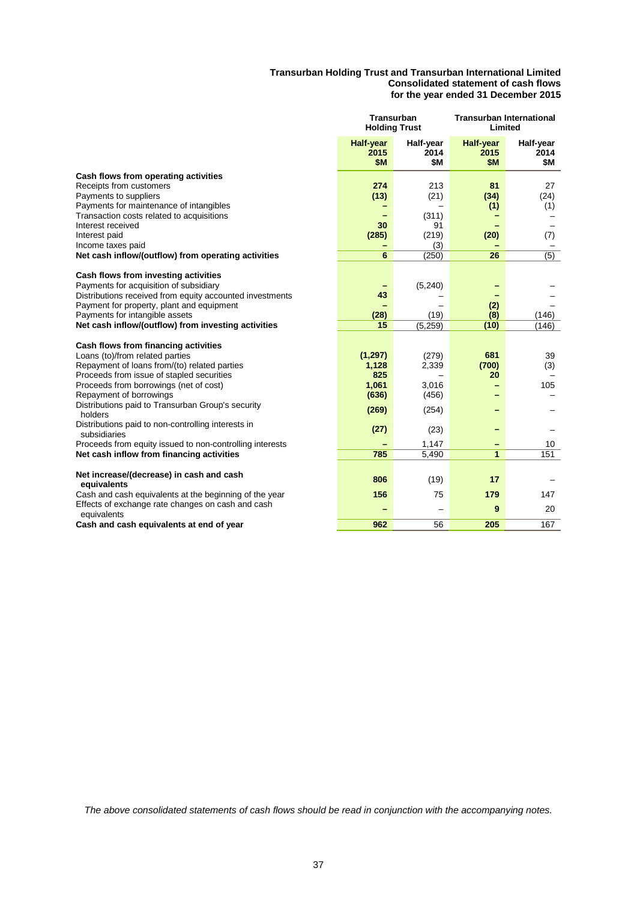**Transurban Holding Trust and Transurban International Limited**
**Consolidated statement of cash flows**
**for the year ended 31 December 2015**

| | Transurban Holding Trust | | Transurban International Limited | |
|---|---|---|---|---|
| | **Half-year 2015 $M** | Half-year 2014 $M | **Half-year 2015 $M** | Half-year 2014 $M |
| **Cash flows from operating activities** | | | | |
| Receipts from customers | **274** | 213 | **81** | 27 |
| Payments to suppliers | **(13)** | (21) | **(34)** | (24) |
| Payments for maintenance of intangibles | **–** | – | **(1)** | (1) |
| Transaction costs related to acquisitions | **–** | (311) | **–** | – |
| Interest received | **30** | 91 | **–** | – |
| Interest paid | **(285)** | (219) | **(20)** | (7) |
| Income taxes paid | **–** | (3) | **–** | – |
| **Net cash inflow/(outflow) from operating activities** | **6** | (250) | **26** | (5) |
| **Cash flows from investing activities** | | | | |
| Payments for acquisition of subsidiary | **–** | (5,240) | **–** | – |
| Distributions received from equity accounted investments | **43** | – | **–** | – |
| Payment for property, plant and equipment | **–** | – | **(2)** | – |
| Payments for intangible assets | **(28)** | (19) | **(8)** | (146) |
| **Net cash inflow/(outflow) from investing activities** | **15** | (5,259) | **(10)** | (146) |
| **Cash flows from financing activities** | | | | |
| Loans (to)/from related parties | **(1,297)** | (279) | **681** | 39 |
| Repayment of loans from/(to) related parties | **1,128** | 2,339 | **(700)** | (3) |
| Proceeds from issue of stapled securities | **825** | – | **20** | – |
| Proceeds from borrowings (net of cost) | **1,061** | 3,016 | **–** | 105 |
| Repayment of borrowings | **(636)** | (456) | **–** | – |
| Distributions paid to Transurban Group's security holders | **(269)** | (254) | **–** | – |
| Distributions paid to non-controlling interests in subsidiaries | **(27)** | (23) | **–** | – |
| Proceeds from equity issued to non-controlling interests | **–** | 1,147 | **–** | 10 |
| **Net cash inflow from financing activities** | **785** | 5,490 | **1** | 151 |
| **Net increase/(decrease) in cash and cash equivalents** | **806** | (19) | **17** | – |
| Cash and cash equivalents at the beginning of the year | **156** | 75 | **179** | 147 |
| Effects of exchange rate changes on cash and cash equivalents | **–** | – | **9** | 20 |
| **Cash and cash equivalents at end of year** | **962** | 56 | **205** | 167 |

*The above consolidated statements of cash flows should be read in conjunction with the accompanying notes.*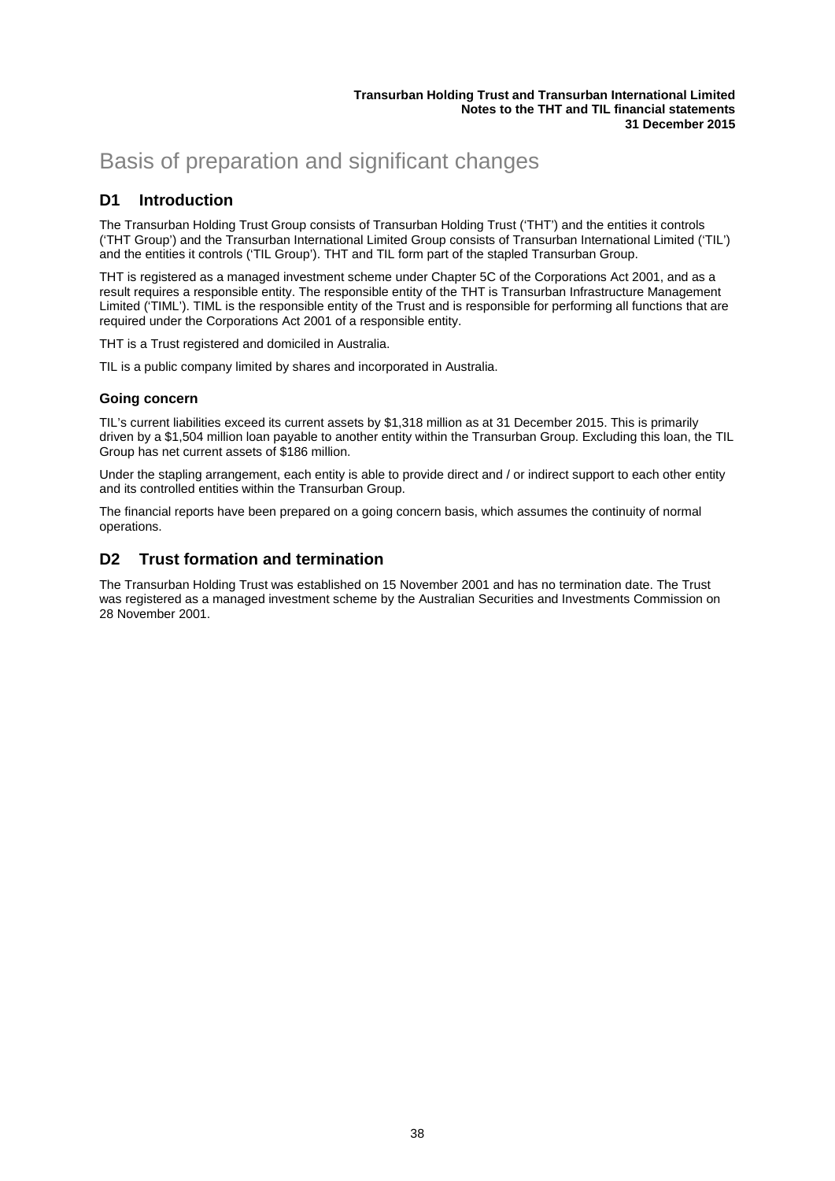# Basis of preparation and significant changes

## D1 Introduction

The Transurban Holding Trust Group consists of Transurban Holding Trust ('THT') and the entities it controls ('THT Group') and the Transurban International Limited Group consists of Transurban International Limited ('TIL') and the entities it controls ('TIL Group'). THT and TIL form part of the stapled Transurban Group.

THT is registered as a managed investment scheme under Chapter 5C of the Corporations Act 2001, and as a result requires a responsible entity. The responsible entity of the THT is Transurban Infrastructure Management Limited ('TIML'). TIML is the responsible entity of the Trust and is responsible for performing all functions that are required under the Corporations Act 2001 of a responsible entity.

THT is a Trust registered and domiciled in Australia.

TIL is a public company limited by shares and incorporated in Australia.

### Going concern

TIL's current liabilities exceed its current assets by $1,318 million as at 31 December 2015. This is primarily driven by a $1,504 million loan payable to another entity within the Transurban Group. Excluding this loan, the TIL Group has net current assets of $186 million.

Under the stapling arrangement, each entity is able to provide direct and / or indirect support to each other entity and its controlled entities within the Transurban Group.

The financial reports have been prepared on a going concern basis, which assumes the continuity of normal operations.

## D2 Trust formation and termination

The Transurban Holding Trust was established on 15 November 2001 and has no termination date. The Trust was registered as a managed investment scheme by the Australian Securities and Investments Commission on 28 November 2001.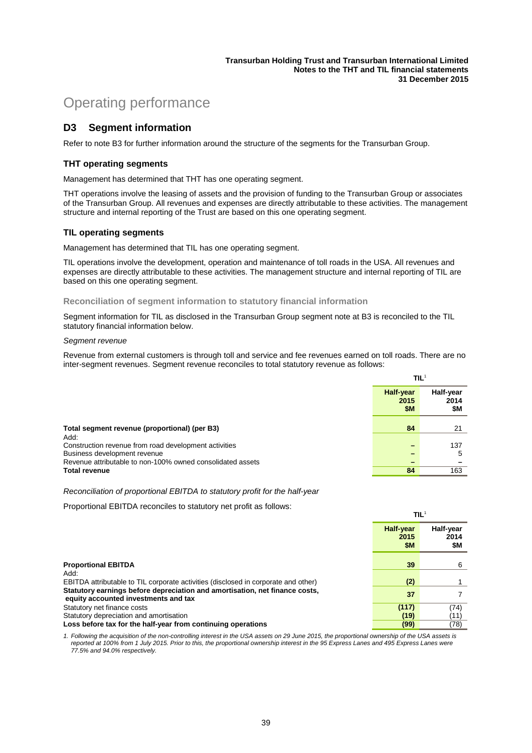# Operating performance

## D3 Segment information

Refer to note B3 for further information around the structure of the segments for the Transurban Group.

### THT operating segments

Management has determined that THT has one operating segment.

THT operations involve the leasing of assets and the provision of funding to the Transurban Group or associates of the Transurban Group. All revenues and expenses are directly attributable to these activities. The management structure and internal reporting of the Trust are based on this one operating segment.

### TIL operating segments

Management has determined that TIL has one operating segment.

TIL operations involve the development, operation and maintenance of toll roads in the USA. All revenues and expenses are directly attributable to these activities. The management structure and internal reporting of TIL are based on this one operating segment.

#### Reconciliation of segment information to statutory financial information

Segment information for TIL as disclosed in the Transurban Group segment note at B3 is reconciled to the TIL statutory financial information below.

*Segment revenue*

Revenue from external customers is through toll and service and fee revenues earned on toll roads. There are no inter-segment revenues. Segment revenue reconciles to total statutory revenue as follows:

| | TIL[1] | |
|---|---|---|
| | **Half-year 2015 $M** | **Half-year 2014 $M** |
| **Total segment revenue (proportional) (per B3)** | **84** | 21 |
| Add: | | |
| Construction revenue from road development activities | **–** | 137 |
| Business development revenue | **–** | 5 |
| Revenue attributable to non-100% owned consolidated assets | **–** | – |
| **Total revenue** | **84** | 163 |

*Reconciliation of proportional EBITDA to statutory profit for the half-year*

Proportional EBITDA reconciles to statutory net profit as follows:

| | TIL[1] | |
|---|---|---|
| | **Half-year 2015 $M** | **Half-year 2014 $M** |
| **Proportional EBITDA** | **39** | 6 |
| Add: | | |
| EBITDA attributable to TIL corporate activities (disclosed in corporate and other) | **(2)** | 1 |
| **Statutory earnings before depreciation and amortisation, net finance costs, equity accounted investments and tax** | **37** | 7 |
| Statutory net finance costs | **(117)** | (74) |
| Statutory depreciation and amortisation | **(19)** | (11) |
| **Loss before tax for the half-year from continuing operations** | **(99)** | (78) |

*1. Following the acquisition of the non-controlling interest in the USA assets on 29 June 2015, the proportional ownership of the USA assets is reported at 100% from 1 July 2015. Prior to this, the proportional ownership interest in the 95 Express Lanes and 495 Express Lanes were 77.5% and 94.0% respectively.*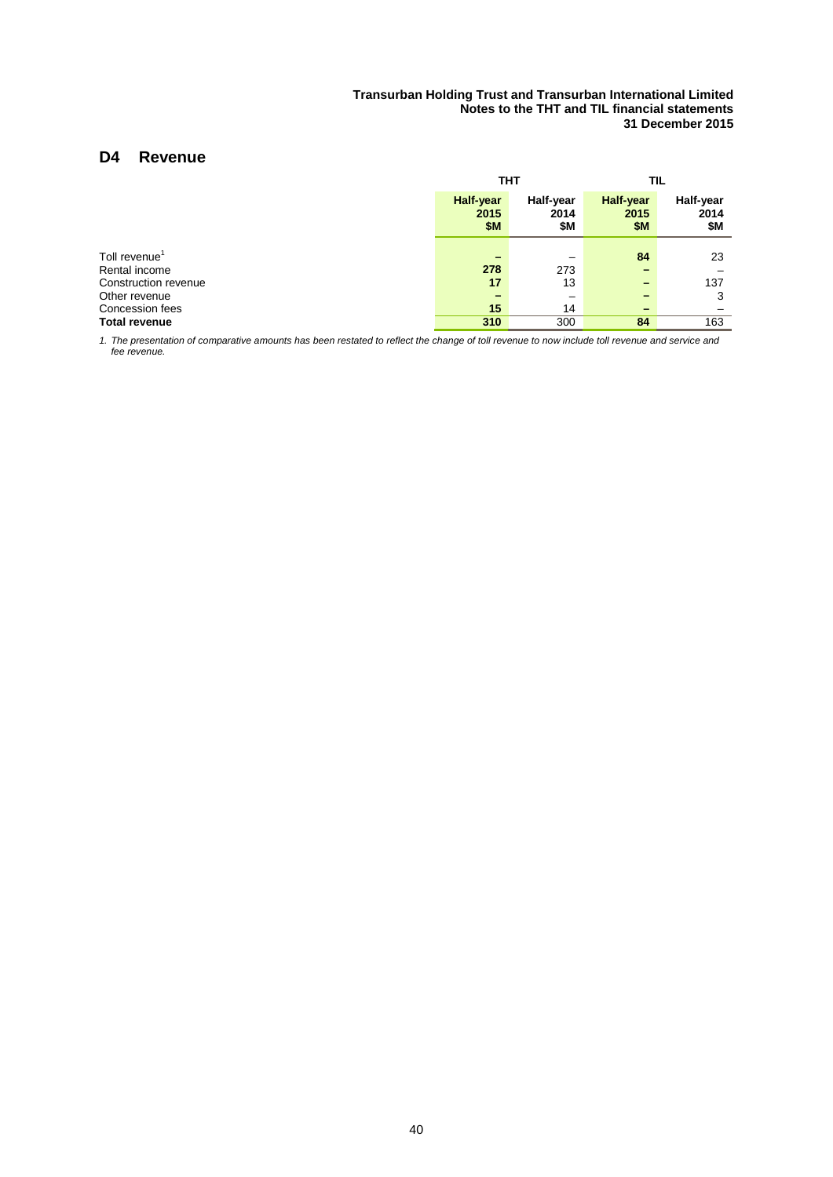## D4 Revenue

| | THT | | TIL | |
|---|---|---|---|---|
| | **Half-year 2015 $M** | Half-year 2014 $M | **Half-year 2015 $M** | Half-year 2014 $M |
| Toll revenue[1] | **–** | – | **84** | 23 |
| Rental income | **278** | 273 | **–** | – |
| Construction revenue | **17** | 13 | **–** | 137 |
| Other revenue | **–** | – | **–** | 3 |
| Concession fees | **15** | 14 | **–** | – |
| **Total revenue** | **310** | 300 | **84** | 163 |

*1. The presentation of comparative amounts has been restated to reflect the change of toll revenue to now include toll revenue and service and fee revenue.*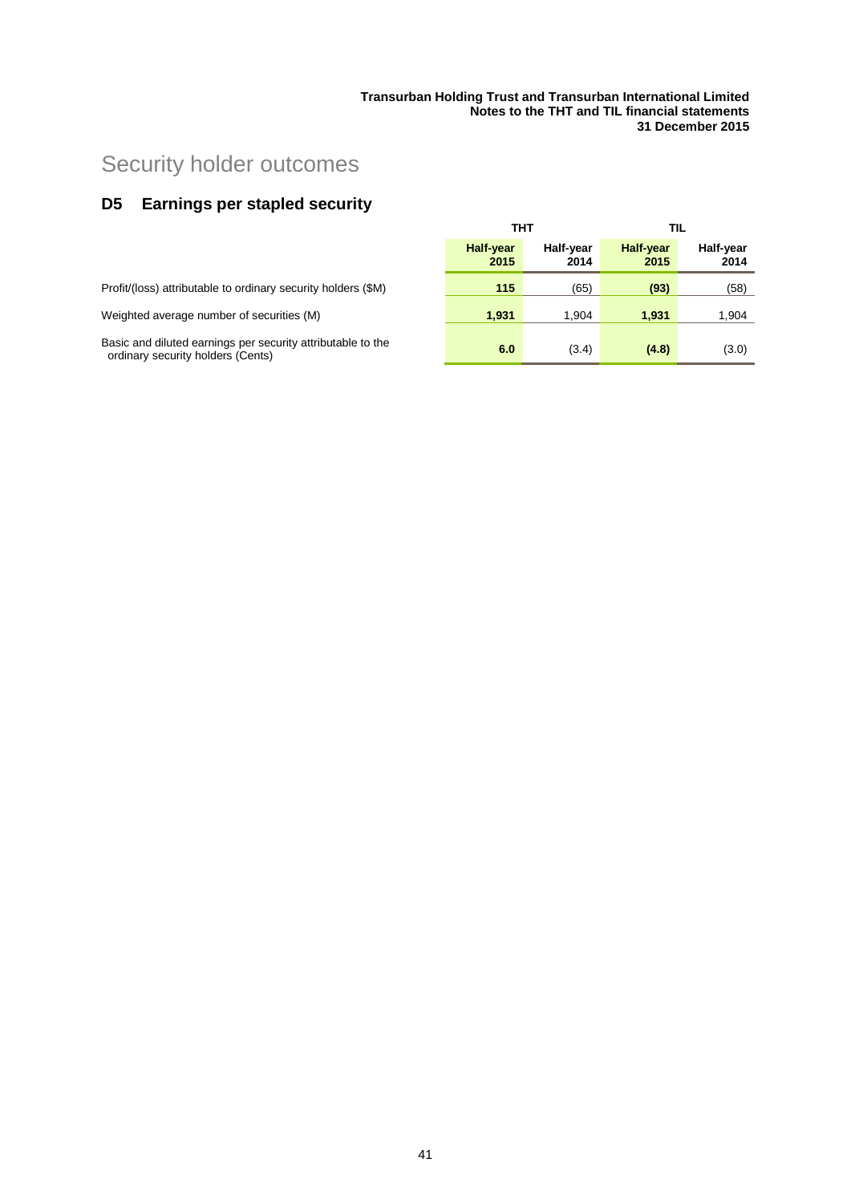# Security holder outcomes

## D5 Earnings per stapled security

| | THT | | TIL | |
|---|---|---|---|---|
| | **Half-year 2015** | Half-year 2014 | **Half-year 2015** | Half-year 2014 |
| Profit/(loss) attributable to ordinary security holders ($M) | **115** | (65) | **(93)** | (58) |
| Weighted average number of securities (M) | **1,931** | 1,904 | **1,931** | 1,904 |
| Basic and diluted earnings per security attributable to the ordinary security holders (Cents) | **6.0** | (3.4) | **(4.8)** | (3.0) |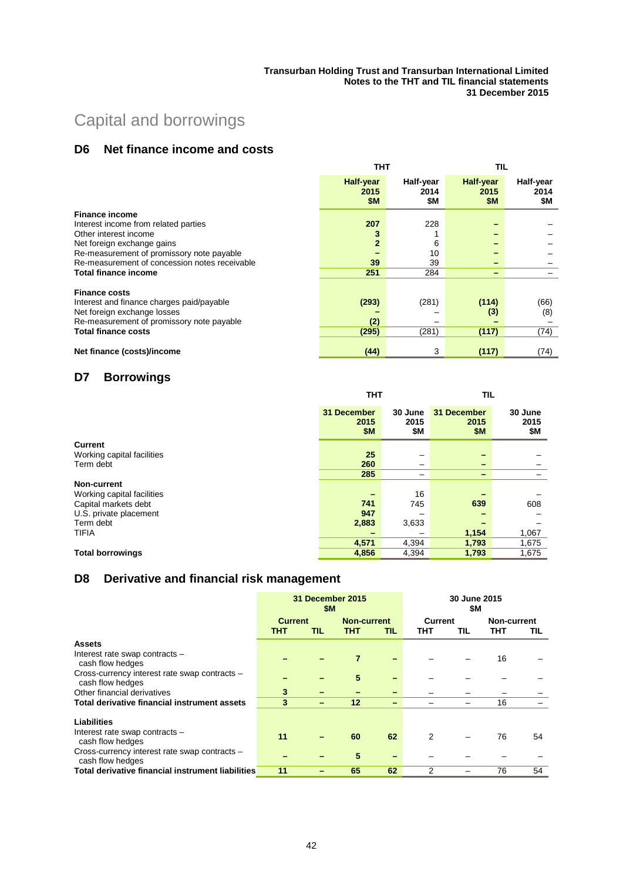# Capital and borrowings

## D6 Net finance income and costs

| | THT | | TIL | |
|---|---|---|---|---|
| | Half-year 2015 $M | Half-year 2014 $M | Half-year 2015 $M | Half-year 2014 $M |
| **Finance income** | | | | |
| Interest income from related parties | 207 | 228 | – | – |
| Other interest income | 3 | 1 | – | – |
| Net foreign exchange gains | 2 | 6 | – | – |
| Re-measurement of promissory note payable | – | 10 | – | – |
| Re-measurement of concession notes receivable | 39 | 39 | – | – |
| **Total finance income** | 251 | 284 | – | – |
| **Finance costs** | | | | |
| Interest and finance charges paid/payable | (293) | (281) | (114) | (66) |
| Net foreign exchange losses | – | – | (3) | (8) |
| Re-measurement of promissory note payable | (2) | – | – | – |
| **Total finance costs** | (295) | (281) | (117) | (74) |
| **Net finance (costs)/income** | (44) | 3 | (117) | (74) |

## D7 Borrowings

| | THT | | TIL | |
|---|---|---|---|---|
| | 31 December 2015 $M | 30 June 2015 $M | 31 December 2015 $M | 30 June 2015 $M |
| **Current** | | | | |
| Working capital facilities | 25 | – | – | – |
| Term debt | 260 | – | – | – |
| | 285 | – | – | – |
| **Non-current** | | | | |
| Working capital facilities | – | 16 | – | – |
| Capital markets debt | 741 | 745 | 639 | 608 |
| U.S. private placement | 947 | – | – | – |
| Term debt | 2,883 | 3,633 | – | – |
| TIFIA | – | – | 1,154 | 1,067 |
| | 4,571 | 4,394 | 1,793 | 1,675 |
| **Total borrowings** | 4,856 | 4,394 | 1,793 | 1,675 |

## D8 Derivative and financial risk management

| | 31 December 2015 $M | | | | 30 June 2015 $M | | | |
|---|---|---|---|---|---|---|---|---|
| | Current | | Non-current | | Current | | Non-current | |
| | THT | TIL | THT | TIL | THT | TIL | THT | TIL |
| **Assets** | | | | | | | | |
| Interest rate swap contracts – cash flow hedges | – | – | 7 | – | – | – | 16 | – |
| Cross-currency interest rate swap contracts – cash flow hedges | – | – | 5 | – | – | – | – | – |
| Other financial derivatives | 3 | – | – | – | – | – | – | – |
| **Total derivative financial instrument assets** | 3 | – | 12 | – | – | – | 16 | – |
| **Liabilities** | | | | | | | | |
| Interest rate swap contracts – cash flow hedges | 11 | – | 60 | 62 | 2 | – | 76 | 54 |
| Cross-currency interest rate swap contracts – cash flow hedges | – | – | 5 | – | – | – | – | – |
| **Total derivative financial instrument liabilities** | 11 | – | 65 | 62 | 2 | – | 76 | 54 |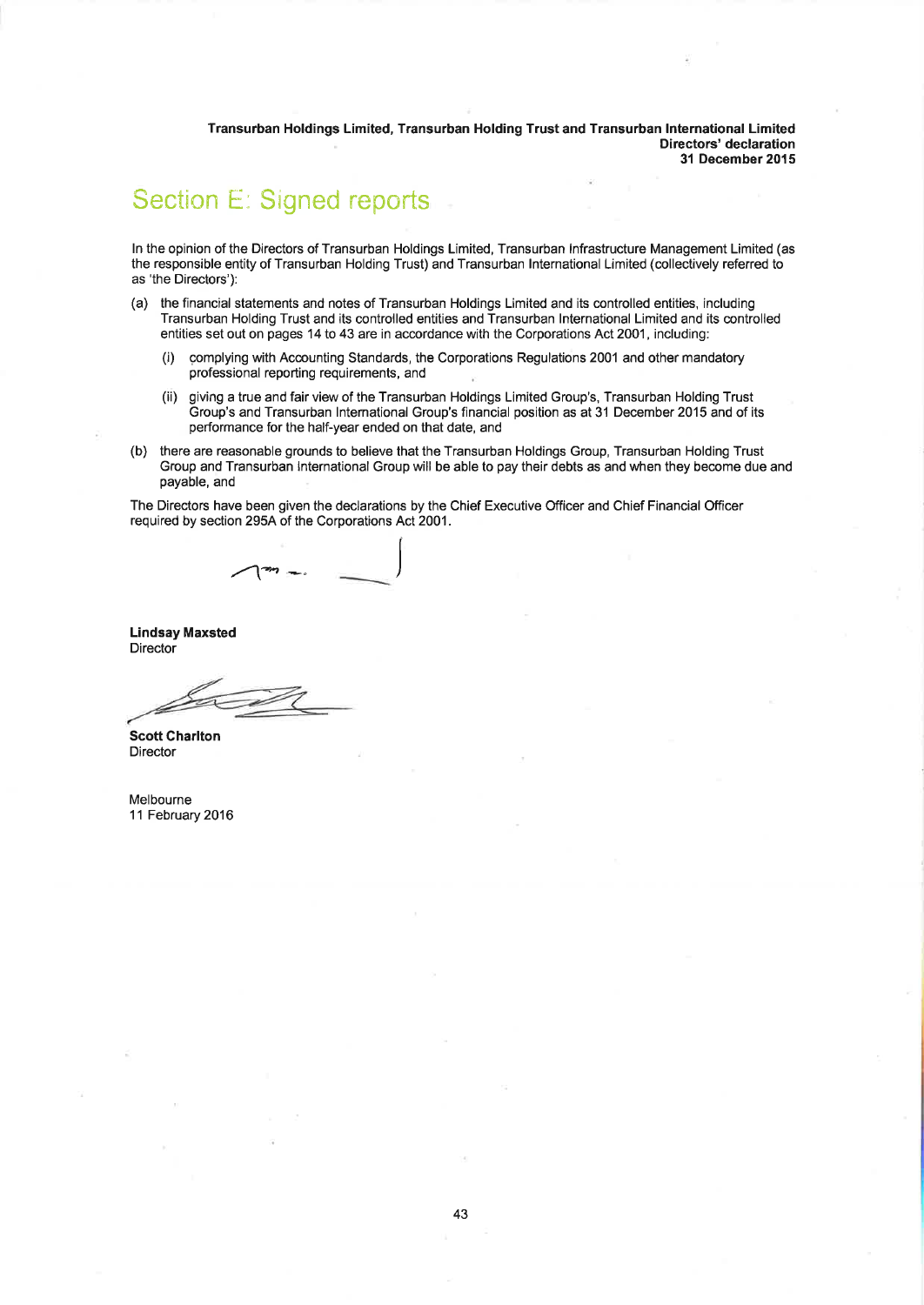# Section E: Signed reports

In the opinion of the Directors of Transurban Holdings Limited, Transurban Infrastructure Management Limited (as the responsible entity of Transurban Holding Trust) and Transurban International Limited (collectively referred to as 'the Directors'):

(a) the financial statements and notes of Transurban Holdings Limited and its controlled entities, including Transurban Holding Trust and its controlled entities and Transurban International Limited and its controlled entities set out on pages 14 to 43 are in accordance with the Corporations Act 2001, including:

   (i) complying with Accounting Standards, the Corporations Regulations 2001 and other mandatory professional reporting requirements, and

   (ii) giving a true and fair view of the Transurban Holdings Limited Group's, Transurban Holding Trust Group's and Transurban International Group's financial position as at 31 December 2015 and of its performance for the half-year ended on that date, and

(b) there are reasonable grounds to believe that the Transurban Holdings Group, Transurban Holding Trust Group and Transurban International Group will be able to pay their debts as and when they become due and payable, and

The Directors have been given the declarations by the Chief Executive Officer and Chief Financial Officer required by section 295A of the Corporations Act 2001.

**Lindsay Maxsted**
Director

**Scott Charlton**
Director

Melbourne
11 February 2016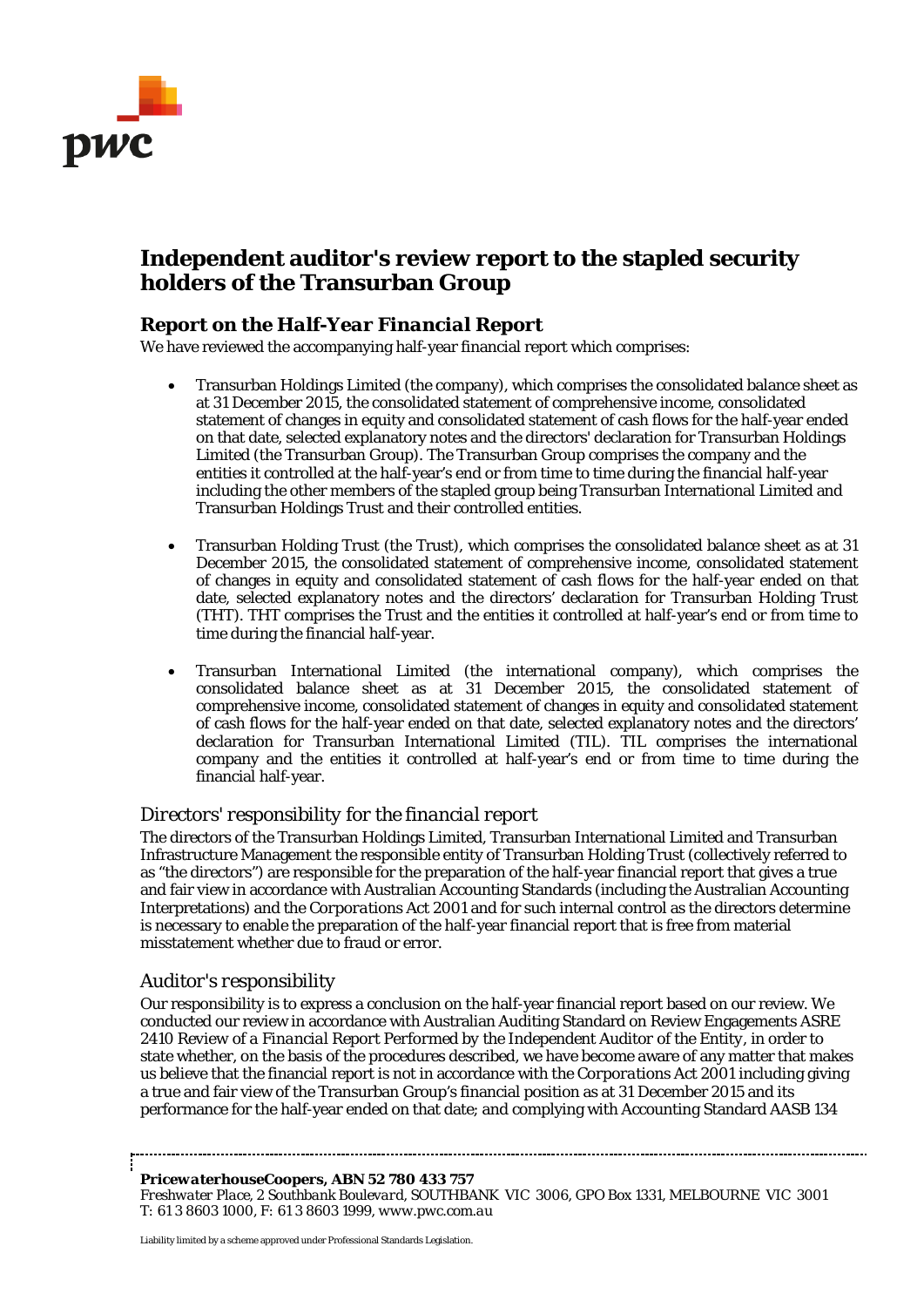# Independent auditor's review report to the stapled security holders of the Transurban Group

## Report on the *Half-Year Financial Report*

We have reviewed the accompanying half-year financial report which comprises:

- Transurban Holdings Limited (the company), which comprises the consolidated balance sheet as at 31 December 2015, the consolidated statement of comprehensive income, consolidated statement of changes in equity and consolidated statement of cash flows for the half-year ended on that date, selected explanatory notes and the directors' declaration for Transurban Holdings Limited (the Transurban Group). The Transurban Group comprises the company and the entities it controlled at the half-year's end or from time to time during the financial half-year including the other members of the stapled group being Transurban International Limited and Transurban Holdings Trust and their controlled entities.

- Transurban Holding Trust (the Trust), which comprises the consolidated balance sheet as at 31 December 2015, the consolidated statement of comprehensive income, consolidated statement of changes in equity and consolidated statement of cash flows for the half-year ended on that date, selected explanatory notes and the directors' declaration for Transurban Holding Trust (THT). THT comprises the Trust and the entities it controlled at half-year's end or from time to time during the financial half-year.

- Transurban International Limited (the international company), which comprises the consolidated balance sheet as at 31 December 2015, the consolidated statement of comprehensive income, consolidated statement of changes in equity and consolidated statement of cash flows for the half-year ended on that date, selected explanatory notes and the directors' declaration for Transurban International Limited (TIL). TIL comprises the international company and the entities it controlled at half-year's end or from time to time during the financial half-year.

### *Directors' responsibility for the financial report*

The directors of the Transurban Holdings Limited, Transurban International Limited and Transurban Infrastructure Management the responsible entity of Transurban Holding Trust (collectively referred to as "the directors") are responsible for the preparation of the half-year financial report that gives a true and fair view in accordance with Australian Accounting Standards (including the Australian Accounting Interpretations) and the *Corporations Act 2001* and for such internal control as the directors determine is necessary to enable the preparation of the half-year financial report that is free from material misstatement whether due to fraud or error.

### *Auditor's responsibility*

Our responsibility is to express a conclusion on the half-year financial report based on our review. We conducted our review in accordance with Australian Auditing Standard on Review Engagements ASRE 2410 *Review of a Financial Report Performed by the Independent Auditor of the Entity*, in order to state whether, on the basis of the procedures described, we have become aware of any matter that makes us believe that the financial report is not in accordance with the *Corporations Act 2001* including giving a true and fair view of the Transurban Group's financial position as at 31 December 2015 and its performance for the half-year ended on that date; and complying with Accounting Standard AASB 134

***PricewaterhouseCoopers, ABN 52 780 433 757***
*Freshwater Place, 2 Southbank Boulevard, SOUTHBANK VIC 3006, GPO Box 1331, MELBOURNE VIC 3001*
*T: 61 3 8603 1000, F: 61 3 8603 1999, www.pwc.com.au*

Liability limited by a scheme approved under Professional Standards Legislation.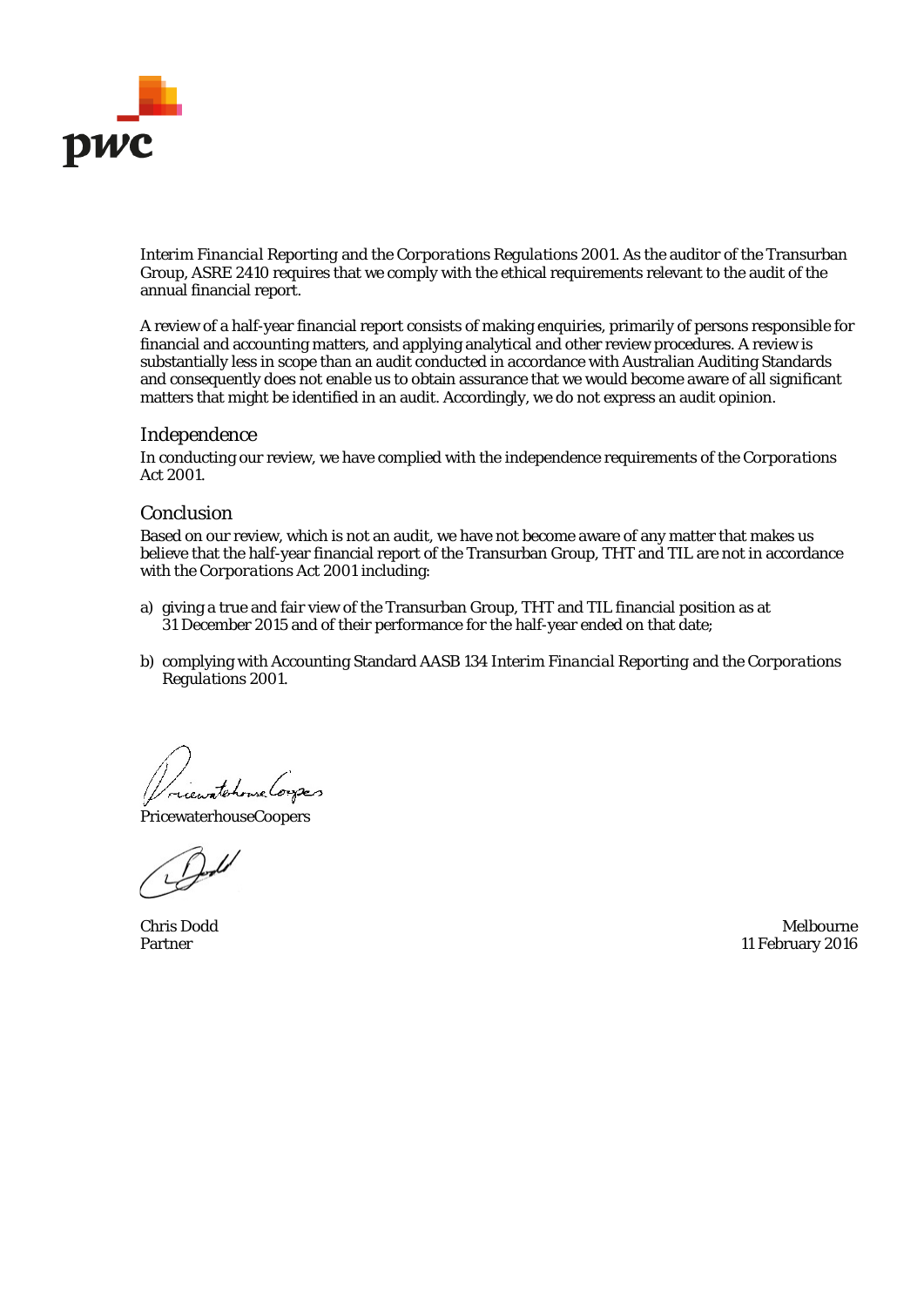*Interim Financial Reporting* and the *Corporations Regulations 2001*. As the auditor of the Transurban Group, ASRE 2410 requires that we comply with the ethical requirements relevant to the audit of the annual financial report.

A review of a half-year financial report consists of making enquiries, primarily of persons responsible for financial and accounting matters, and applying analytical and other review procedures. A review is substantially less in scope than an audit conducted in accordance with Australian Auditing Standards and consequently does not enable us to obtain assurance that we would become aware of all significant matters that might be identified in an audit. Accordingly, we do not express an audit opinion.

## Independence

In conducting our review, we have complied with the independence requirements of the *Corporations Act 2001*.

## Conclusion

Based on our review, which is not an audit, we have not become aware of any matter that makes us believe that the half-year financial report of the Transurban Group, THT and TIL are not in accordance with the *Corporations Act 2001* including:

a) giving a true and fair view of the Transurban Group, THT and TIL financial position as at 31 December 2015 and of their performance for the half-year ended on that date;

b) complying with Accounting Standard AASB 134 *Interim Financial Reporting* and the *Corporations Regulations 2001*.

PricewaterhouseCoopers

Chris Dodd
Partner

Melbourne
11 February 2016